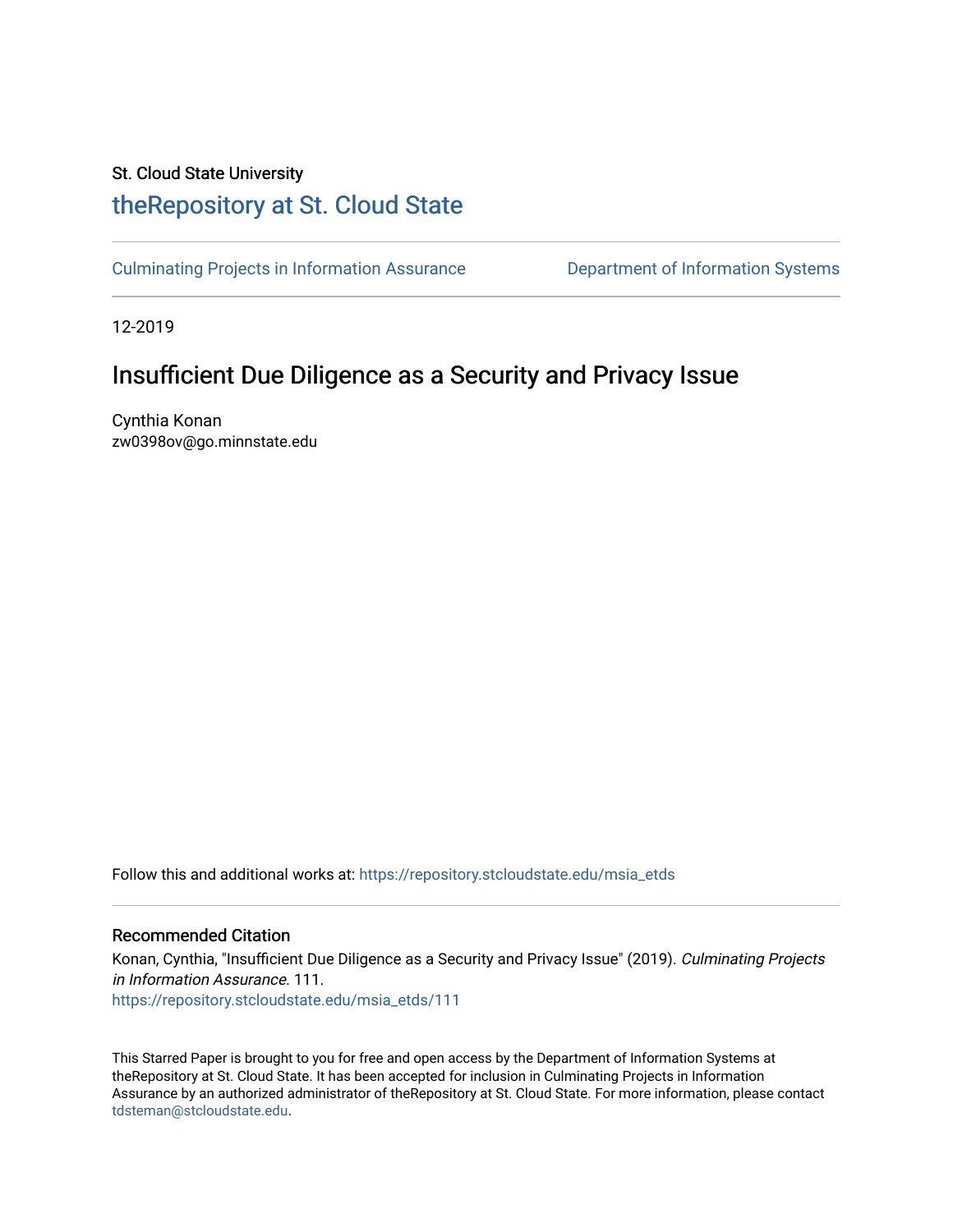St. Cloud State University

# theRepository at St. Cloud State

Culminating Projects in Information Assurance | Department of Information Systems

12-2019

## Insufficient Due Diligence as a Security and Privacy Issue

Cynthia Konan
zw0398ov@go.minnstate.edu

Follow this and additional works at: https://repository.stcloudstate.edu/msia_etds

### Recommended Citation

Konan, Cynthia, "Insufficient Due Diligence as a Security and Privacy Issue" (2019). *Culminating Projects in Information Assurance*. 111.
https://repository.stcloudstate.edu/msia_etds/111

This Starred Paper is brought to you for free and open access by the Department of Information Systems at theRepository at St. Cloud State. It has been accepted for inclusion in Culminating Projects in Information Assurance by an authorized administrator of theRepository at St. Cloud State. For more information, please contact tdsteman@stcloudstate.edu.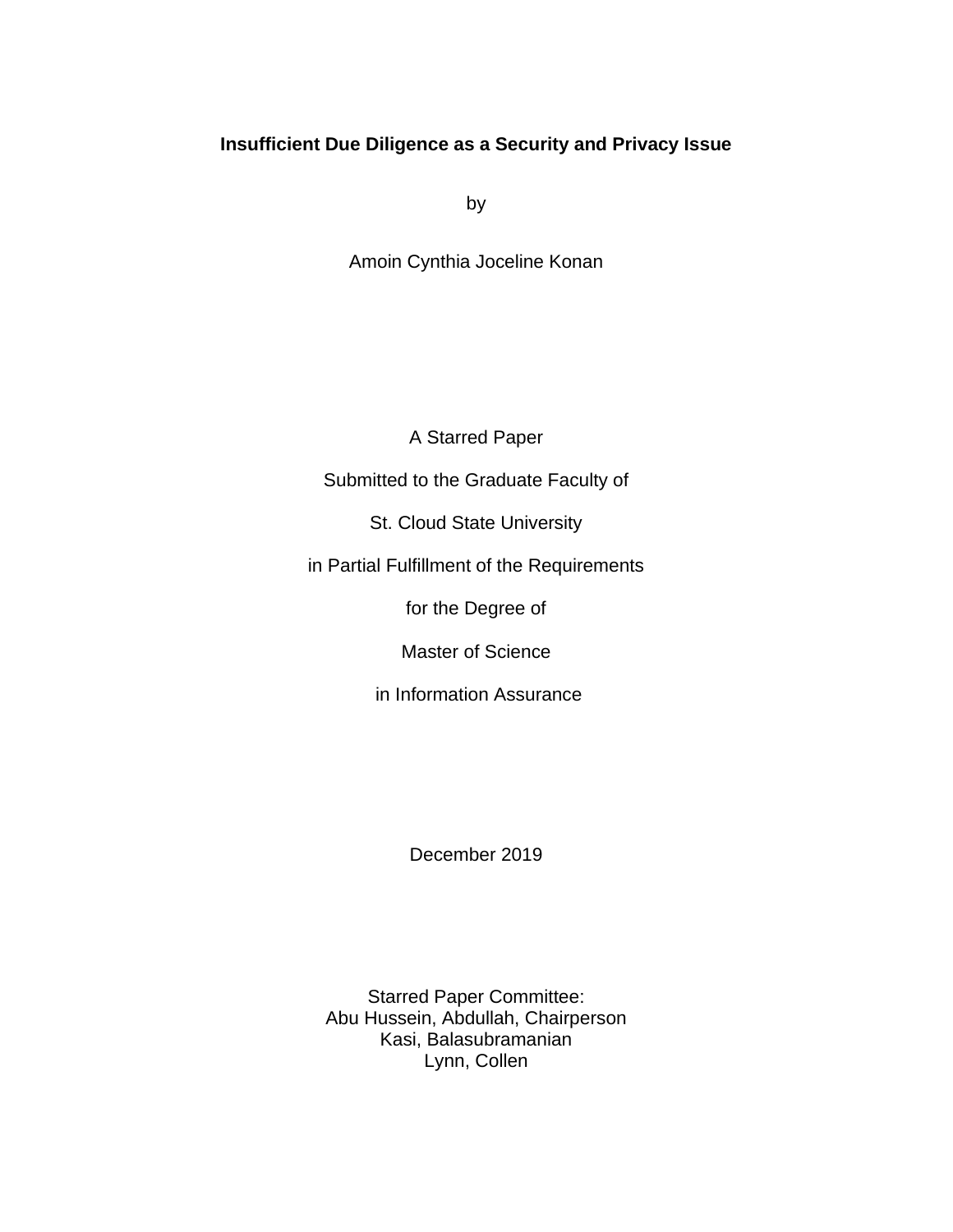**Insufficient Due Diligence as a Security and Privacy Issue**

by

Amoin Cynthia Joceline Konan

A Starred Paper

Submitted to the Graduate Faculty of

St. Cloud State University

in Partial Fulfillment of the Requirements

for the Degree of

Master of Science

in Information Assurance

December 2019

Starred Paper Committee:
Abu Hussein, Abdullah, Chairperson
Kasi, Balasubramanian
Lynn, Collen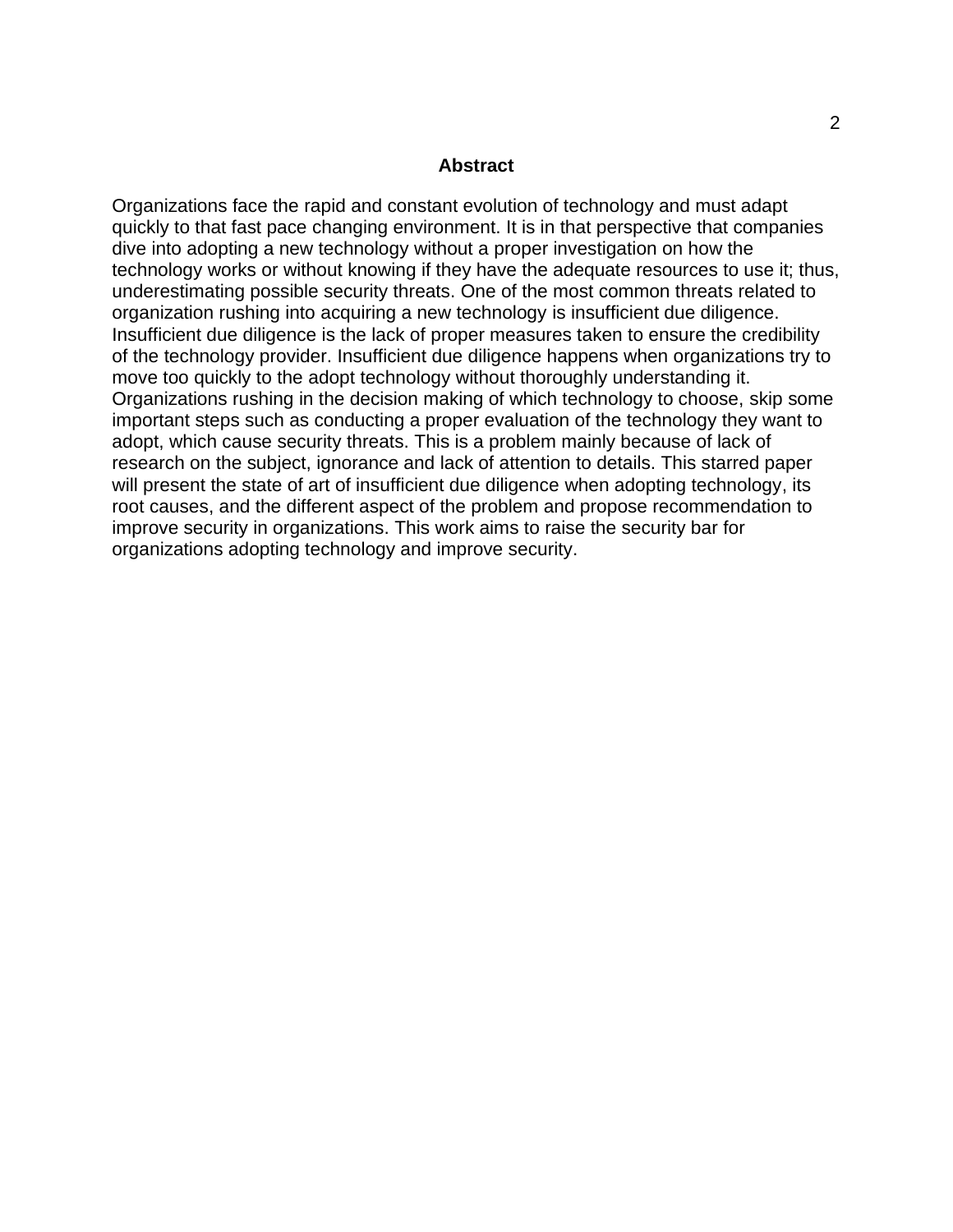# Abstract

Organizations face the rapid and constant evolution of technology and must adapt quickly to that fast pace changing environment. It is in that perspective that companies dive into adopting a new technology without a proper investigation on how the technology works or without knowing if they have the adequate resources to use it; thus, underestimating possible security threats. One of the most common threats related to organization rushing into acquiring a new technology is insufficient due diligence. Insufficient due diligence is the lack of proper measures taken to ensure the credibility of the technology provider. Insufficient due diligence happens when organizations try to move too quickly to the adopt technology without thoroughly understanding it. Organizations rushing in the decision making of which technology to choose, skip some important steps such as conducting a proper evaluation of the technology they want to adopt, which cause security threats. This is a problem mainly because of lack of research on the subject, ignorance and lack of attention to details. This starred paper will present the state of art of insufficient due diligence when adopting technology, its root causes, and the different aspect of the problem and propose recommendation to improve security in organizations. This work aims to raise the security bar for organizations adopting technology and improve security.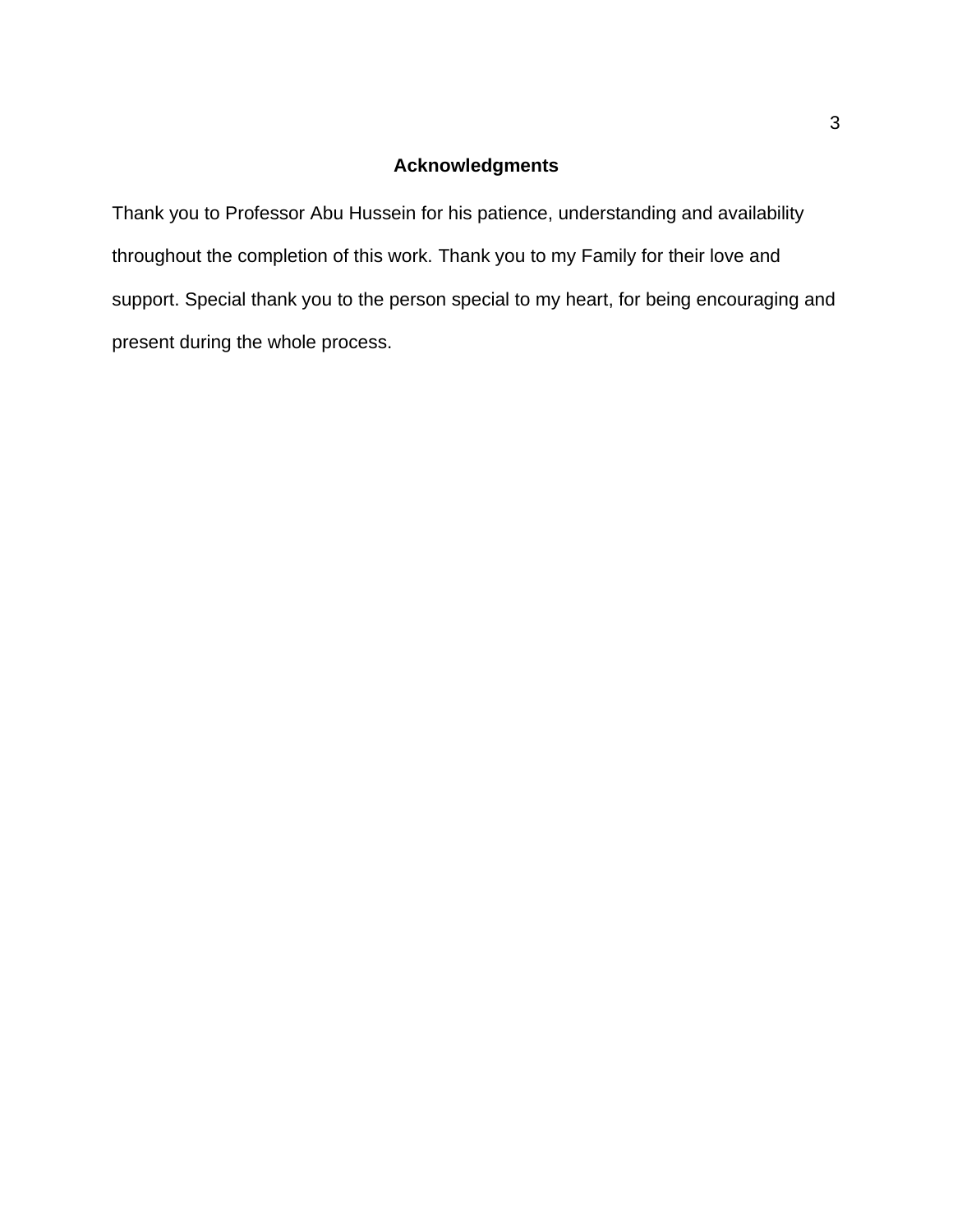## Acknowledgments

Thank you to Professor Abu Hussein for his patience, understanding and availability throughout the completion of this work. Thank you to my Family for their love and support. Special thank you to the person special to my heart, for being encouraging and present during the whole process.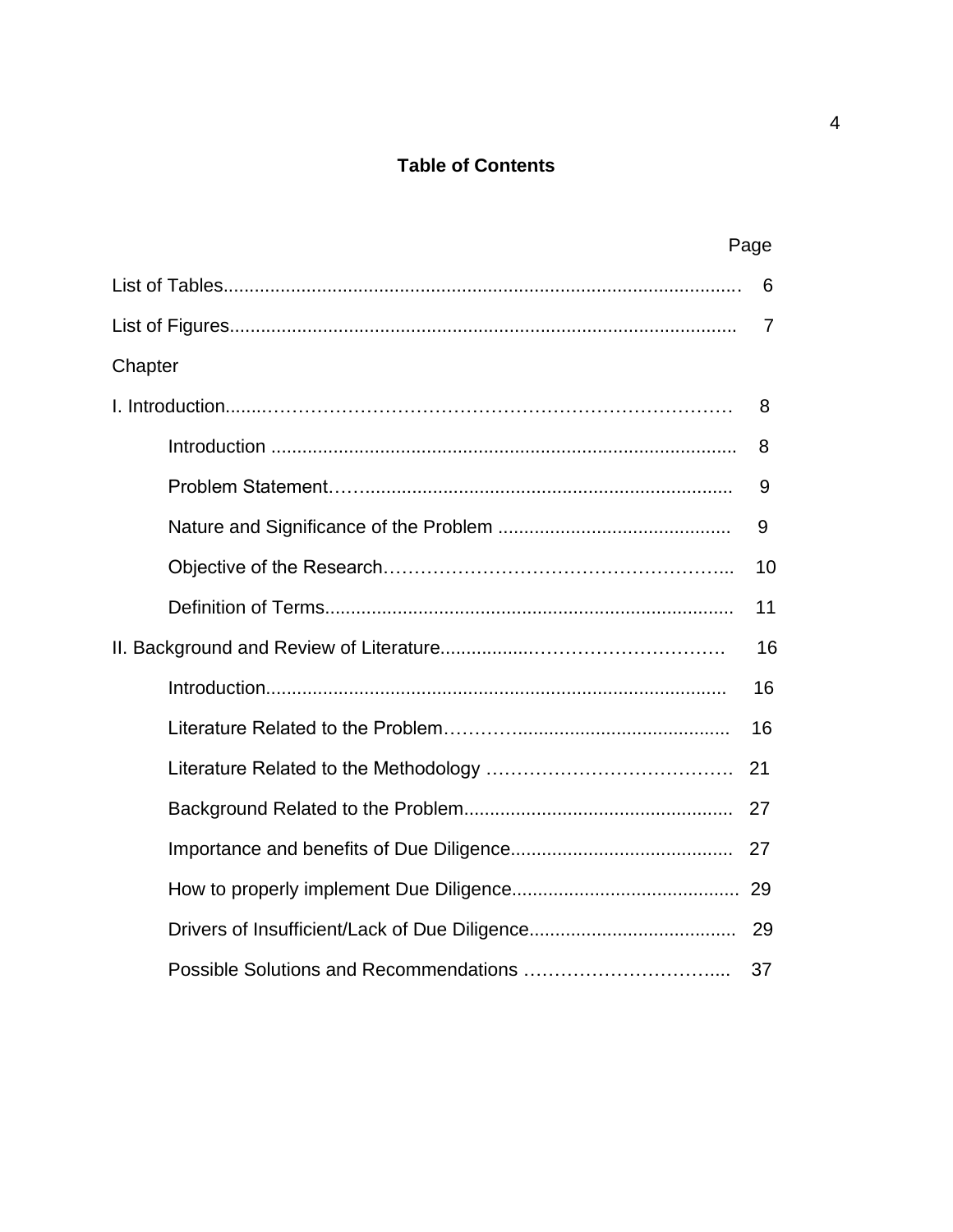# Table of Contents

| | Page |
|---|---|
| List of Tables | 6 |
| List of Figures | 7 |
| Chapter | |
| I. Introduction | 8 |
| Introduction | 8 |
| Problem Statement | 9 |
| Nature and Significance of the Problem | 9 |
| Objective of the Research | 10 |
| Definition of Terms | 11 |
| II. Background and Review of Literature | 16 |
| Introduction | 16 |
| Literature Related to the Problem | 16 |
| Literature Related to the Methodology | 21 |
| Background Related to the Problem | 27 |
| Importance and benefits of Due Diligence | 27 |
| How to properly implement Due Diligence | 29 |
| Drivers of Insufficient/Lack of Due Diligence | 29 |
| Possible Solutions and Recommendations | 37 |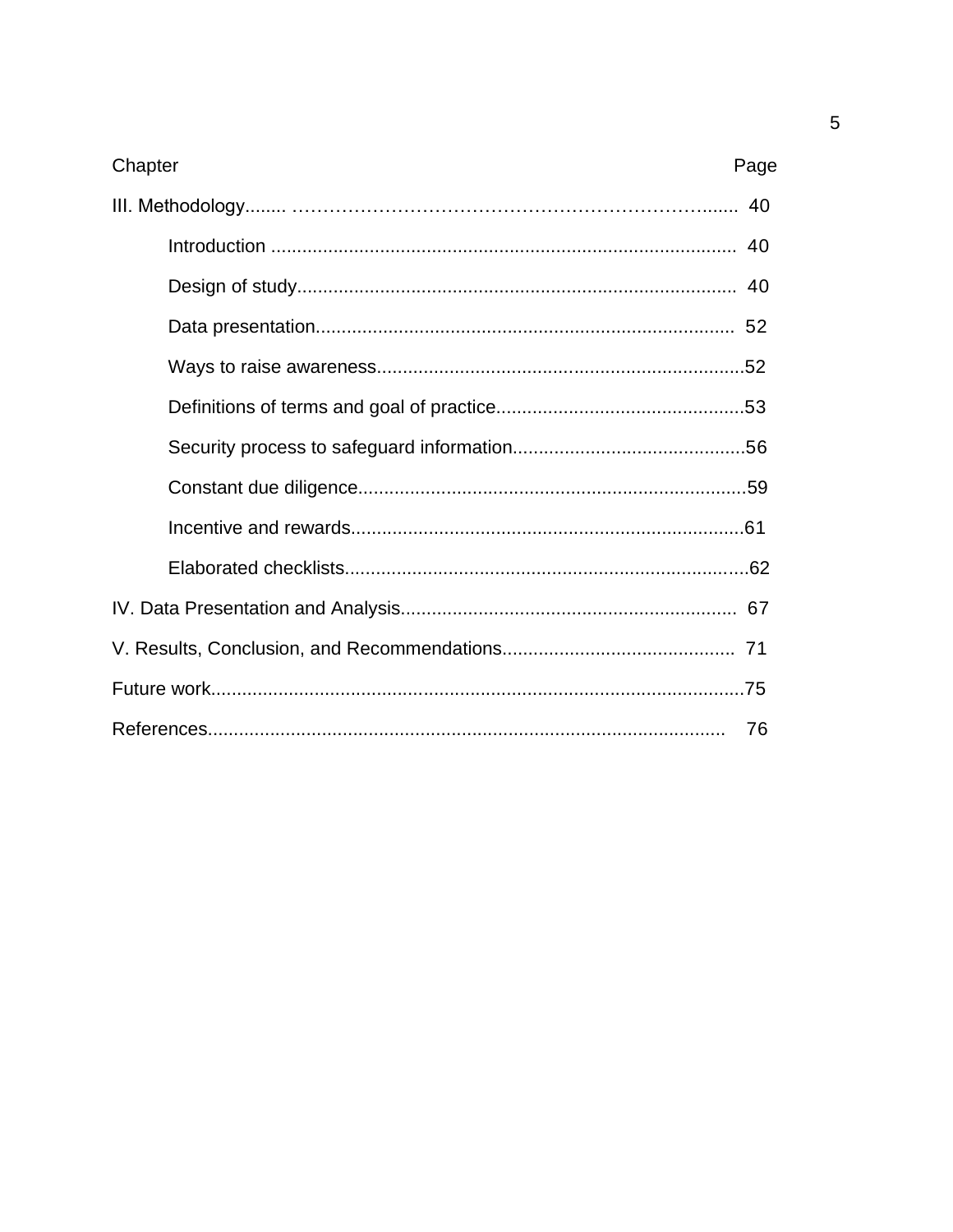Chapter Page

III. Methodology........ ………………………………………………………………....... 40

- Introduction ......................................................................................... 40
- Design of study..................................................................................... 40
- Data presentation................................................................................. 52
- Ways to raise awareness.......................................................................52
- Definitions of terms and goal of practice................................................53
- Security process to safeguard information.............................................56
- Constant due diligence...........................................................................59
- Incentive and rewards............................................................................61
- Elaborated checklists..............................................................................62

IV. Data Presentation and Analysis................................................................. 67

V. Results, Conclusion, and Recommendations............................................. 71

Future work.......................................................................................................75

References.................................................................................................... 76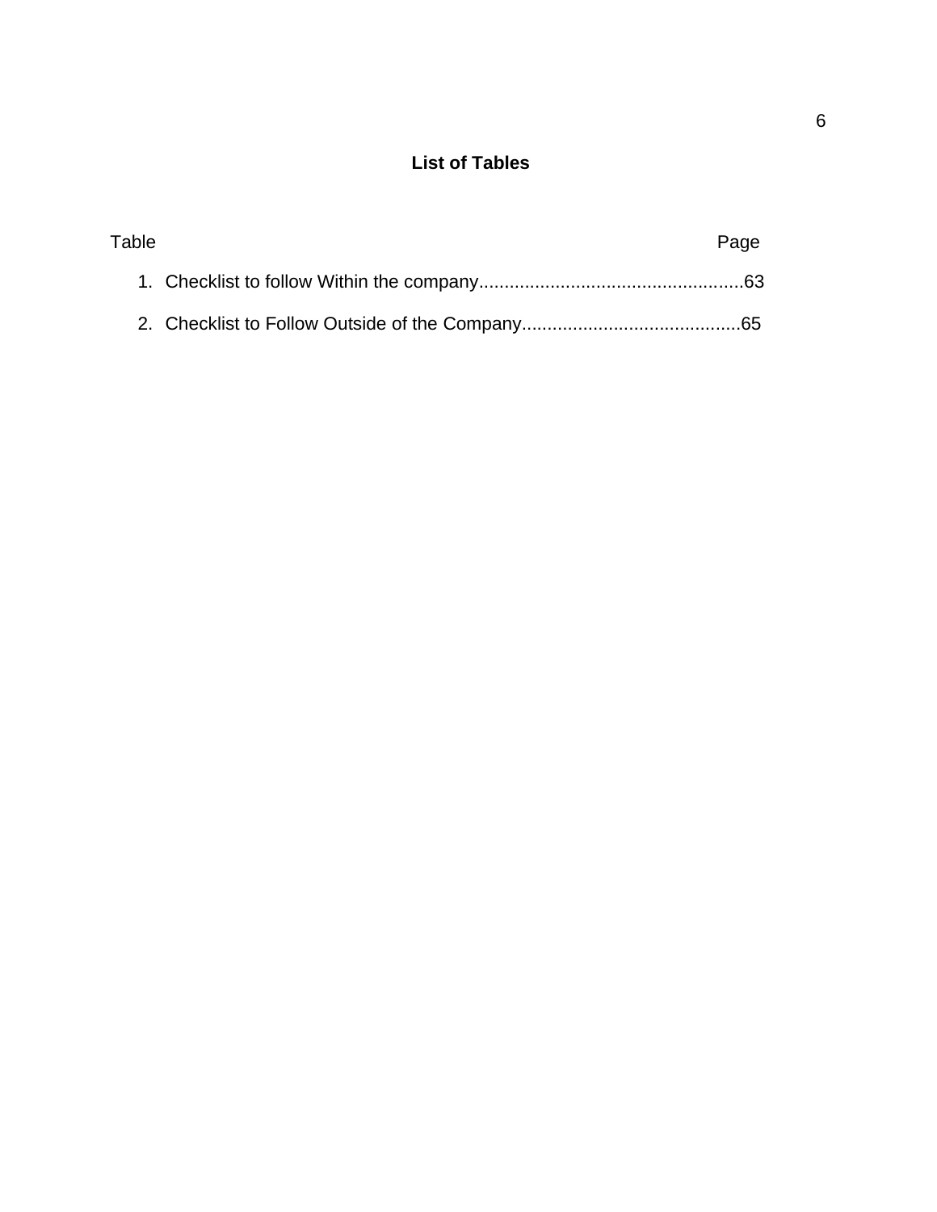# List of Tables

Table Page

1. Checklist to follow Within the company....................................................63
2. Checklist to Follow Outside of the Company...........................................65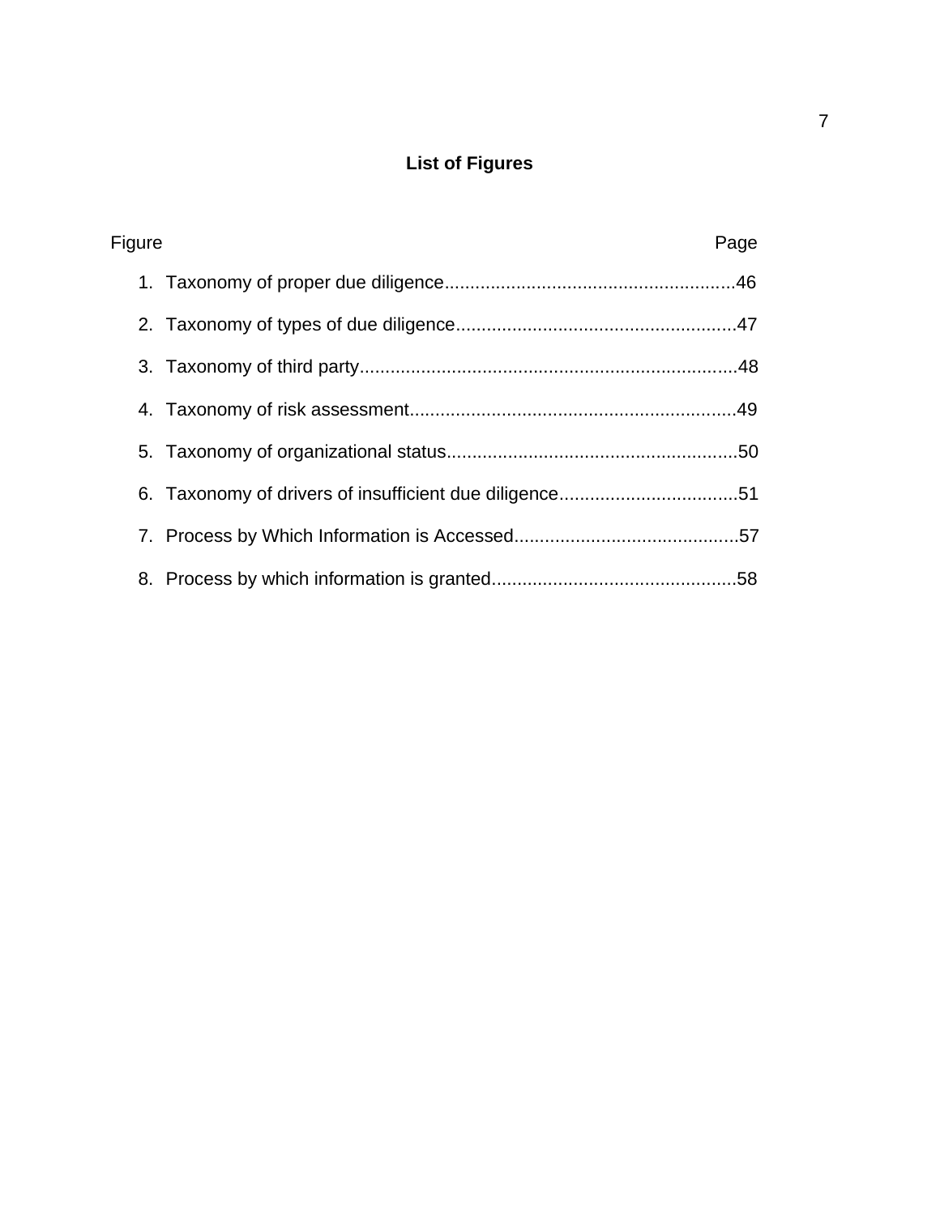## List of Figures

| Figure | Page |
|---|---|
| 1. Taxonomy of proper due diligence | 46 |
| 2. Taxonomy of types of due diligence | 47 |
| 3. Taxonomy of third party | 48 |
| 4. Taxonomy of risk assessment | 49 |
| 5. Taxonomy of organizational status | 50 |
| 6. Taxonomy of drivers of insufficient due diligence | 51 |
| 7. Process by Which Information is Accessed | 57 |
| 8. Process by which information is granted | 58 |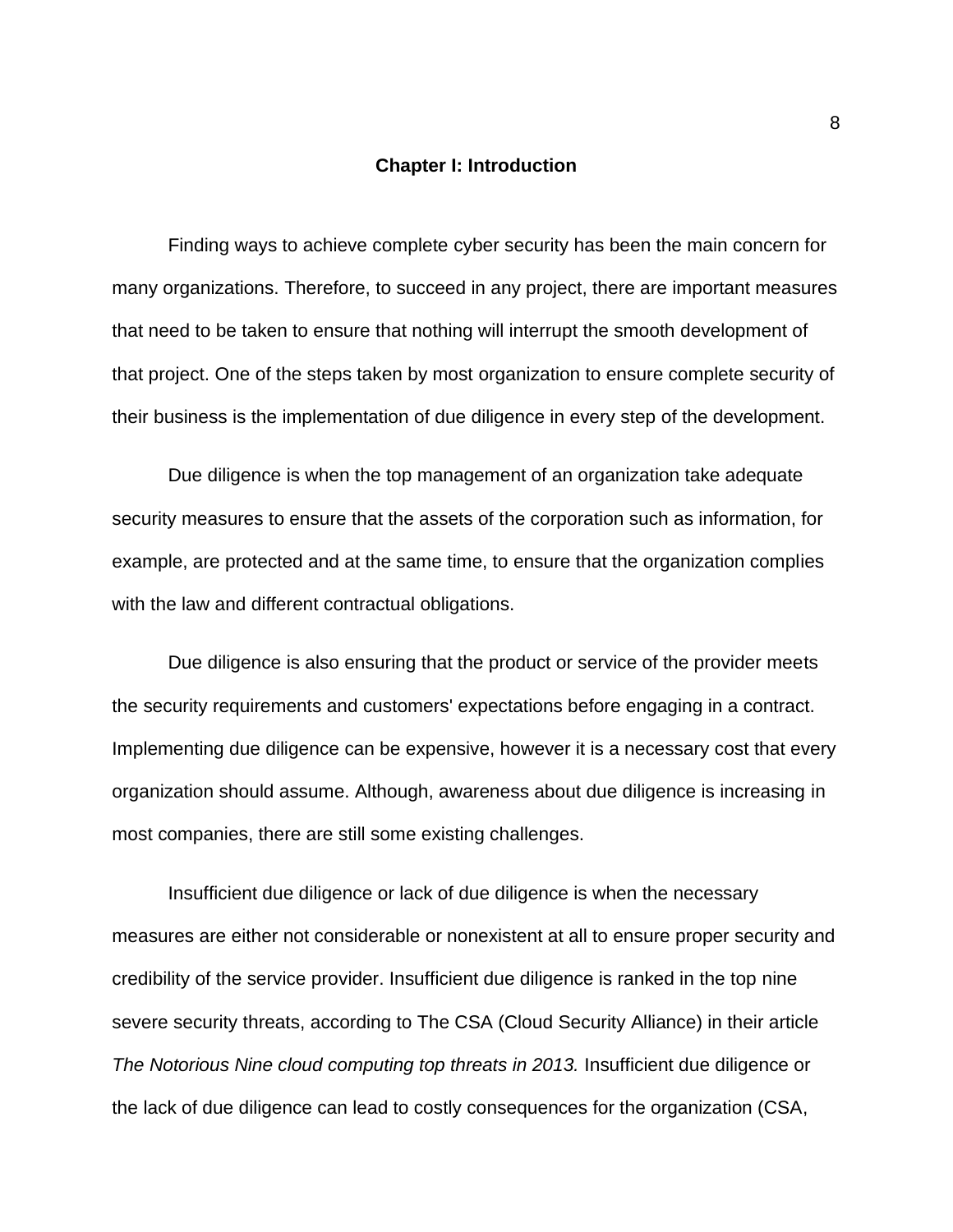# Chapter I: Introduction

Finding ways to achieve complete cyber security has been the main concern for many organizations. Therefore, to succeed in any project, there are important measures that need to be taken to ensure that nothing will interrupt the smooth development of that project. One of the steps taken by most organization to ensure complete security of their business is the implementation of due diligence in every step of the development.

Due diligence is when the top management of an organization take adequate security measures to ensure that the assets of the corporation such as information, for example, are protected and at the same time, to ensure that the organization complies with the law and different contractual obligations.

Due diligence is also ensuring that the product or service of the provider meets the security requirements and customers' expectations before engaging in a contract. Implementing due diligence can be expensive, however it is a necessary cost that every organization should assume. Although, awareness about due diligence is increasing in most companies, there are still some existing challenges.

Insufficient due diligence or lack of due diligence is when the necessary measures are either not considerable or nonexistent at all to ensure proper security and credibility of the service provider. Insufficient due diligence is ranked in the top nine severe security threats, according to The CSA (Cloud Security Alliance) in their article *The Notorious Nine cloud computing top threats in 2013.* Insufficient due diligence or the lack of due diligence can lead to costly consequences for the organization (CSA,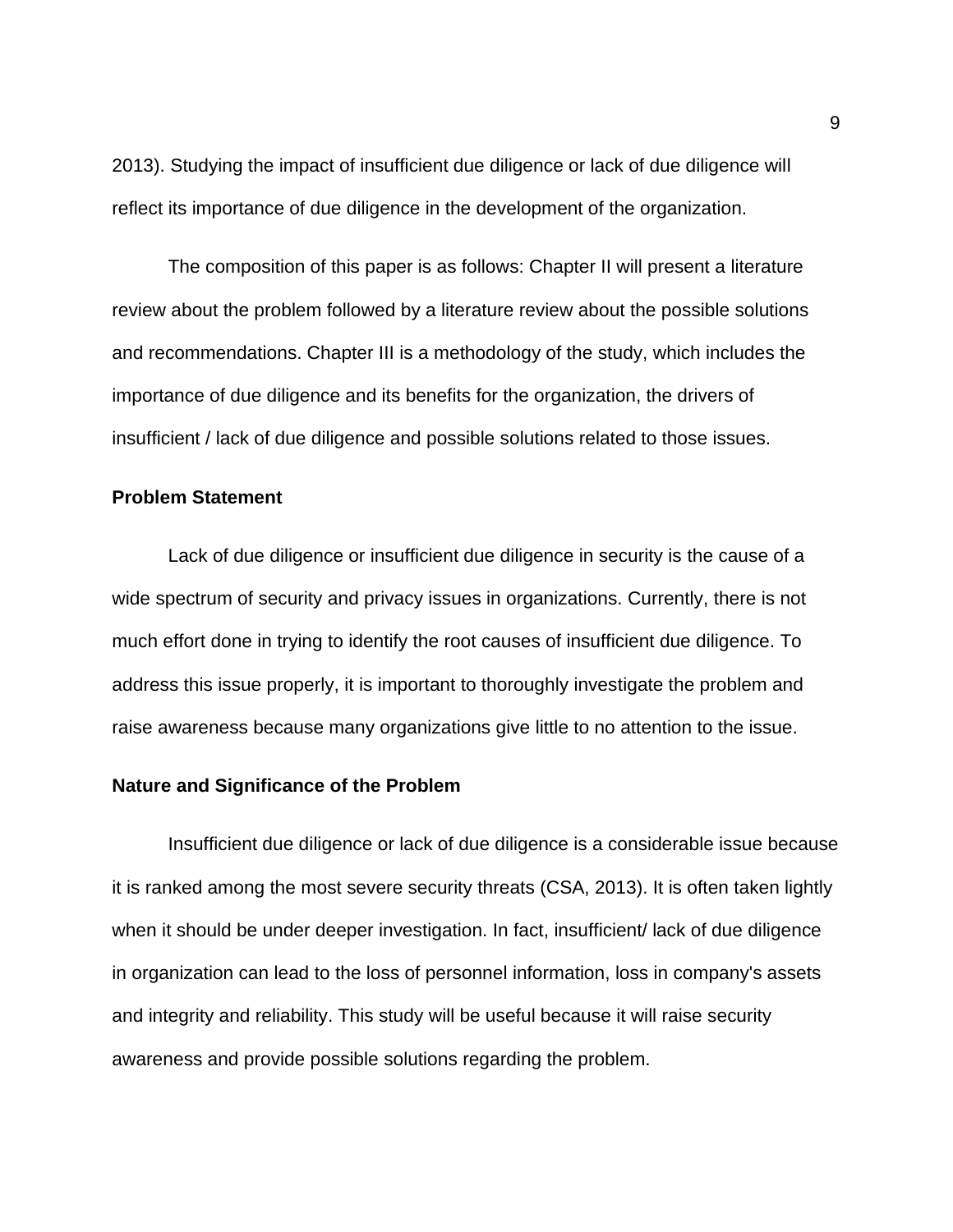2013). Studying the impact of insufficient due diligence or lack of due diligence will reflect its importance of due diligence in the development of the organization.

The composition of this paper is as follows: Chapter II will present a literature review about the problem followed by a literature review about the possible solutions and recommendations. Chapter III is a methodology of the study, which includes the importance of due diligence and its benefits for the organization, the drivers of insufficient / lack of due diligence and possible solutions related to those issues.

**Problem Statement**

Lack of due diligence or insufficient due diligence in security is the cause of a wide spectrum of security and privacy issues in organizations. Currently, there is not much effort done in trying to identify the root causes of insufficient due diligence. To address this issue properly, it is important to thoroughly investigate the problem and raise awareness because many organizations give little to no attention to the issue.

**Nature and Significance of the Problem**

Insufficient due diligence or lack of due diligence is a considerable issue because it is ranked among the most severe security threats (CSA, 2013). It is often taken lightly when it should be under deeper investigation. In fact, insufficient/ lack of due diligence in organization can lead to the loss of personnel information, loss in company's assets and integrity and reliability. This study will be useful because it will raise security awareness and provide possible solutions regarding the problem.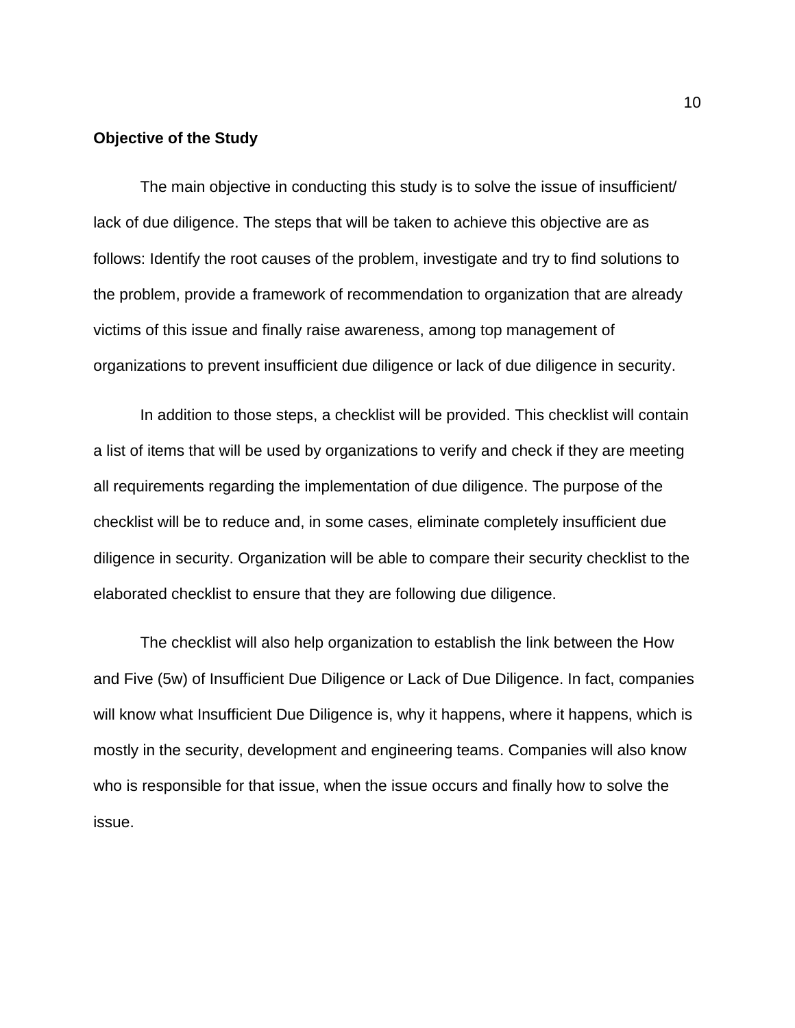**Objective of the Study**

The main objective in conducting this study is to solve the issue of insufficient/ lack of due diligence. The steps that will be taken to achieve this objective are as follows: Identify the root causes of the problem, investigate and try to find solutions to the problem, provide a framework of recommendation to organization that are already victims of this issue and finally raise awareness, among top management of organizations to prevent insufficient due diligence or lack of due diligence in security.

In addition to those steps, a checklist will be provided. This checklist will contain a list of items that will be used by organizations to verify and check if they are meeting all requirements regarding the implementation of due diligence. The purpose of the checklist will be to reduce and, in some cases, eliminate completely insufficient due diligence in security. Organization will be able to compare their security checklist to the elaborated checklist to ensure that they are following due diligence.

The checklist will also help organization to establish the link between the How and Five (5w) of Insufficient Due Diligence or Lack of Due Diligence. In fact, companies will know what Insufficient Due Diligence is, why it happens, where it happens, which is mostly in the security, development and engineering teams. Companies will also know who is responsible for that issue, when the issue occurs and finally how to solve the issue.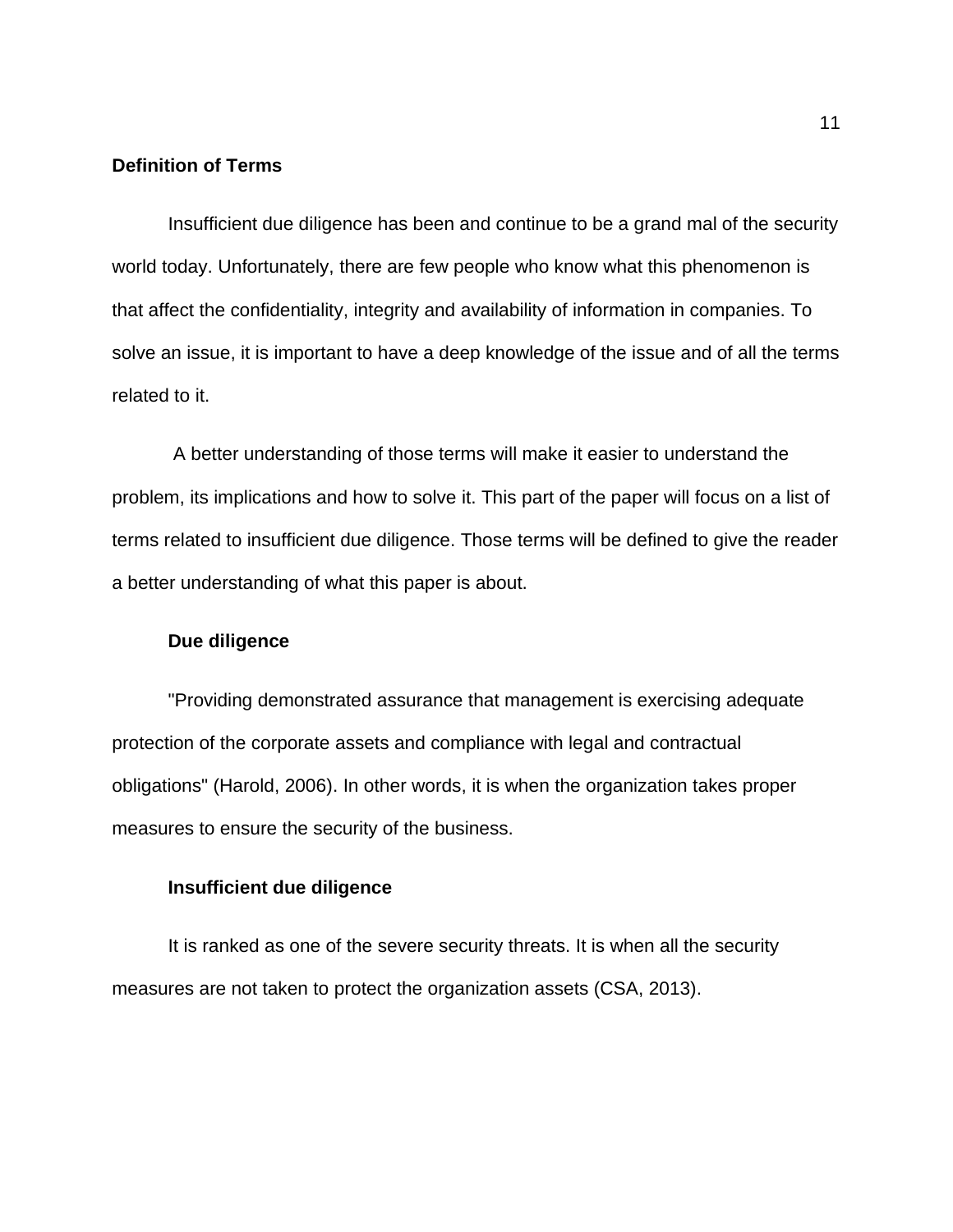## Definition of Terms

Insufficient due diligence has been and continue to be a grand mal of the security world today. Unfortunately, there are few people who know what this phenomenon is that affect the confidentiality, integrity and availability of information in companies. To solve an issue, it is important to have a deep knowledge of the issue and of all the terms related to it.

A better understanding of those terms will make it easier to understand the problem, its implications and how to solve it. This part of the paper will focus on a list of terms related to insufficient due diligence. Those terms will be defined to give the reader a better understanding of what this paper is about.

### Due diligence

"Providing demonstrated assurance that management is exercising adequate protection of the corporate assets and compliance with legal and contractual obligations" (Harold, 2006). In other words, it is when the organization takes proper measures to ensure the security of the business.

### Insufficient due diligence

It is ranked as one of the severe security threats. It is when all the security measures are not taken to protect the organization assets (CSA, 2013).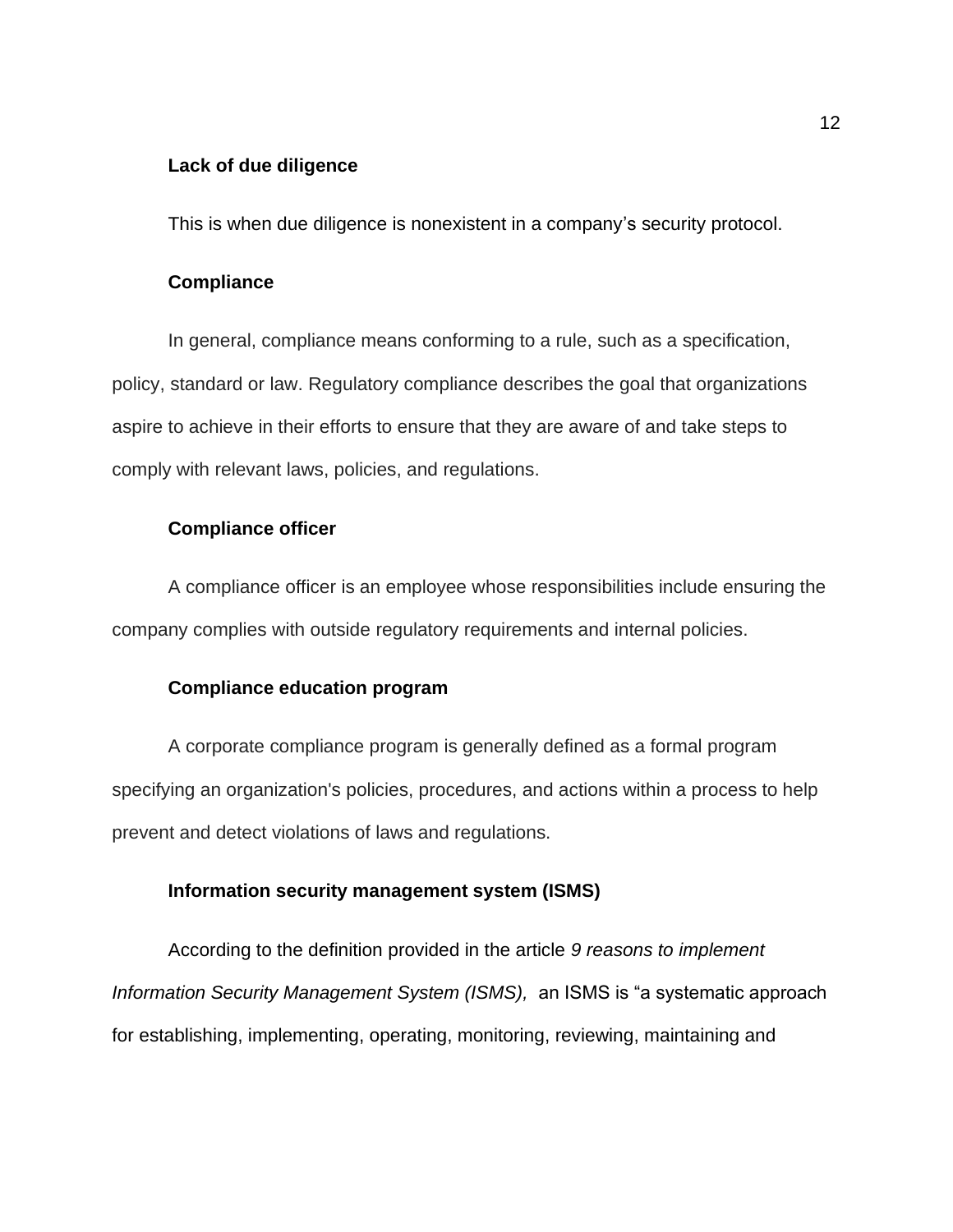**Lack of due diligence**

This is when due diligence is nonexistent in a company's security protocol.

**Compliance**

In general, compliance means conforming to a rule, such as a specification, policy, standard or law. Regulatory compliance describes the goal that organizations aspire to achieve in their efforts to ensure that they are aware of and take steps to comply with relevant laws, policies, and regulations.

**Compliance officer**

A compliance officer is an employee whose responsibilities include ensuring the company complies with outside regulatory requirements and internal policies.

**Compliance education program**

A corporate compliance program is generally defined as a formal program specifying an organization's policies, procedures, and actions within a process to help prevent and detect violations of laws and regulations.

**Information security management system (ISMS)**

According to the definition provided in the article *9 reasons to implement Information Security Management System (ISMS),* an ISMS is "a systematic approach for establishing, implementing, operating, monitoring, reviewing, maintaining and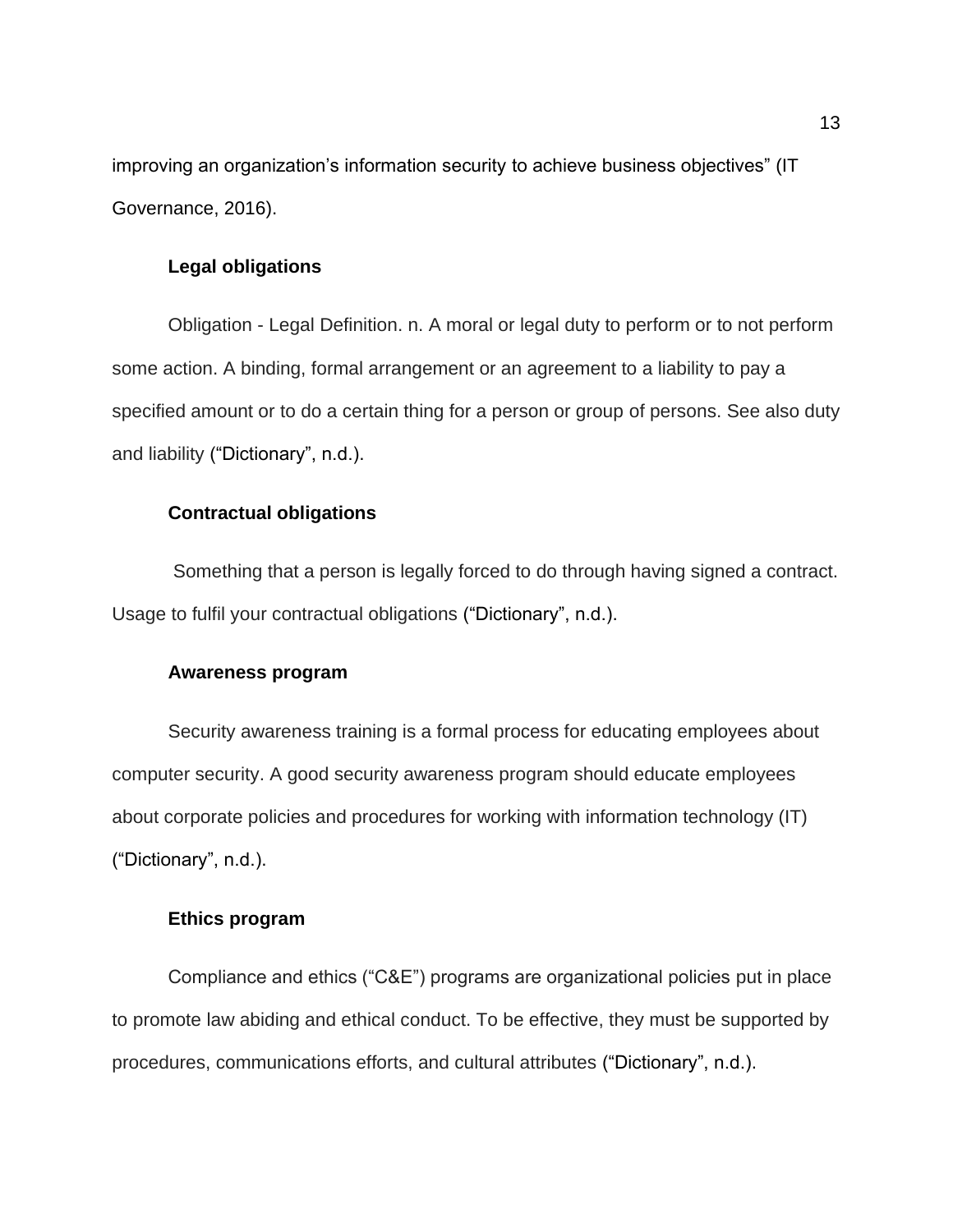improving an organization's information security to achieve business objectives" (IT Governance, 2016).

### Legal obligations

Obligation - Legal Definition. n. A moral or legal duty to perform or to not perform some action. A binding, formal arrangement or an agreement to a liability to pay a specified amount or to do a certain thing for a person or group of persons. See also duty and liability ("Dictionary", n.d.).

### Contractual obligations

Something that a person is legally forced to do through having signed a contract. Usage to fulfil your contractual obligations ("Dictionary", n.d.).

### Awareness program

Security awareness training is a formal process for educating employees about computer security. A good security awareness program should educate employees about corporate policies and procedures for working with information technology (IT) ("Dictionary", n.d.).

### Ethics program

Compliance and ethics ("C&E") programs are organizational policies put in place to promote law abiding and ethical conduct. To be effective, they must be supported by procedures, communications efforts, and cultural attributes ("Dictionary", n.d.).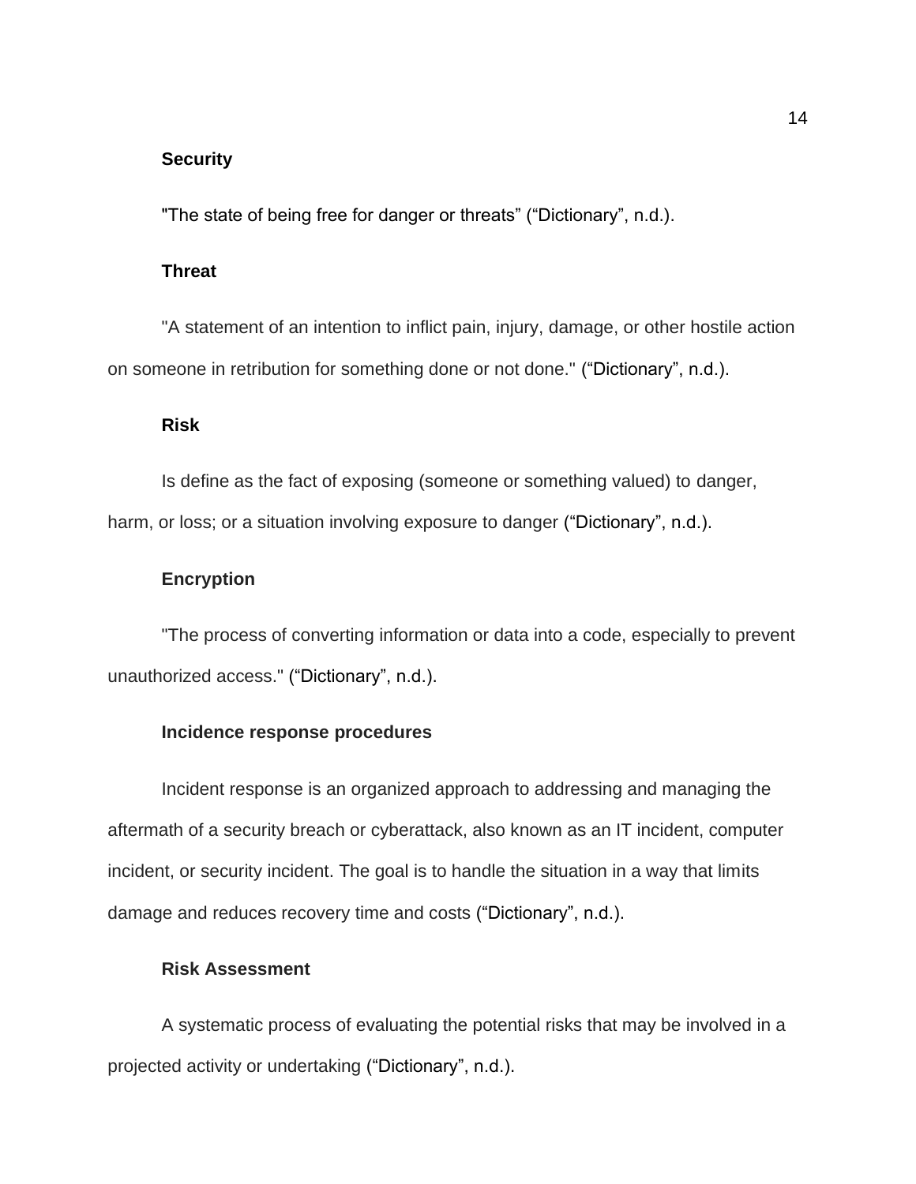**Security**

"The state of being free for danger or threats" ("Dictionary", n.d.).

**Threat**

"A statement of an intention to inflict pain, injury, damage, or other hostile action on someone in retribution for something done or not done." ("Dictionary", n.d.).

**Risk**

Is define as the fact of exposing (someone or something valued) to danger, harm, or loss; or a situation involving exposure to danger ("Dictionary", n.d.).

**Encryption**

"The process of converting information or data into a code, especially to prevent unauthorized access." ("Dictionary", n.d.).

**Incidence response procedures**

Incident response is an organized approach to addressing and managing the aftermath of a security breach or cyberattack, also known as an IT incident, computer incident, or security incident. The goal is to handle the situation in a way that limits damage and reduces recovery time and costs ("Dictionary", n.d.).

**Risk Assessment**

A systematic process of evaluating the potential risks that may be involved in a projected activity or undertaking ("Dictionary", n.d.).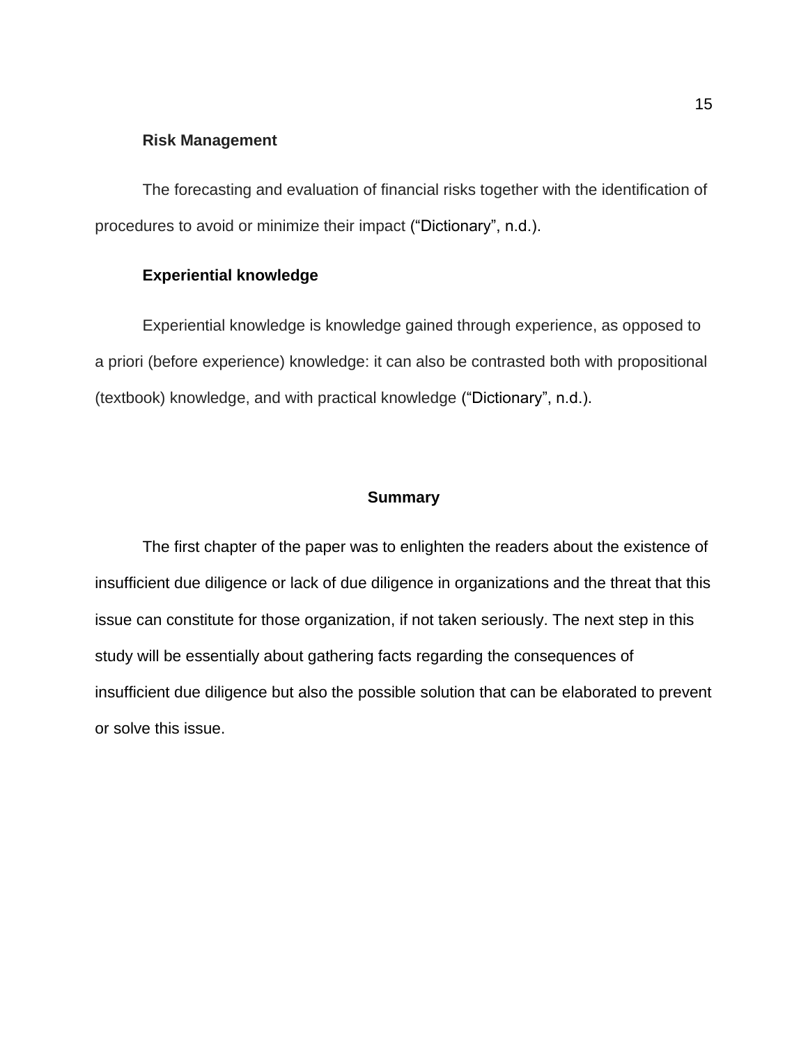### Risk Management

The forecasting and evaluation of financial risks together with the identification of procedures to avoid or minimize their impact (“Dictionary”, n.d.).

### Experiential knowledge

Experiential knowledge is knowledge gained through experience, as opposed to a priori (before experience) knowledge: it can also be contrasted both with propositional (textbook) knowledge, and with practical knowledge (“Dictionary”, n.d.).

## Summary

The first chapter of the paper was to enlighten the readers about the existence of insufficient due diligence or lack of due diligence in organizations and the threat that this issue can constitute for those organization, if not taken seriously. The next step in this study will be essentially about gathering facts regarding the consequences of insufficient due diligence but also the possible solution that can be elaborated to prevent or solve this issue.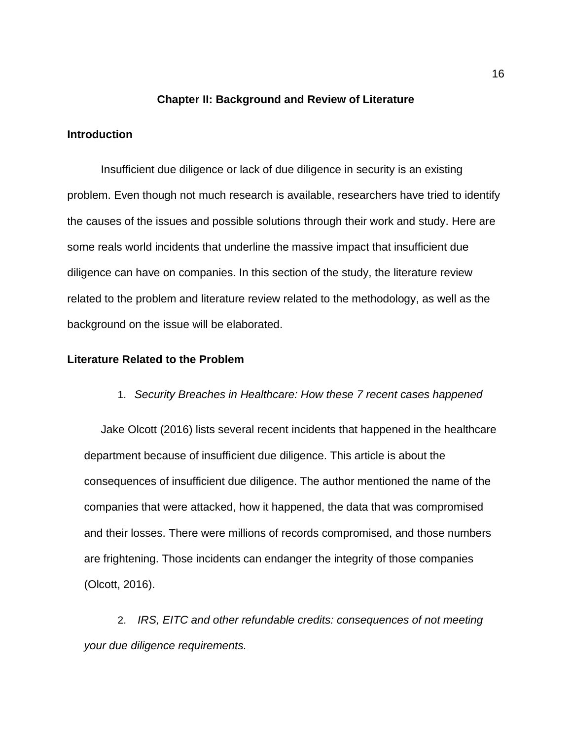## Chapter II: Background and Review of Literature

### Introduction

Insufficient due diligence or lack of due diligence in security is an existing problem. Even though not much research is available, researchers have tried to identify the causes of the issues and possible solutions through their work and study. Here are some reals world incidents that underline the massive impact that insufficient due diligence can have on companies. In this section of the study, the literature review related to the problem and literature review related to the methodology, as well as the background on the issue will be elaborated.

### Literature Related to the Problem

1. *Security Breaches in Healthcare: How these 7 recent cases happened*

Jake Olcott (2016) lists several recent incidents that happened in the healthcare department because of insufficient due diligence. This article is about the consequences of insufficient due diligence. The author mentioned the name of the companies that were attacked, how it happened, the data that was compromised and their losses. There were millions of records compromised, and those numbers are frightening. Those incidents can endanger the integrity of those companies (Olcott, 2016).

2. *IRS, EITC and other refundable credits: consequences of not meeting your due diligence requirements.*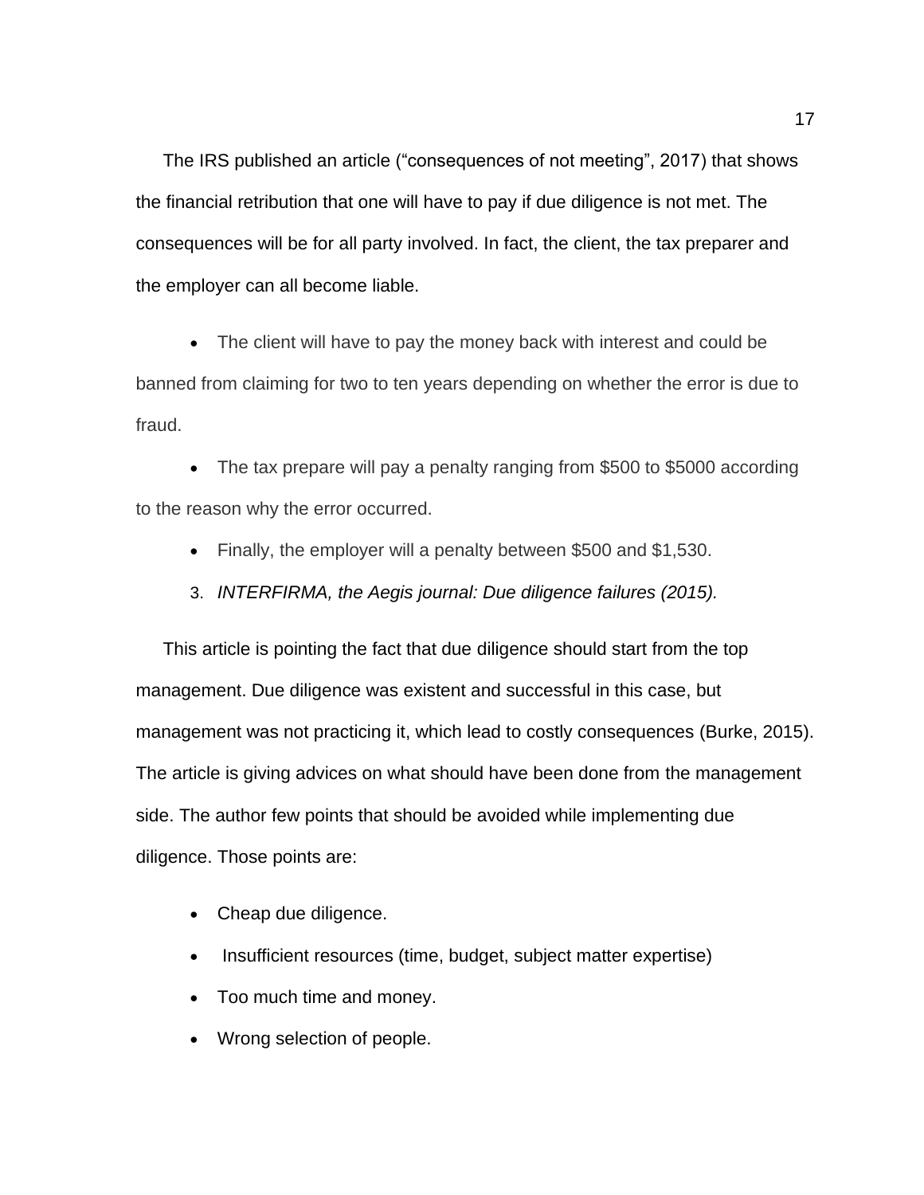The IRS published an article (“consequences of not meeting”, 2017) that shows the financial retribution that one will have to pay if due diligence is not met. The consequences will be for all party involved. In fact, the client, the tax preparer and the employer can all become liable.

- The client will have to pay the money back with interest and could be banned from claiming for two to ten years depending on whether the error is due to fraud.
- The tax prepare will pay a penalty ranging from $500 to $5000 according to the reason why the error occurred.
- Finally, the employer will a penalty between $500 and $1,530.

3. *INTERFIRMA, the Aegis journal: Due diligence failures (2015).*

This article is pointing the fact that due diligence should start from the top management. Due diligence was existent and successful in this case, but management was not practicing it, which lead to costly consequences (Burke, 2015). The article is giving advices on what should have been done from the management side. The author few points that should be avoided while implementing due diligence. Those points are:

- Cheap due diligence.
- Insufficient resources (time, budget, subject matter expertise)
- Too much time and money.
- Wrong selection of people.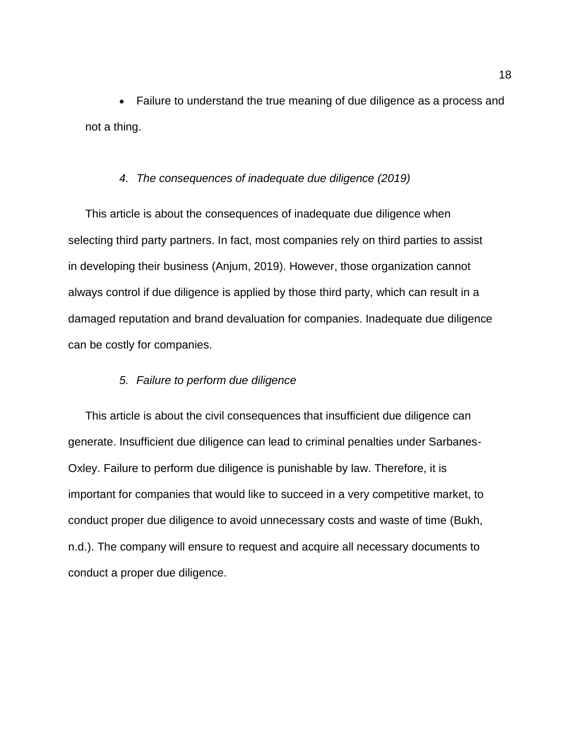- Failure to understand the true meaning of due diligence as a process and not a thing.

### *4. The consequences of inadequate due diligence (2019)*

This article is about the consequences of inadequate due diligence when selecting third party partners. In fact, most companies rely on third parties to assist in developing their business (Anjum, 2019). However, those organization cannot always control if due diligence is applied by those third party, which can result in a damaged reputation and brand devaluation for companies. Inadequate due diligence can be costly for companies.

### *5. Failure to perform due diligence*

This article is about the civil consequences that insufficient due diligence can generate. Insufficient due diligence can lead to criminal penalties under Sarbanes-Oxley. Failure to perform due diligence is punishable by law. Therefore, it is important for companies that would like to succeed in a very competitive market, to conduct proper due diligence to avoid unnecessary costs and waste of time (Bukh, n.d.). The company will ensure to request and acquire all necessary documents to conduct a proper due diligence.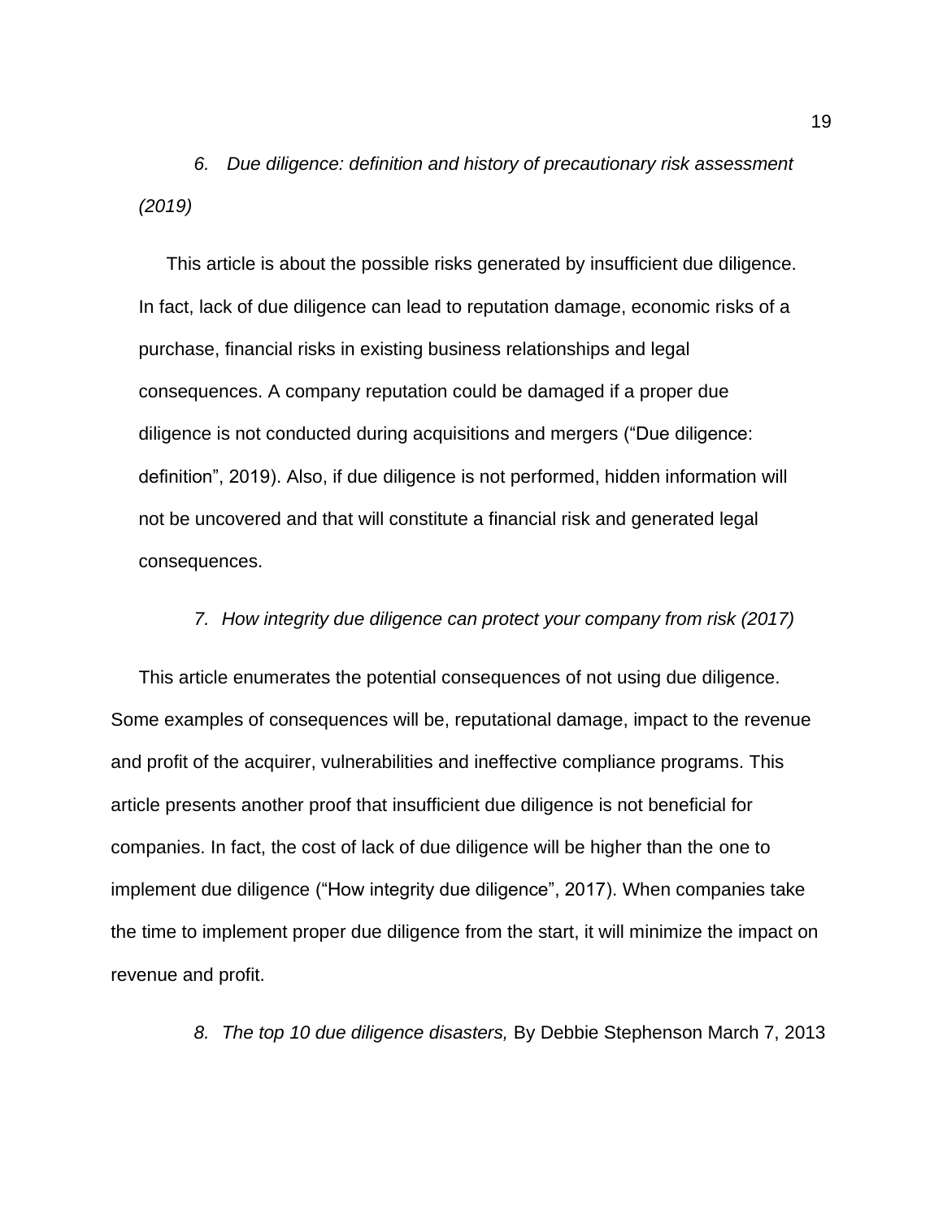*6. Due diligence: definition and history of precautionary risk assessment (2019)*

This article is about the possible risks generated by insufficient due diligence. In fact, lack of due diligence can lead to reputation damage, economic risks of a purchase, financial risks in existing business relationships and legal consequences. A company reputation could be damaged if a proper due diligence is not conducted during acquisitions and mergers (“Due diligence: definition”, 2019). Also, if due diligence is not performed, hidden information will not be uncovered and that will constitute a financial risk and generated legal consequences.

*7. How integrity due diligence can protect your company from risk (2017)*

This article enumerates the potential consequences of not using due diligence. Some examples of consequences will be, reputational damage, impact to the revenue and profit of the acquirer, vulnerabilities and ineffective compliance programs. This article presents another proof that insufficient due diligence is not beneficial for companies. In fact, the cost of lack of due diligence will be higher than the one to implement due diligence (“How integrity due diligence”, 2017). When companies take the time to implement proper due diligence from the start, it will minimize the impact on revenue and profit.

*8. The top 10 due diligence disasters,* By Debbie Stephenson March 7, 2013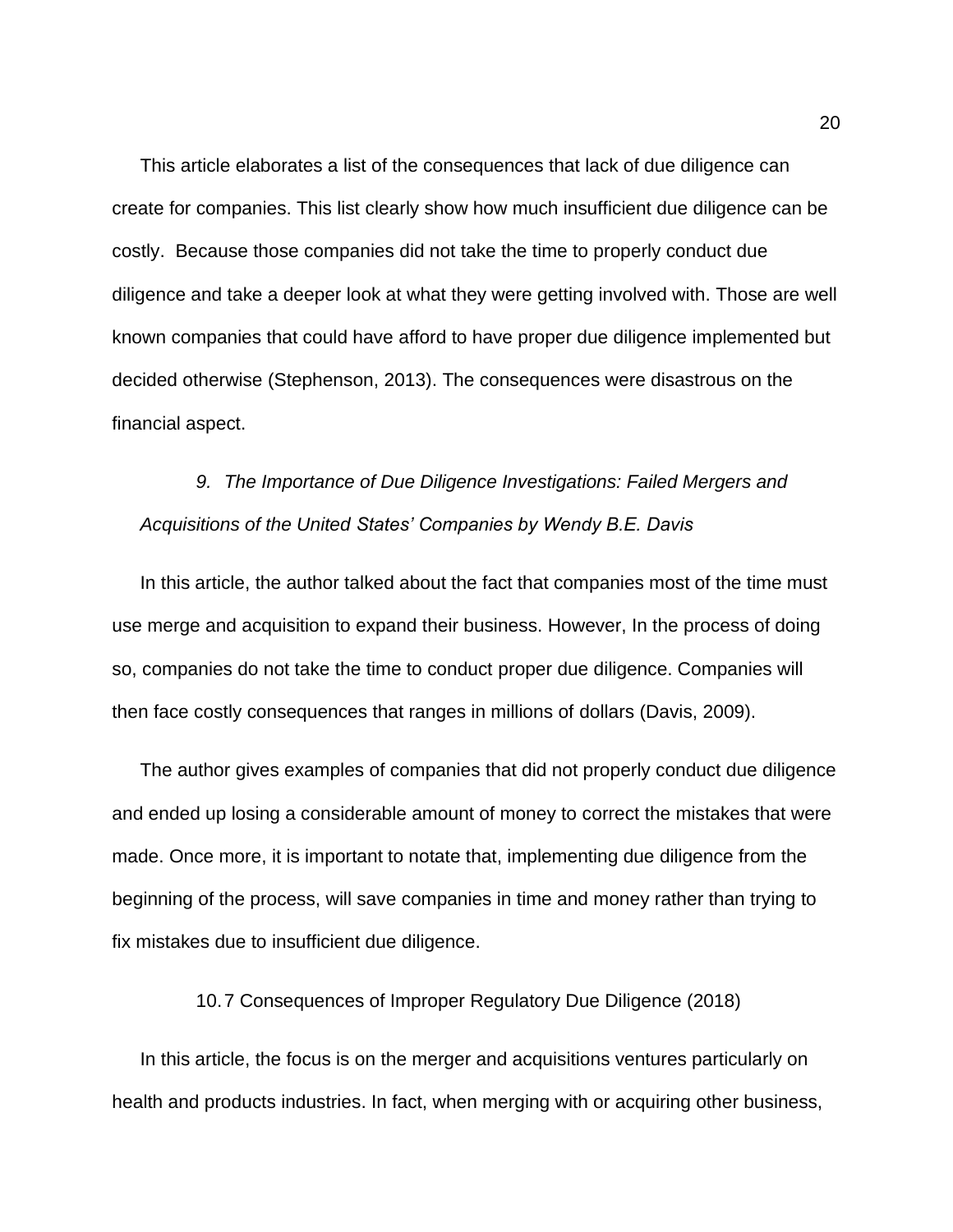This article elaborates a list of the consequences that lack of due diligence can create for companies. This list clearly show how much insufficient due diligence can be costly. Because those companies did not take the time to properly conduct due diligence and take a deeper look at what they were getting involved with. Those are well known companies that could have afford to have proper due diligence implemented but decided otherwise (Stephenson, 2013). The consequences were disastrous on the financial aspect.

9. *The Importance of Due Diligence Investigations: Failed Mergers and Acquisitions of the United States' Companies by Wendy B.E. Davis*

In this article, the author talked about the fact that companies most of the time must use merge and acquisition to expand their business. However, In the process of doing so, companies do not take the time to conduct proper due diligence. Companies will then face costly consequences that ranges in millions of dollars (Davis, 2009).

The author gives examples of companies that did not properly conduct due diligence and ended up losing a considerable amount of money to correct the mistakes that were made. Once more, it is important to notate that, implementing due diligence from the beginning of the process, will save companies in time and money rather than trying to fix mistakes due to insufficient due diligence.

10. 7 Consequences of Improper Regulatory Due Diligence (2018)

In this article, the focus is on the merger and acquisitions ventures particularly on health and products industries. In fact, when merging with or acquiring other business,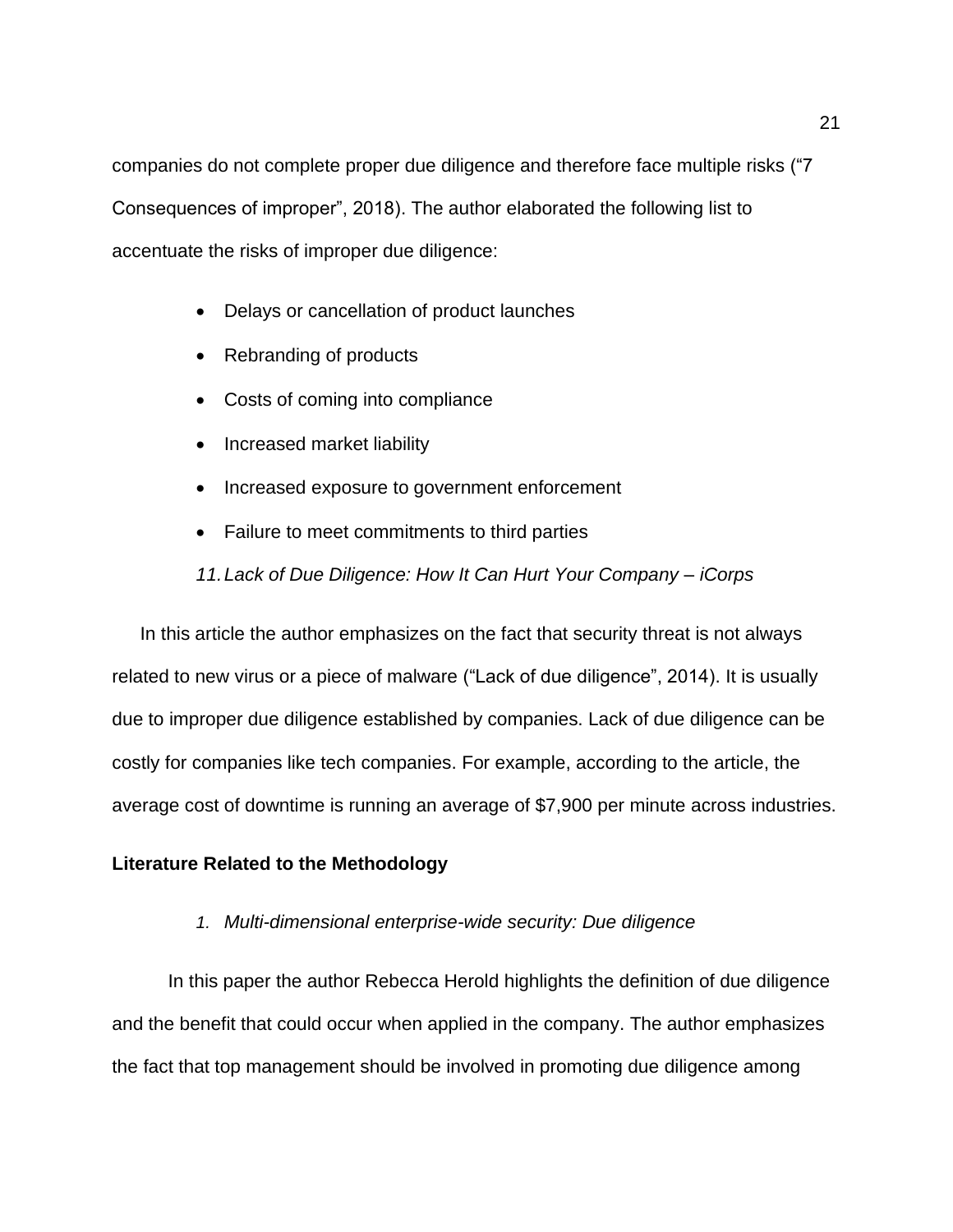companies do not complete proper due diligence and therefore face multiple risks ("7 Consequences of improper", 2018). The author elaborated the following list to accentuate the risks of improper due diligence:

- Delays or cancellation of product launches
- Rebranding of products
- Costs of coming into compliance
- Increased market liability
- Increased exposure to government enforcement
- Failure to meet commitments to third parties

11. *Lack of Due Diligence: How It Can Hurt Your Company – iCorps*

In this article the author emphasizes on the fact that security threat is not always related to new virus or a piece of malware ("Lack of due diligence", 2014). It is usually due to improper due diligence established by companies. Lack of due diligence can be costly for companies like tech companies. For example, according to the article, the average cost of downtime is running an average of $7,900 per minute across industries.

**Literature Related to the Methodology**

1. *Multi-dimensional enterprise-wide security: Due diligence*

In this paper the author Rebecca Herold highlights the definition of due diligence and the benefit that could occur when applied in the company. The author emphasizes the fact that top management should be involved in promoting due diligence among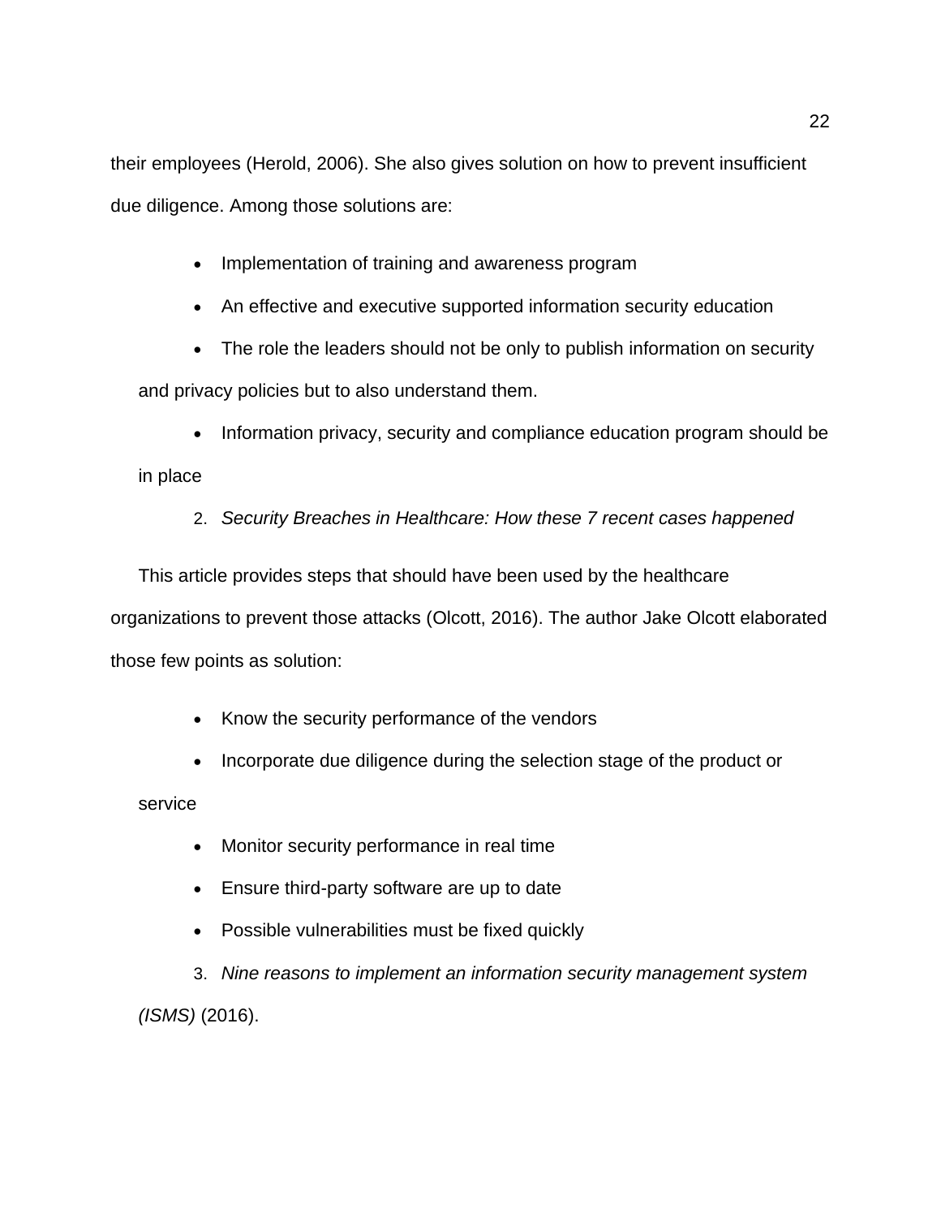their employees (Herold, 2006). She also gives solution on how to prevent insufficient due diligence. Among those solutions are:

- Implementation of training and awareness program
- An effective and executive supported information security education
- The role the leaders should not be only to publish information on security and privacy policies but to also understand them.
- Information privacy, security and compliance education program should be in place

2. *Security Breaches in Healthcare: How these 7 recent cases happened*

This article provides steps that should have been used by the healthcare organizations to prevent those attacks (Olcott, 2016). The author Jake Olcott elaborated those few points as solution:

- Know the security performance of the vendors
- Incorporate due diligence during the selection stage of the product or service
- Monitor security performance in real time
- Ensure third-party software are up to date
- Possible vulnerabilities must be fixed quickly

3. *Nine reasons to implement an information security management system (ISMS)* (2016).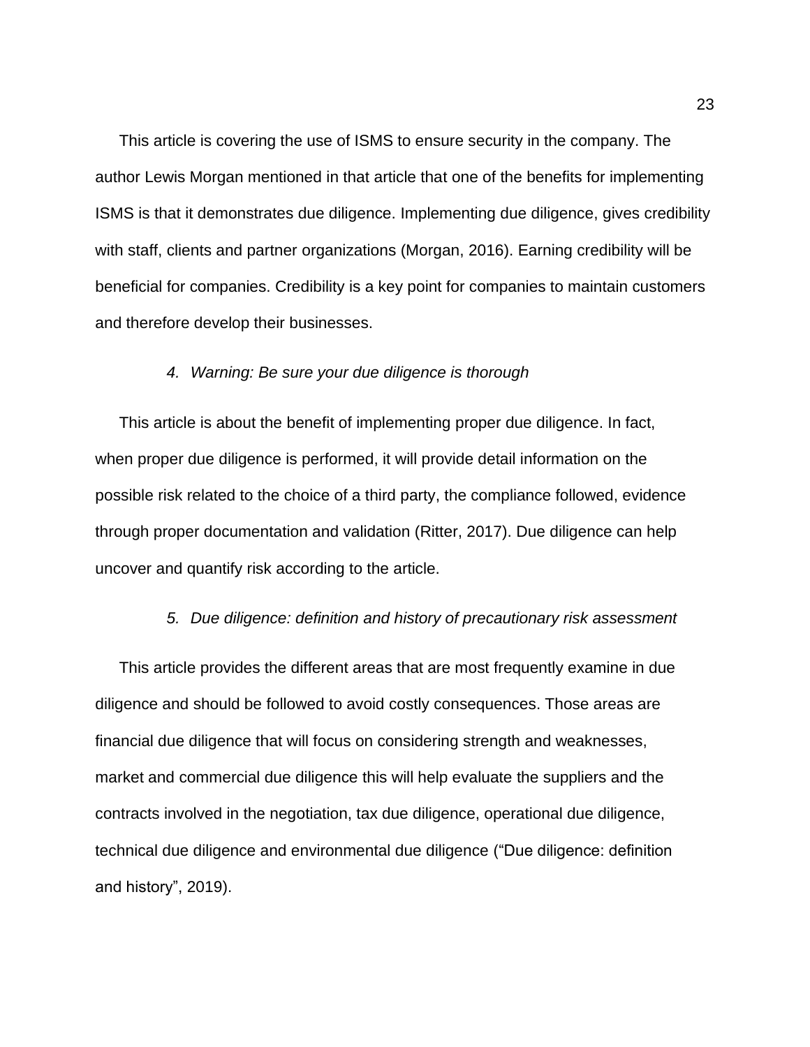This article is covering the use of ISMS to ensure security in the company. The author Lewis Morgan mentioned in that article that one of the benefits for implementing ISMS is that it demonstrates due diligence. Implementing due diligence, gives credibility with staff, clients and partner organizations (Morgan, 2016). Earning credibility will be beneficial for companies. Credibility is a key point for companies to maintain customers and therefore develop their businesses.

### *4. Warning: Be sure your due diligence is thorough*

This article is about the benefit of implementing proper due diligence. In fact, when proper due diligence is performed, it will provide detail information on the possible risk related to the choice of a third party, the compliance followed, evidence through proper documentation and validation (Ritter, 2017). Due diligence can help uncover and quantify risk according to the article.

### *5. Due diligence: definition and history of precautionary risk assessment*

This article provides the different areas that are most frequently examine in due diligence and should be followed to avoid costly consequences. Those areas are financial due diligence that will focus on considering strength and weaknesses, market and commercial due diligence this will help evaluate the suppliers and the contracts involved in the negotiation, tax due diligence, operational due diligence, technical due diligence and environmental due diligence ("Due diligence: definition and history", 2019).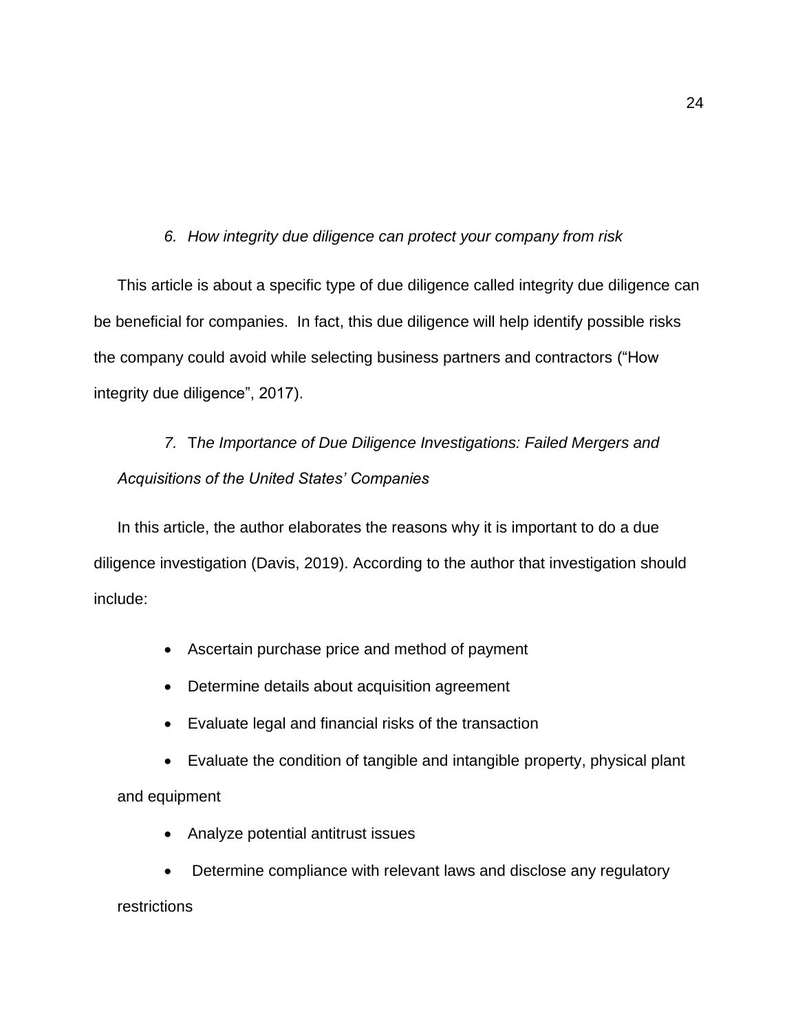*6. How integrity due diligence can protect your company from risk*

This article is about a specific type of due diligence called integrity due diligence can be beneficial for companies. In fact, this due diligence will help identify possible risks the company could avoid while selecting business partners and contractors ("How integrity due diligence", 2017).

*7. The Importance of Due Diligence Investigations: Failed Mergers and Acquisitions of the United States' Companies*

In this article, the author elaborates the reasons why it is important to do a due diligence investigation (Davis, 2019). According to the author that investigation should include:

- Ascertain purchase price and method of payment
- Determine details about acquisition agreement
- Evaluate legal and financial risks of the transaction
- Evaluate the condition of tangible and intangible property, physical plant and equipment
- Analyze potential antitrust issues
- Determine compliance with relevant laws and disclose any regulatory restrictions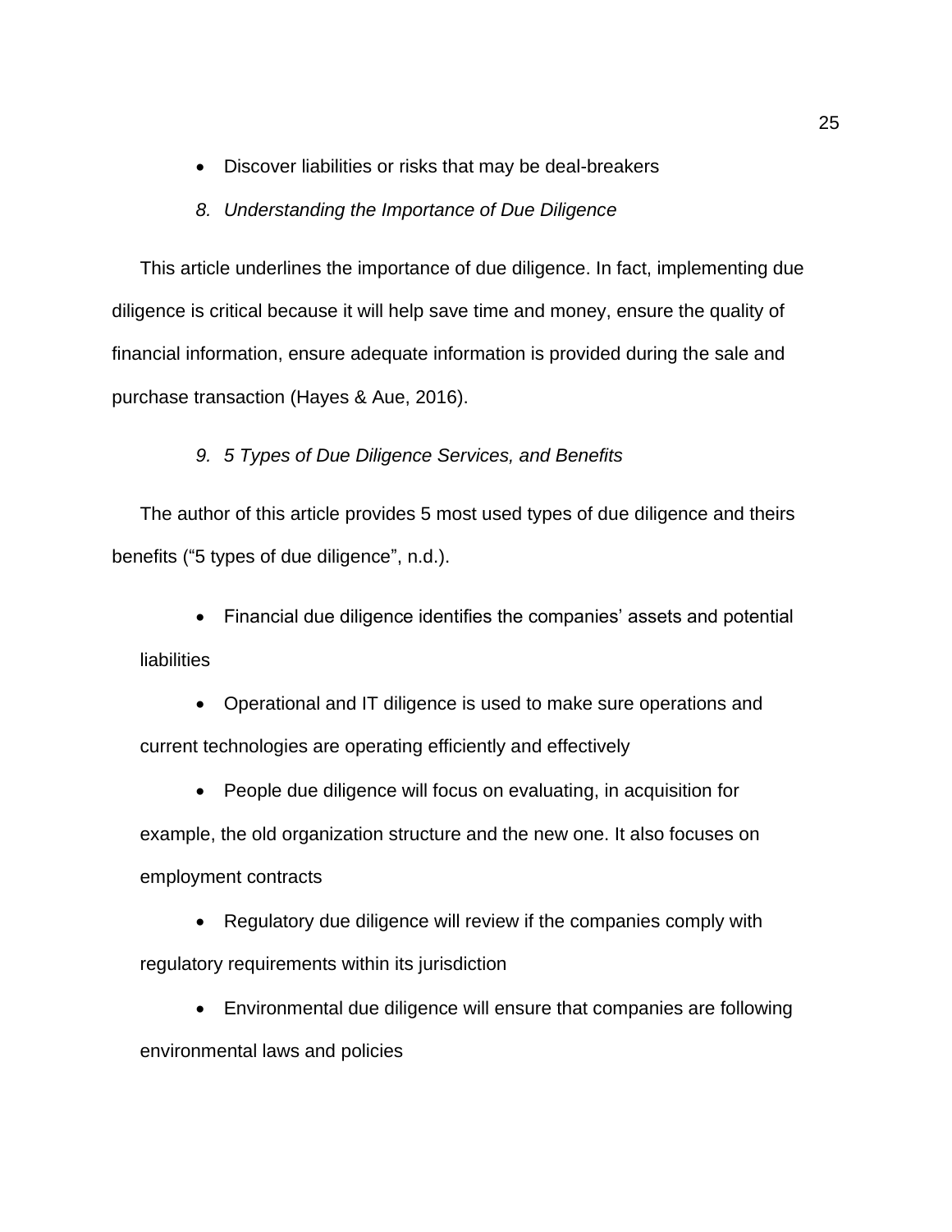- Discover liabilities or risks that may be deal-breakers

*8. Understanding the Importance of Due Diligence*

This article underlines the importance of due diligence. In fact, implementing due diligence is critical because it will help save time and money, ensure the quality of financial information, ensure adequate information is provided during the sale and purchase transaction (Hayes & Aue, 2016).

*9. 5 Types of Due Diligence Services, and Benefits*

The author of this article provides 5 most used types of due diligence and theirs benefits ("5 types of due diligence", n.d.).

- Financial due diligence identifies the companies' assets and potential liabilities
- Operational and IT diligence is used to make sure operations and current technologies are operating efficiently and effectively
- People due diligence will focus on evaluating, in acquisition for example, the old organization structure and the new one. It also focuses on employment contracts
- Regulatory due diligence will review if the companies comply with regulatory requirements within its jurisdiction
- Environmental due diligence will ensure that companies are following environmental laws and policies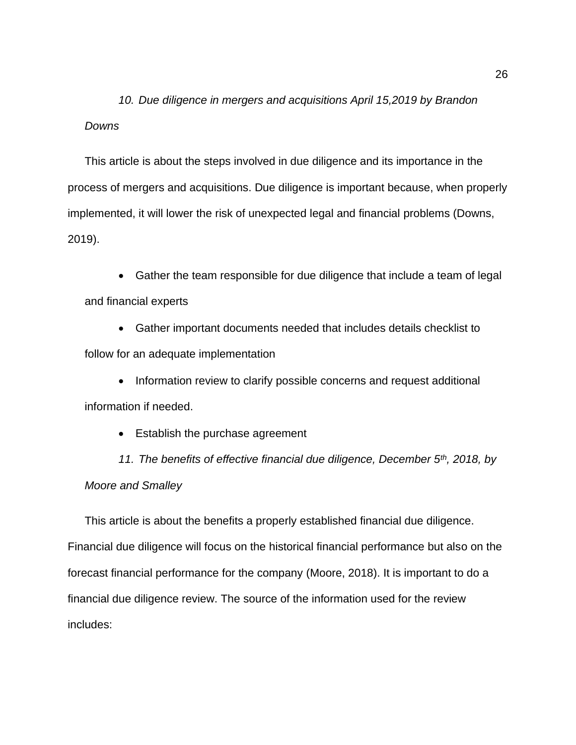*10. Due diligence in mergers and acquisitions April 15,2019 by Brandon Downs*

This article is about the steps involved in due diligence and its importance in the process of mergers and acquisitions. Due diligence is important because, when properly implemented, it will lower the risk of unexpected legal and financial problems (Downs, 2019).

- Gather the team responsible for due diligence that include a team of legal and financial experts
- Gather important documents needed that includes details checklist to follow for an adequate implementation
- Information review to clarify possible concerns and request additional information if needed.
- Establish the purchase agreement

*11. The benefits of effective financial due diligence, December 5th, 2018, by Moore and Smalley*

This article is about the benefits a properly established financial due diligence. Financial due diligence will focus on the historical financial performance but also on the forecast financial performance for the company (Moore, 2018). It is important to do a financial due diligence review. The source of the information used for the review includes: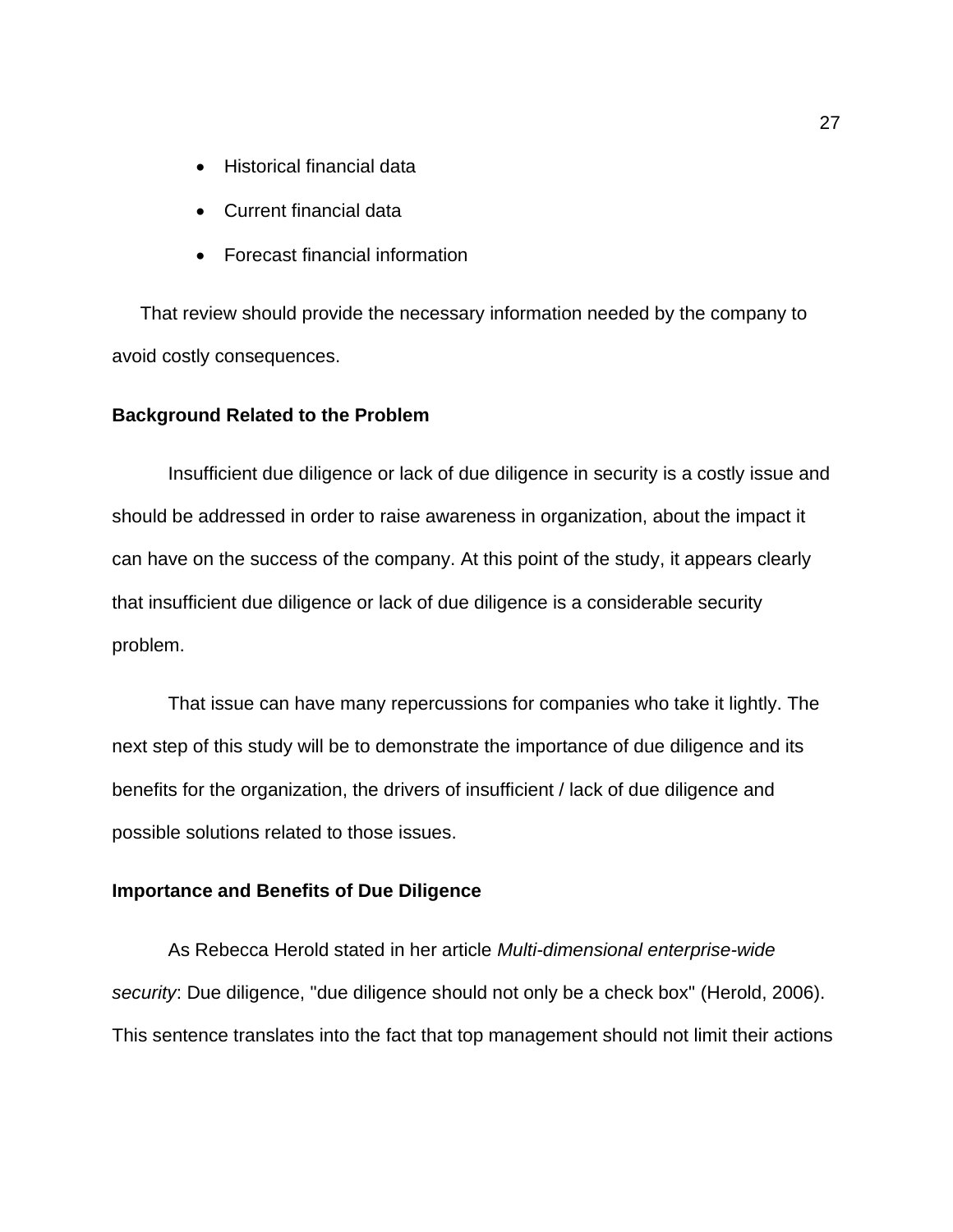- Historical financial data
- Current financial data
- Forecast financial information

That review should provide the necessary information needed by the company to avoid costly consequences.

**Background Related to the Problem**

Insufficient due diligence or lack of due diligence in security is a costly issue and should be addressed in order to raise awareness in organization, about the impact it can have on the success of the company. At this point of the study, it appears clearly that insufficient due diligence or lack of due diligence is a considerable security problem.

That issue can have many repercussions for companies who take it lightly. The next step of this study will be to demonstrate the importance of due diligence and its benefits for the organization, the drivers of insufficient / lack of due diligence and possible solutions related to those issues.

**Importance and Benefits of Due Diligence**

As Rebecca Herold stated in her article *Multi-dimensional enterprise-wide security*: Due diligence, "due diligence should not only be a check box" (Herold, 2006). This sentence translates into the fact that top management should not limit their actions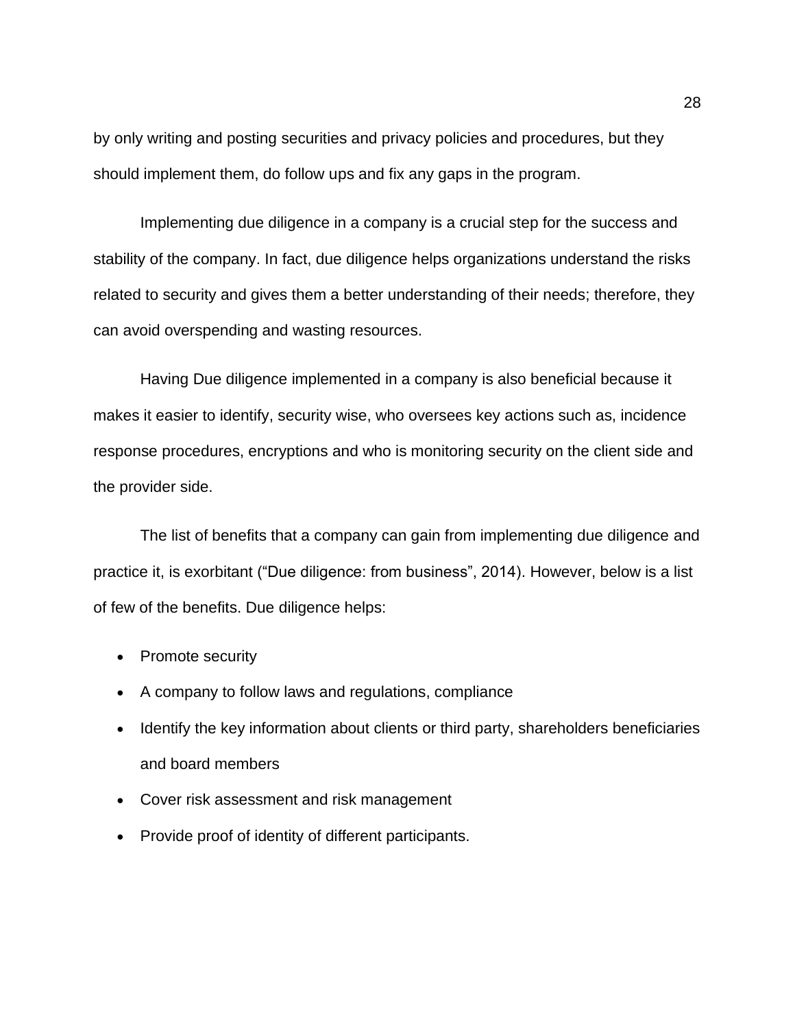by only writing and posting securities and privacy policies and procedures, but they should implement them, do follow ups and fix any gaps in the program.

Implementing due diligence in a company is a crucial step for the success and stability of the company. In fact, due diligence helps organizations understand the risks related to security and gives them a better understanding of their needs; therefore, they can avoid overspending and wasting resources.

Having Due diligence implemented in a company is also beneficial because it makes it easier to identify, security wise, who oversees key actions such as, incidence response procedures, encryptions and who is monitoring security on the client side and the provider side.

The list of benefits that a company can gain from implementing due diligence and practice it, is exorbitant ("Due diligence: from business", 2014). However, below is a list of few of the benefits. Due diligence helps:

- Promote security
- A company to follow laws and regulations, compliance
- Identify the key information about clients or third party, shareholders beneficiaries and board members
- Cover risk assessment and risk management
- Provide proof of identity of different participants.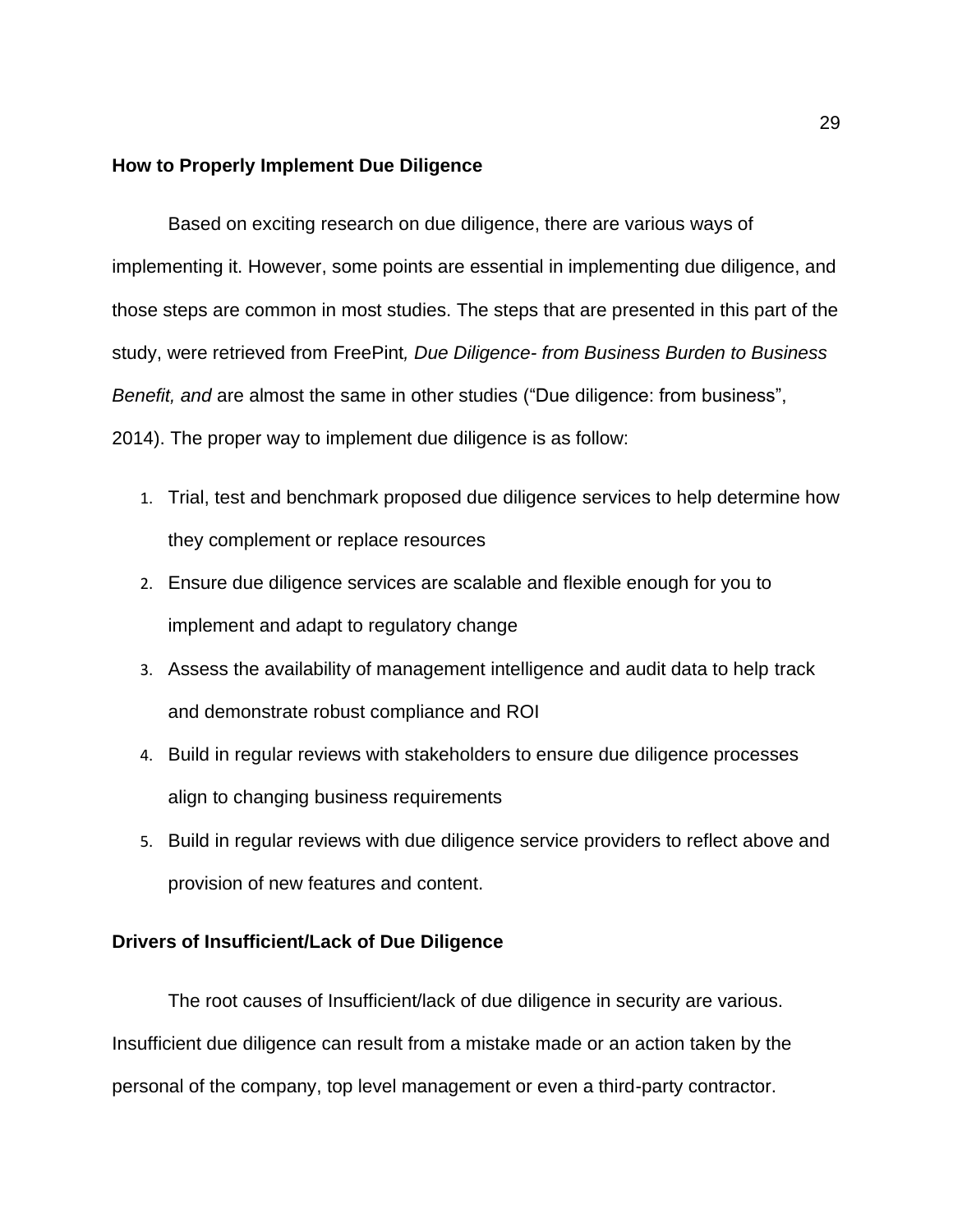**How to Properly Implement Due Diligence**

Based on exciting research on due diligence, there are various ways of implementing it. However, some points are essential in implementing due diligence, and those steps are common in most studies. The steps that are presented in this part of the study, were retrieved from FreePint*, Due Diligence- from Business Burden to Business Benefit, and* are almost the same in other studies (“Due diligence: from business”, 2014). The proper way to implement due diligence is as follow:

1. Trial, test and benchmark proposed due diligence services to help determine how they complement or replace resources
2. Ensure due diligence services are scalable and flexible enough for you to implement and adapt to regulatory change
3. Assess the availability of management intelligence and audit data to help track and demonstrate robust compliance and ROI
4. Build in regular reviews with stakeholders to ensure due diligence processes align to changing business requirements
5. Build in regular reviews with due diligence service providers to reflect above and provision of new features and content.

**Drivers of Insufficient/Lack of Due Diligence**

The root causes of Insufficient/lack of due diligence in security are various. Insufficient due diligence can result from a mistake made or an action taken by the personal of the company, top level management or even a third-party contractor.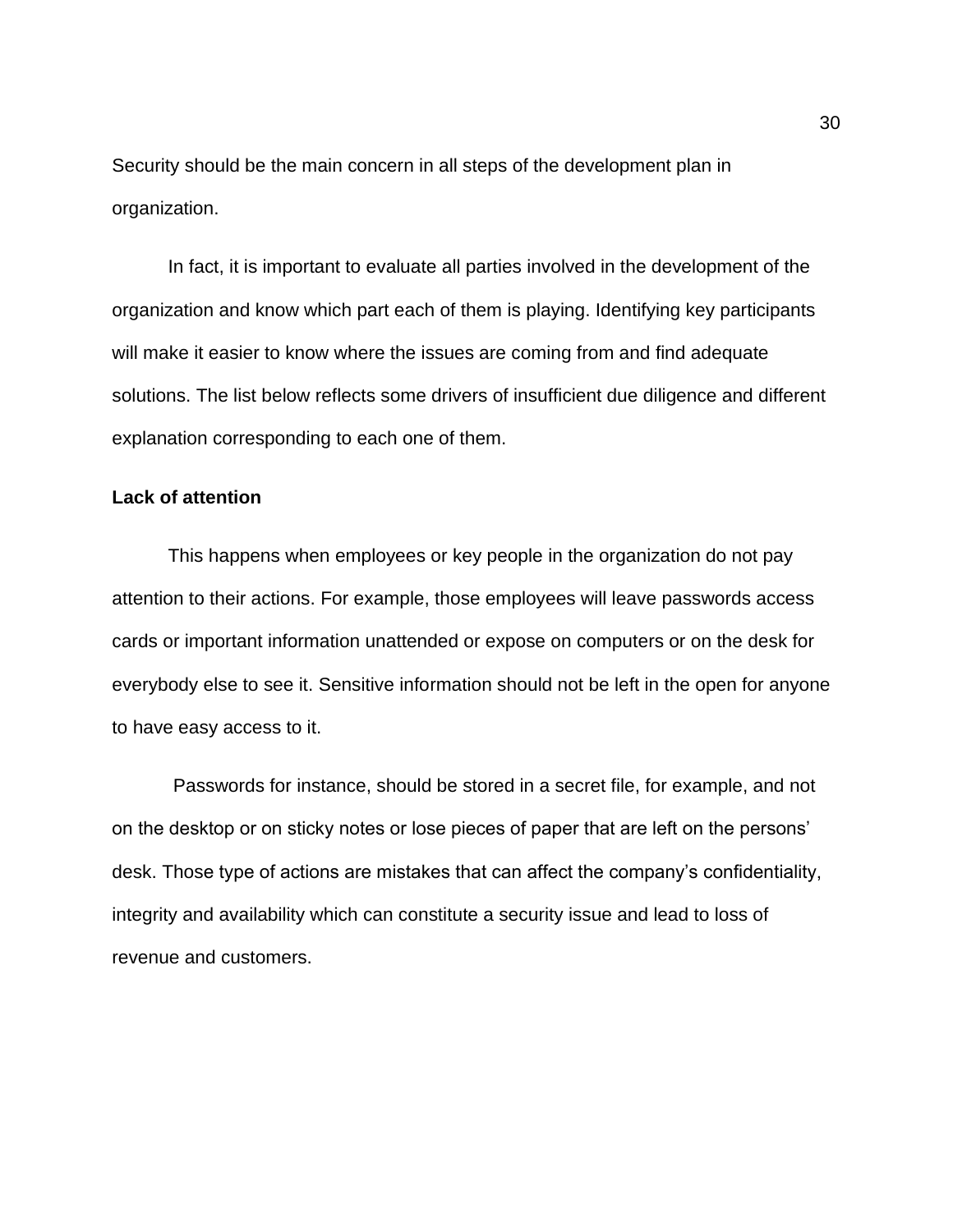Security should be the main concern in all steps of the development plan in organization.

In fact, it is important to evaluate all parties involved in the development of the organization and know which part each of them is playing. Identifying key participants will make it easier to know where the issues are coming from and find adequate solutions. The list below reflects some drivers of insufficient due diligence and different explanation corresponding to each one of them.

**Lack of attention**

This happens when employees or key people in the organization do not pay attention to their actions. For example, those employees will leave passwords access cards or important information unattended or expose on computers or on the desk for everybody else to see it. Sensitive information should not be left in the open for anyone to have easy access to it.

Passwords for instance, should be stored in a secret file, for example, and not on the desktop or on sticky notes or lose pieces of paper that are left on the persons' desk. Those type of actions are mistakes that can affect the company's confidentiality, integrity and availability which can constitute a security issue and lead to loss of revenue and customers.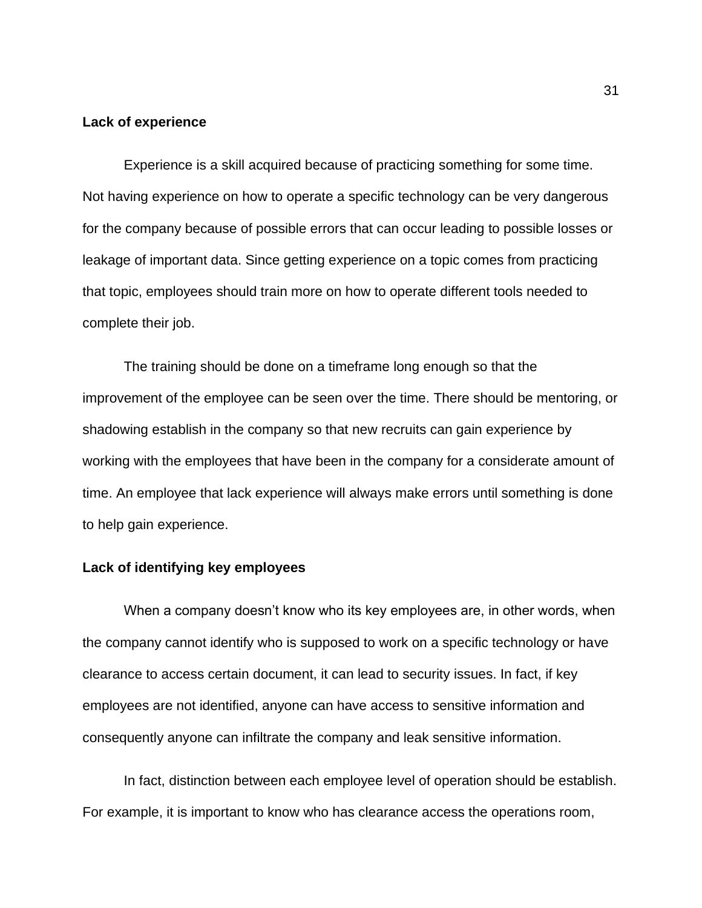**Lack of experience**

Experience is a skill acquired because of practicing something for some time. Not having experience on how to operate a specific technology can be very dangerous for the company because of possible errors that can occur leading to possible losses or leakage of important data. Since getting experience on a topic comes from practicing that topic, employees should train more on how to operate different tools needed to complete their job.

The training should be done on a timeframe long enough so that the improvement of the employee can be seen over the time. There should be mentoring, or shadowing establish in the company so that new recruits can gain experience by working with the employees that have been in the company for a considerate amount of time. An employee that lack experience will always make errors until something is done to help gain experience.

**Lack of identifying key employees**

When a company doesn't know who its key employees are, in other words, when the company cannot identify who is supposed to work on a specific technology or have clearance to access certain document, it can lead to security issues. In fact, if key employees are not identified, anyone can have access to sensitive information and consequently anyone can infiltrate the company and leak sensitive information.

In fact, distinction between each employee level of operation should be establish. For example, it is important to know who has clearance access the operations room,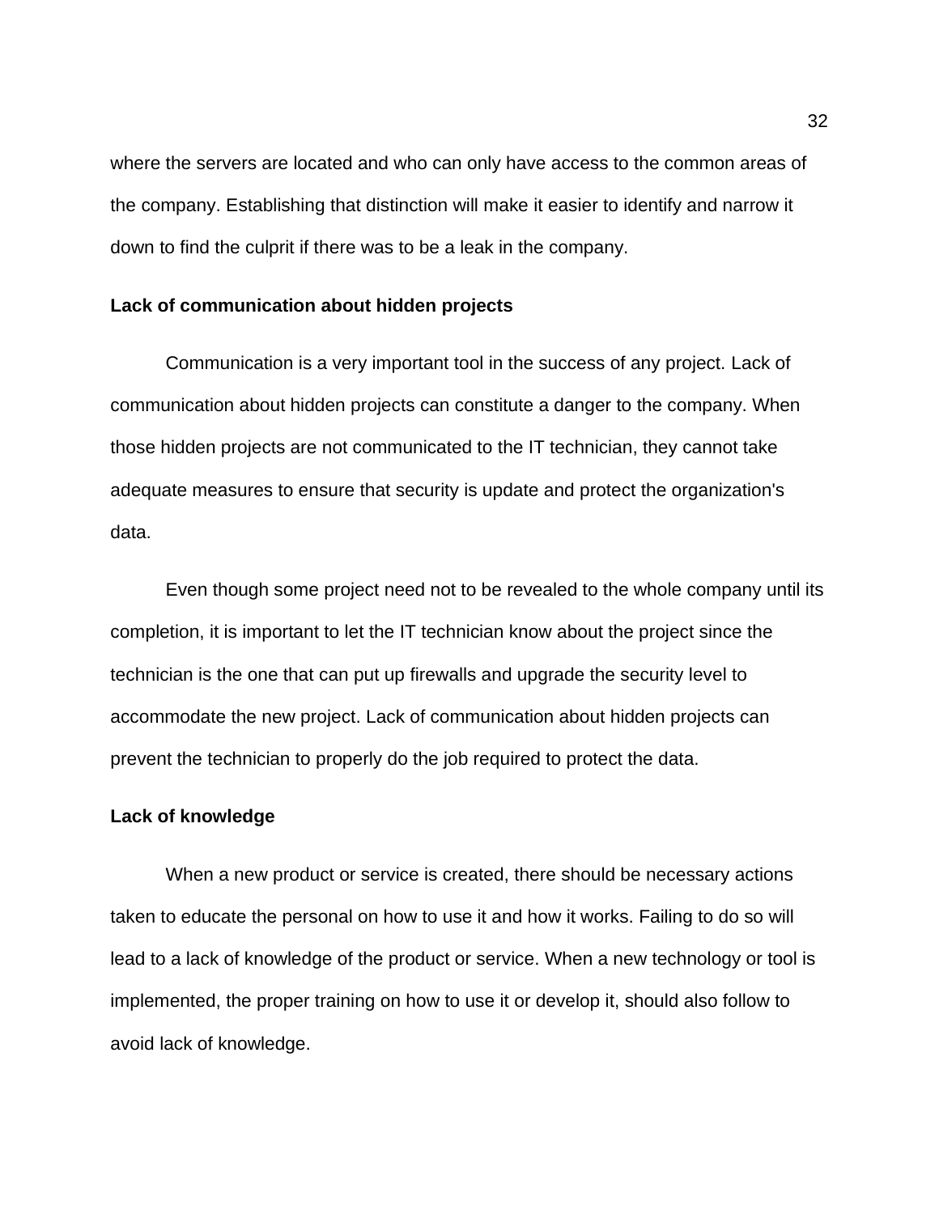where the servers are located and who can only have access to the common areas of the company. Establishing that distinction will make it easier to identify and narrow it down to find the culprit if there was to be a leak in the company.

**Lack of communication about hidden projects**

Communication is a very important tool in the success of any project. Lack of communication about hidden projects can constitute a danger to the company. When those hidden projects are not communicated to the IT technician, they cannot take adequate measures to ensure that security is update and protect the organization's data.

Even though some project need not to be revealed to the whole company until its completion, it is important to let the IT technician know about the project since the technician is the one that can put up firewalls and upgrade the security level to accommodate the new project. Lack of communication about hidden projects can prevent the technician to properly do the job required to protect the data.

**Lack of knowledge**

When a new product or service is created, there should be necessary actions taken to educate the personal on how to use it and how it works. Failing to do so will lead to a lack of knowledge of the product or service. When a new technology or tool is implemented, the proper training on how to use it or develop it, should also follow to avoid lack of knowledge.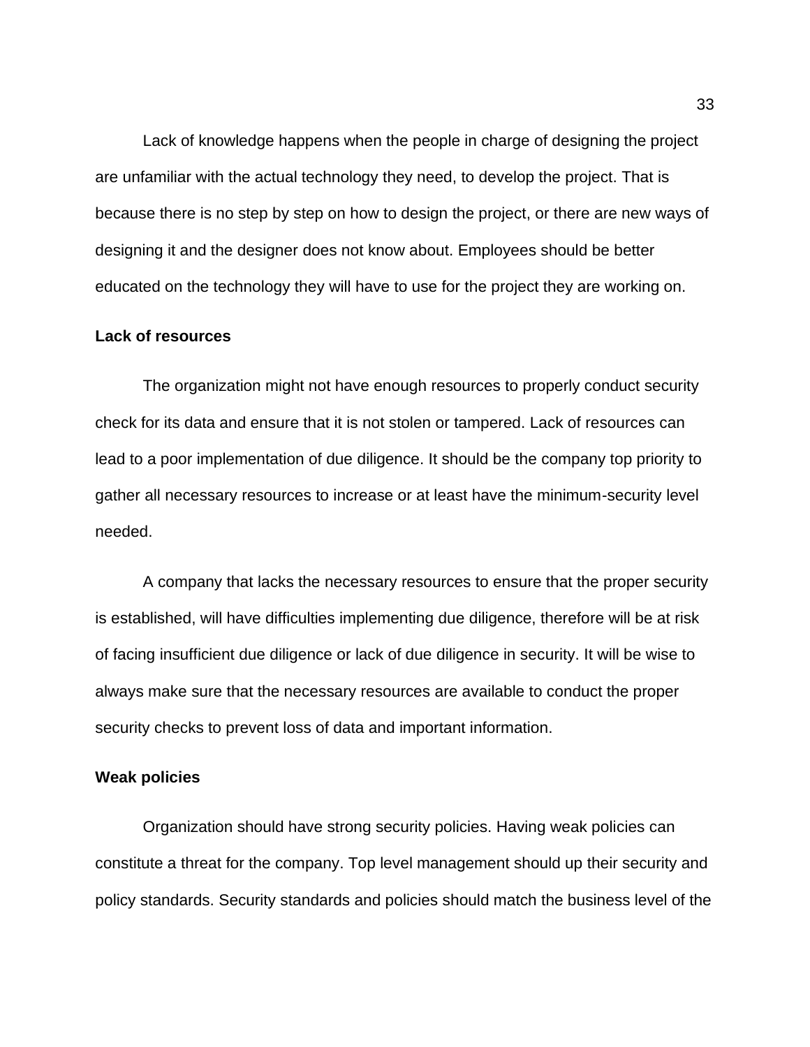Lack of knowledge happens when the people in charge of designing the project are unfamiliar with the actual technology they need, to develop the project. That is because there is no step by step on how to design the project, or there are new ways of designing it and the designer does not know about. Employees should be better educated on the technology they will have to use for the project they are working on.

**Lack of resources**

The organization might not have enough resources to properly conduct security check for its data and ensure that it is not stolen or tampered. Lack of resources can lead to a poor implementation of due diligence. It should be the company top priority to gather all necessary resources to increase or at least have the minimum-security level needed.

A company that lacks the necessary resources to ensure that the proper security is established, will have difficulties implementing due diligence, therefore will be at risk of facing insufficient due diligence or lack of due diligence in security. It will be wise to always make sure that the necessary resources are available to conduct the proper security checks to prevent loss of data and important information.

**Weak policies**

Organization should have strong security policies. Having weak policies can constitute a threat for the company. Top level management should up their security and policy standards. Security standards and policies should match the business level of the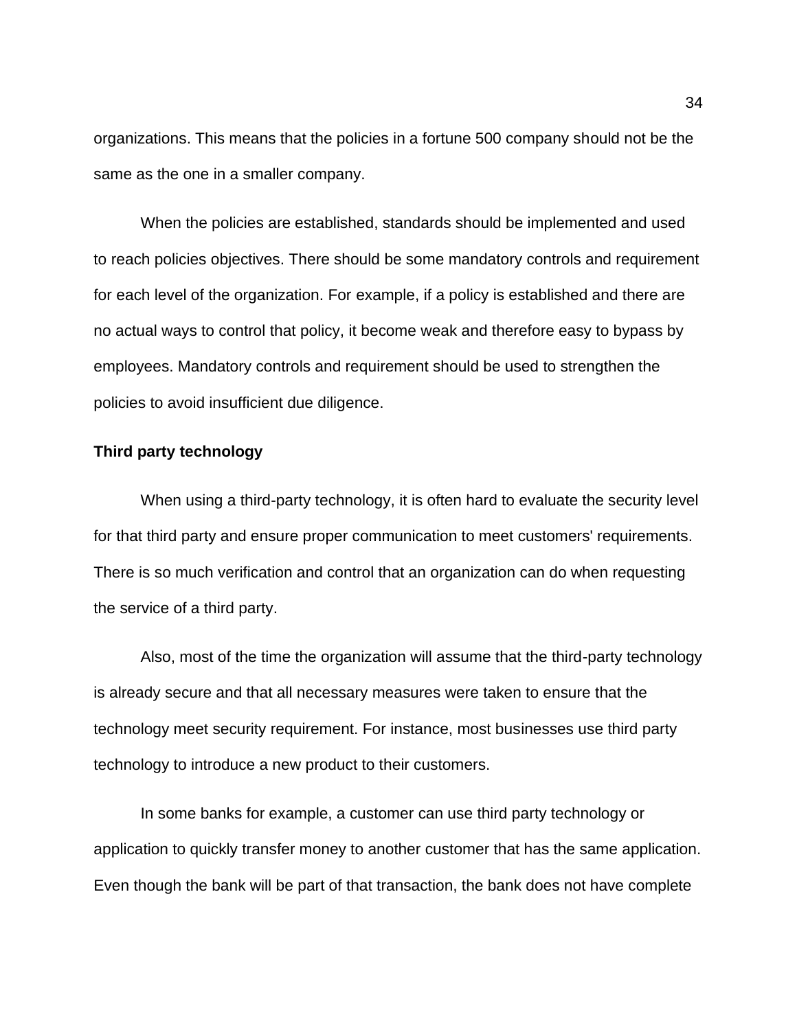organizations. This means that the policies in a fortune 500 company should not be the same as the one in a smaller company.

When the policies are established, standards should be implemented and used to reach policies objectives. There should be some mandatory controls and requirement for each level of the organization. For example, if a policy is established and there are no actual ways to control that policy, it become weak and therefore easy to bypass by employees. Mandatory controls and requirement should be used to strengthen the policies to avoid insufficient due diligence.

**Third party technology**

When using a third-party technology, it is often hard to evaluate the security level for that third party and ensure proper communication to meet customers' requirements. There is so much verification and control that an organization can do when requesting the service of a third party.

Also, most of the time the organization will assume that the third-party technology is already secure and that all necessary measures were taken to ensure that the technology meet security requirement. For instance, most businesses use third party technology to introduce a new product to their customers.

In some banks for example, a customer can use third party technology or application to quickly transfer money to another customer that has the same application. Even though the bank will be part of that transaction, the bank does not have complete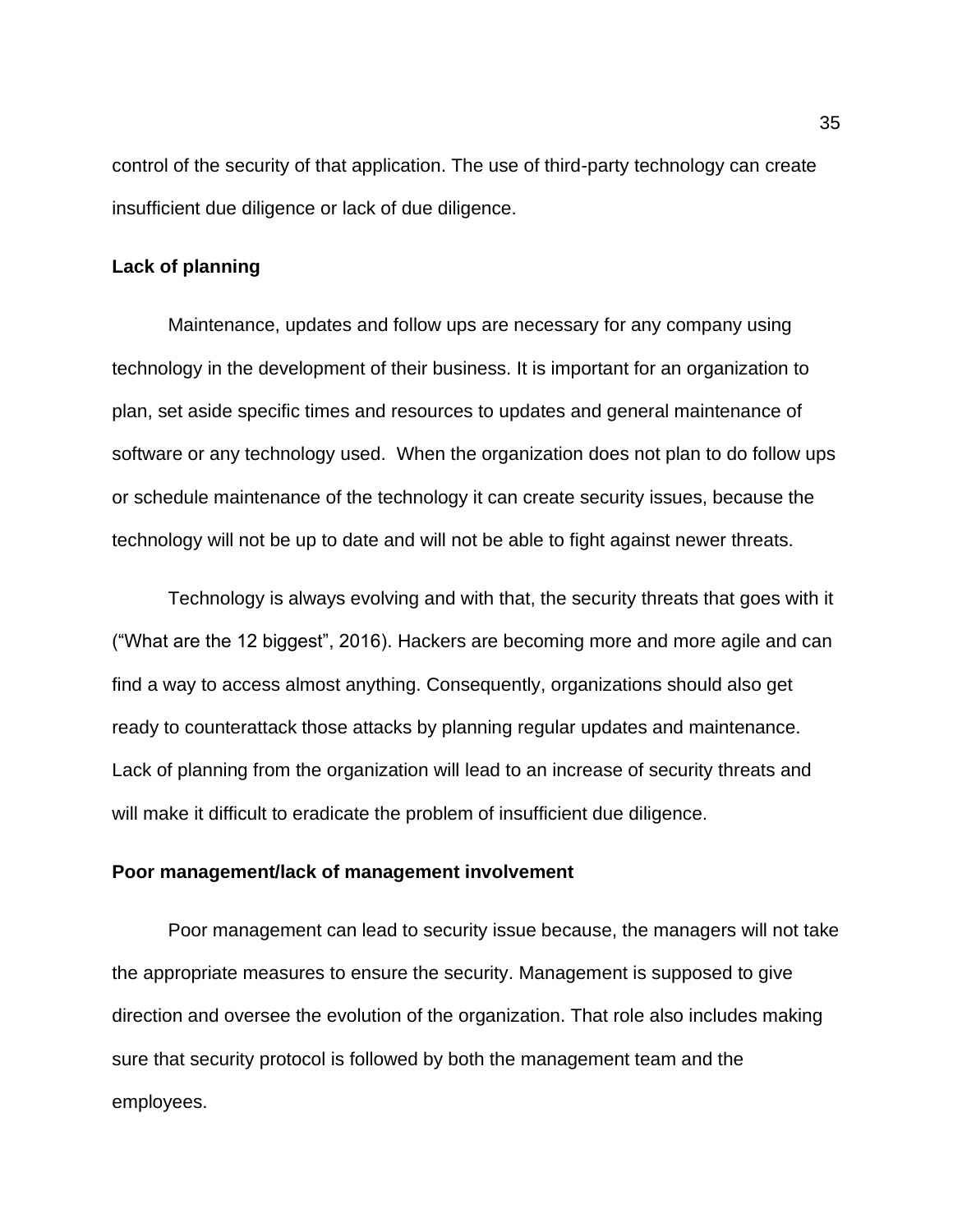control of the security of that application. The use of third-party technology can create insufficient due diligence or lack of due diligence.

**Lack of planning**

Maintenance, updates and follow ups are necessary for any company using technology in the development of their business. It is important for an organization to plan, set aside specific times and resources to updates and general maintenance of software or any technology used. When the organization does not plan to do follow ups or schedule maintenance of the technology it can create security issues, because the technology will not be up to date and will not be able to fight against newer threats.

Technology is always evolving and with that, the security threats that goes with it ("What are the 12 biggest", 2016). Hackers are becoming more and more agile and can find a way to access almost anything. Consequently, organizations should also get ready to counterattack those attacks by planning regular updates and maintenance. Lack of planning from the organization will lead to an increase of security threats and will make it difficult to eradicate the problem of insufficient due diligence.

**Poor management/lack of management involvement**

Poor management can lead to security issue because, the managers will not take the appropriate measures to ensure the security. Management is supposed to give direction and oversee the evolution of the organization. That role also includes making sure that security protocol is followed by both the management team and the employees.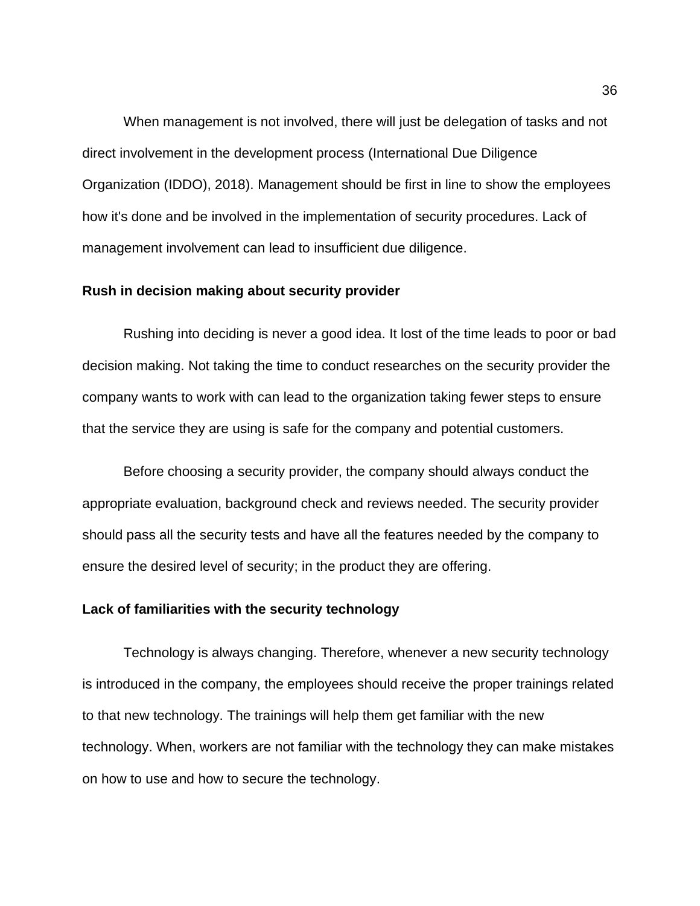When management is not involved, there will just be delegation of tasks and not direct involvement in the development process (International Due Diligence Organization (IDDO), 2018). Management should be first in line to show the employees how it's done and be involved in the implementation of security procedures. Lack of management involvement can lead to insufficient due diligence.

**Rush in decision making about security provider**

Rushing into deciding is never a good idea. It lost of the time leads to poor or bad decision making. Not taking the time to conduct researches on the security provider the company wants to work with can lead to the organization taking fewer steps to ensure that the service they are using is safe for the company and potential customers.

Before choosing a security provider, the company should always conduct the appropriate evaluation, background check and reviews needed. The security provider should pass all the security tests and have all the features needed by the company to ensure the desired level of security; in the product they are offering.

**Lack of familiarities with the security technology**

Technology is always changing. Therefore, whenever a new security technology is introduced in the company, the employees should receive the proper trainings related to that new technology. The trainings will help them get familiar with the new technology. When, workers are not familiar with the technology they can make mistakes on how to use and how to secure the technology.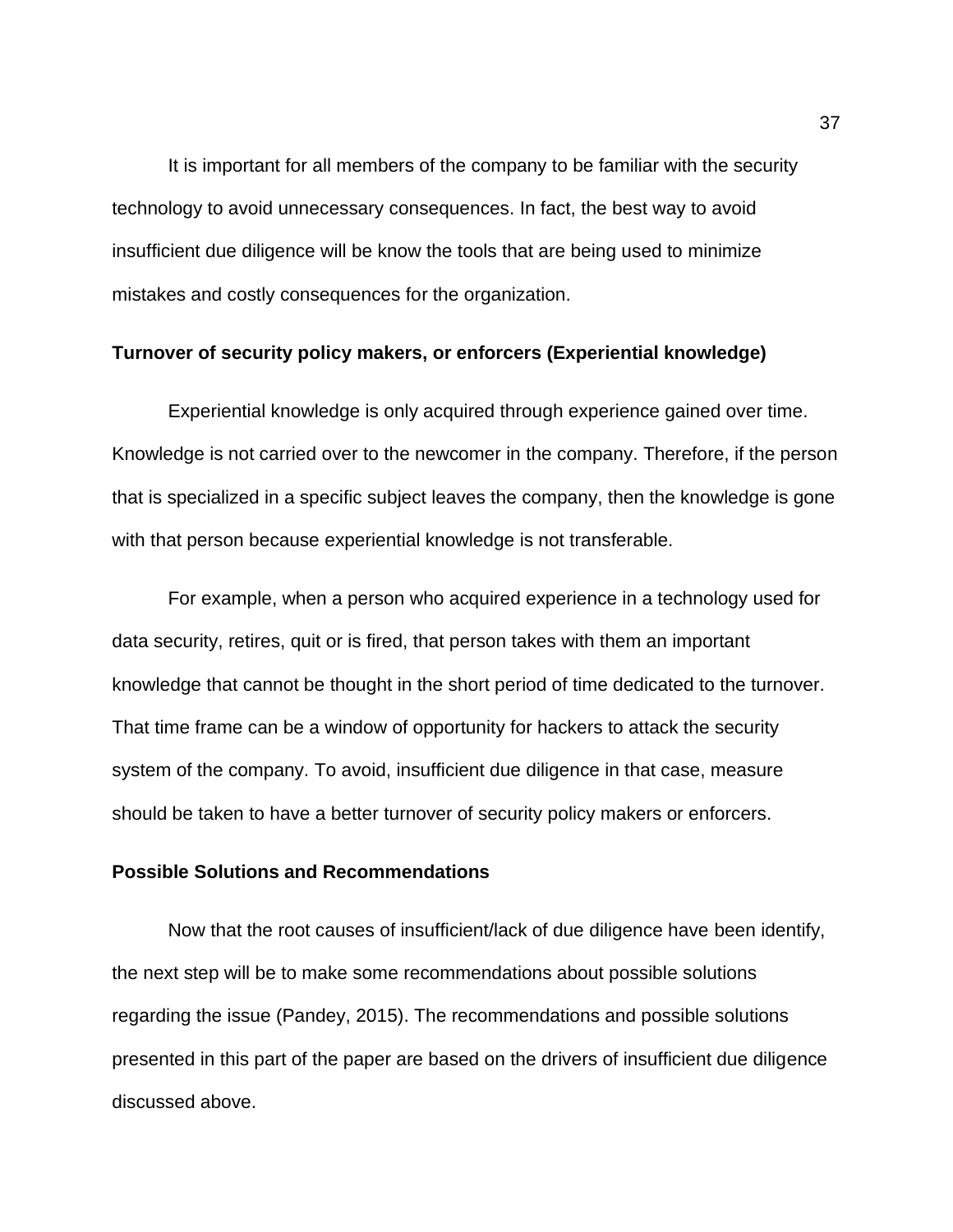It is important for all members of the company to be familiar with the security technology to avoid unnecessary consequences. In fact, the best way to avoid insufficient due diligence will be know the tools that are being used to minimize mistakes and costly consequences for the organization.

**Turnover of security policy makers, or enforcers (Experiential knowledge)**

Experiential knowledge is only acquired through experience gained over time. Knowledge is not carried over to the newcomer in the company. Therefore, if the person that is specialized in a specific subject leaves the company, then the knowledge is gone with that person because experiential knowledge is not transferable.

For example, when a person who acquired experience in a technology used for data security, retires, quit or is fired, that person takes with them an important knowledge that cannot be thought in the short period of time dedicated to the turnover. That time frame can be a window of opportunity for hackers to attack the security system of the company. To avoid, insufficient due diligence in that case, measure should be taken to have a better turnover of security policy makers or enforcers.

**Possible Solutions and Recommendations**

Now that the root causes of insufficient/lack of due diligence have been identify, the next step will be to make some recommendations about possible solutions regarding the issue (Pandey, 2015). The recommendations and possible solutions presented in this part of the paper are based on the drivers of insufficient due diligence discussed above.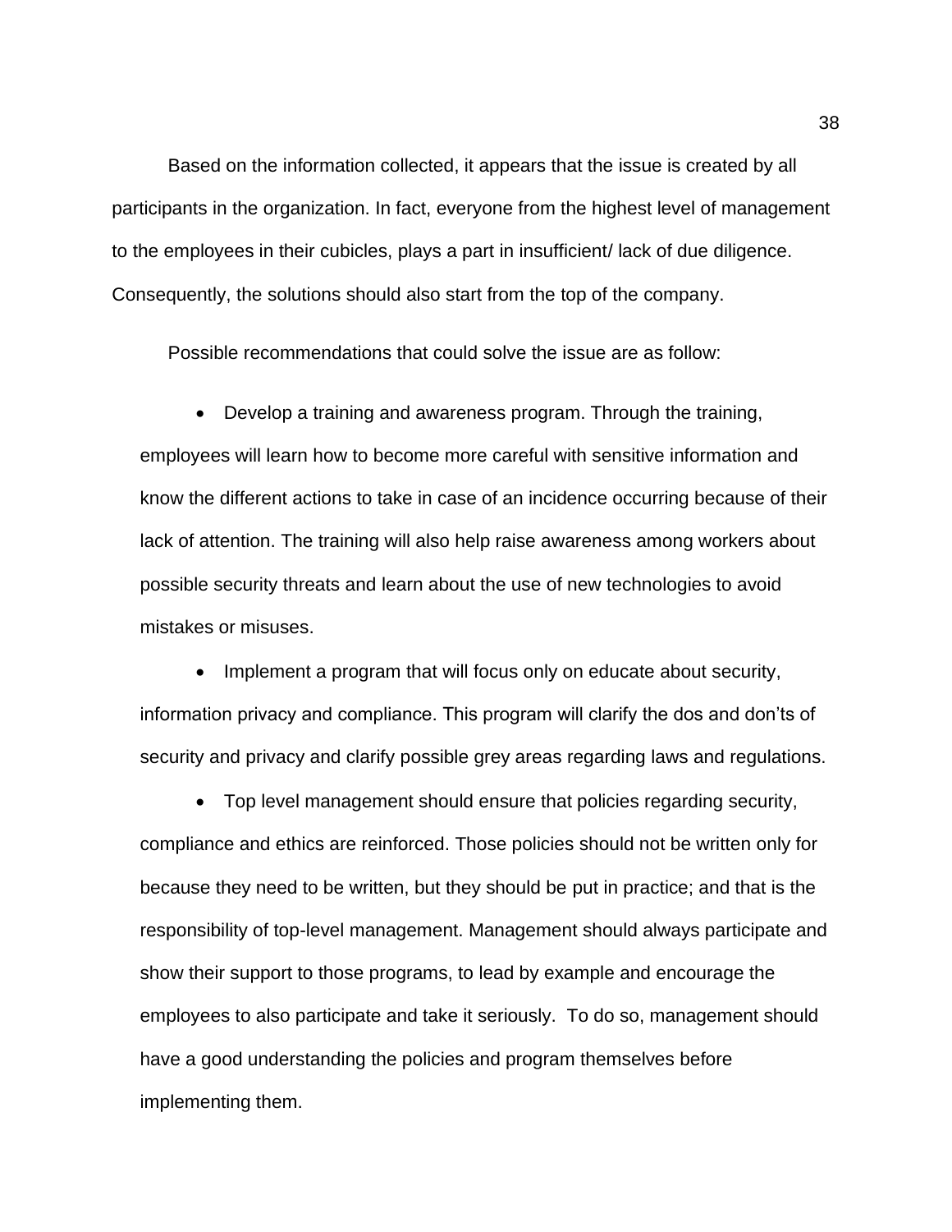Based on the information collected, it appears that the issue is created by all participants in the organization. In fact, everyone from the highest level of management to the employees in their cubicles, plays a part in insufficient/ lack of due diligence. Consequently, the solutions should also start from the top of the company.

Possible recommendations that could solve the issue are as follow:

- Develop a training and awareness program. Through the training, employees will learn how to become more careful with sensitive information and know the different actions to take in case of an incidence occurring because of their lack of attention. The training will also help raise awareness among workers about possible security threats and learn about the use of new technologies to avoid mistakes or misuses.
- Implement a program that will focus only on educate about security, information privacy and compliance. This program will clarify the dos and don'ts of security and privacy and clarify possible grey areas regarding laws and regulations.
- Top level management should ensure that policies regarding security, compliance and ethics are reinforced. Those policies should not be written only for because they need to be written, but they should be put in practice; and that is the responsibility of top-level management. Management should always participate and show their support to those programs, to lead by example and encourage the employees to also participate and take it seriously. To do so, management should have a good understanding the policies and program themselves before implementing them.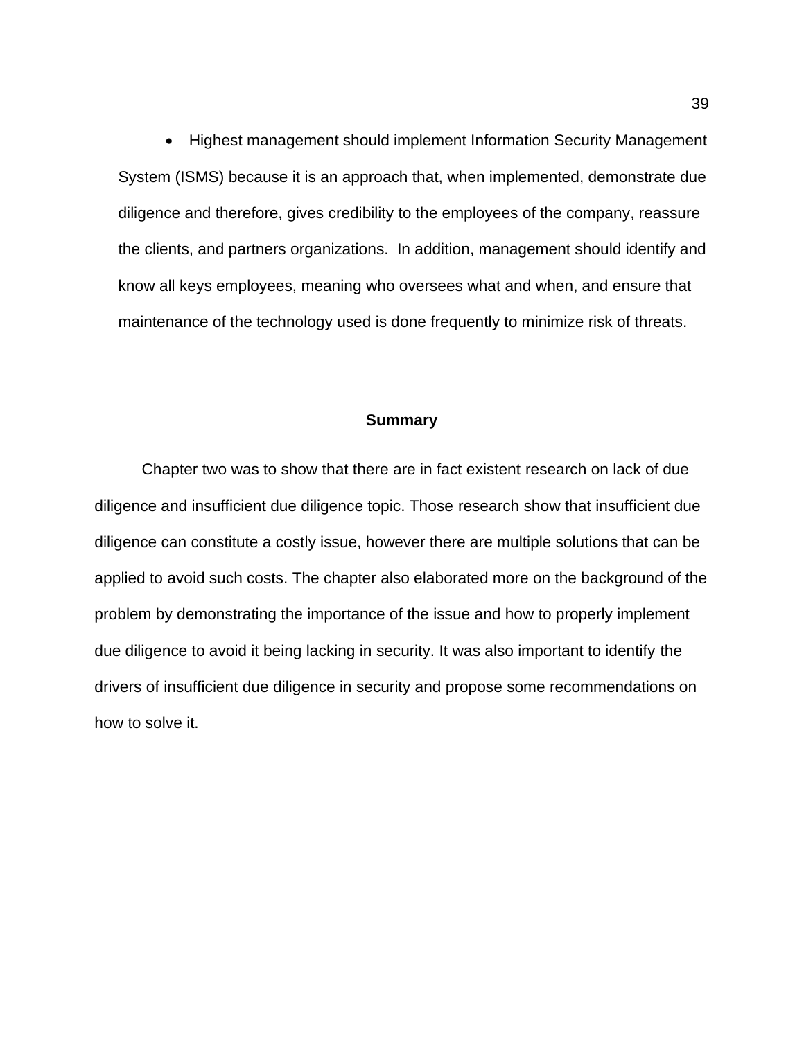- Highest management should implement Information Security Management System (ISMS) because it is an approach that, when implemented, demonstrate due diligence and therefore, gives credibility to the employees of the company, reassure the clients, and partners organizations.  In addition, management should identify and know all keys employees, meaning who oversees what and when, and ensure that maintenance of the technology used is done frequently to minimize risk of threats.

## Summary

Chapter two was to show that there are in fact existent research on lack of due diligence and insufficient due diligence topic. Those research show that insufficient due diligence can constitute a costly issue, however there are multiple solutions that can be applied to avoid such costs. The chapter also elaborated more on the background of the problem by demonstrating the importance of the issue and how to properly implement due diligence to avoid it being lacking in security. It was also important to identify the drivers of insufficient due diligence in security and propose some recommendations on how to solve it.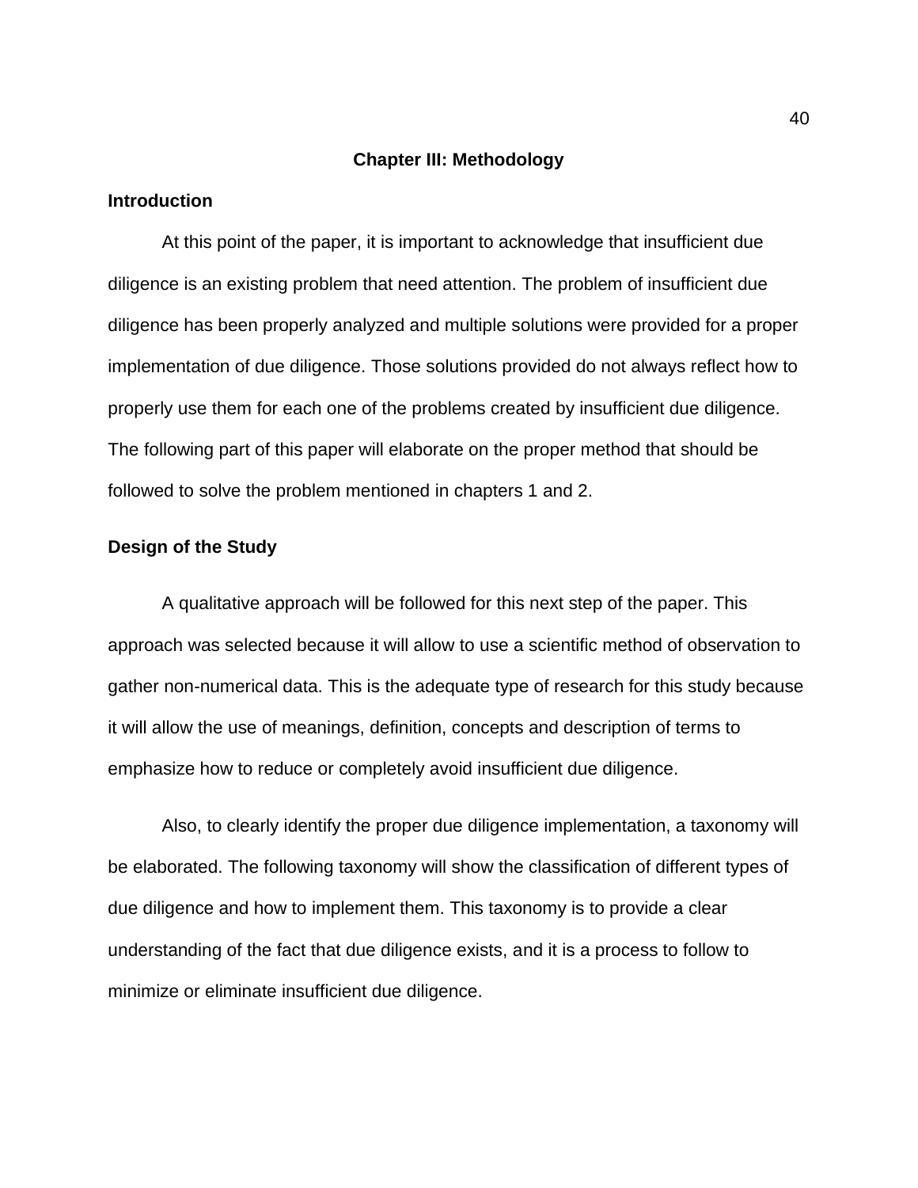## Chapter III: Methodology

### Introduction

At this point of the paper, it is important to acknowledge that insufficient due diligence is an existing problem that need attention. The problem of insufficient due diligence has been properly analyzed and multiple solutions were provided for a proper implementation of due diligence. Those solutions provided do not always reflect how to properly use them for each one of the problems created by insufficient due diligence. The following part of this paper will elaborate on the proper method that should be followed to solve the problem mentioned in chapters 1 and 2.

### Design of the Study

A qualitative approach will be followed for this next step of the paper. This approach was selected because it will allow to use a scientific method of observation to gather non-numerical data. This is the adequate type of research for this study because it will allow the use of meanings, definition, concepts and description of terms to emphasize how to reduce or completely avoid insufficient due diligence.

Also, to clearly identify the proper due diligence implementation, a taxonomy will be elaborated. The following taxonomy will show the classification of different types of due diligence and how to implement them. This taxonomy is to provide a clear understanding of the fact that due diligence exists, and it is a process to follow to minimize or eliminate insufficient due diligence.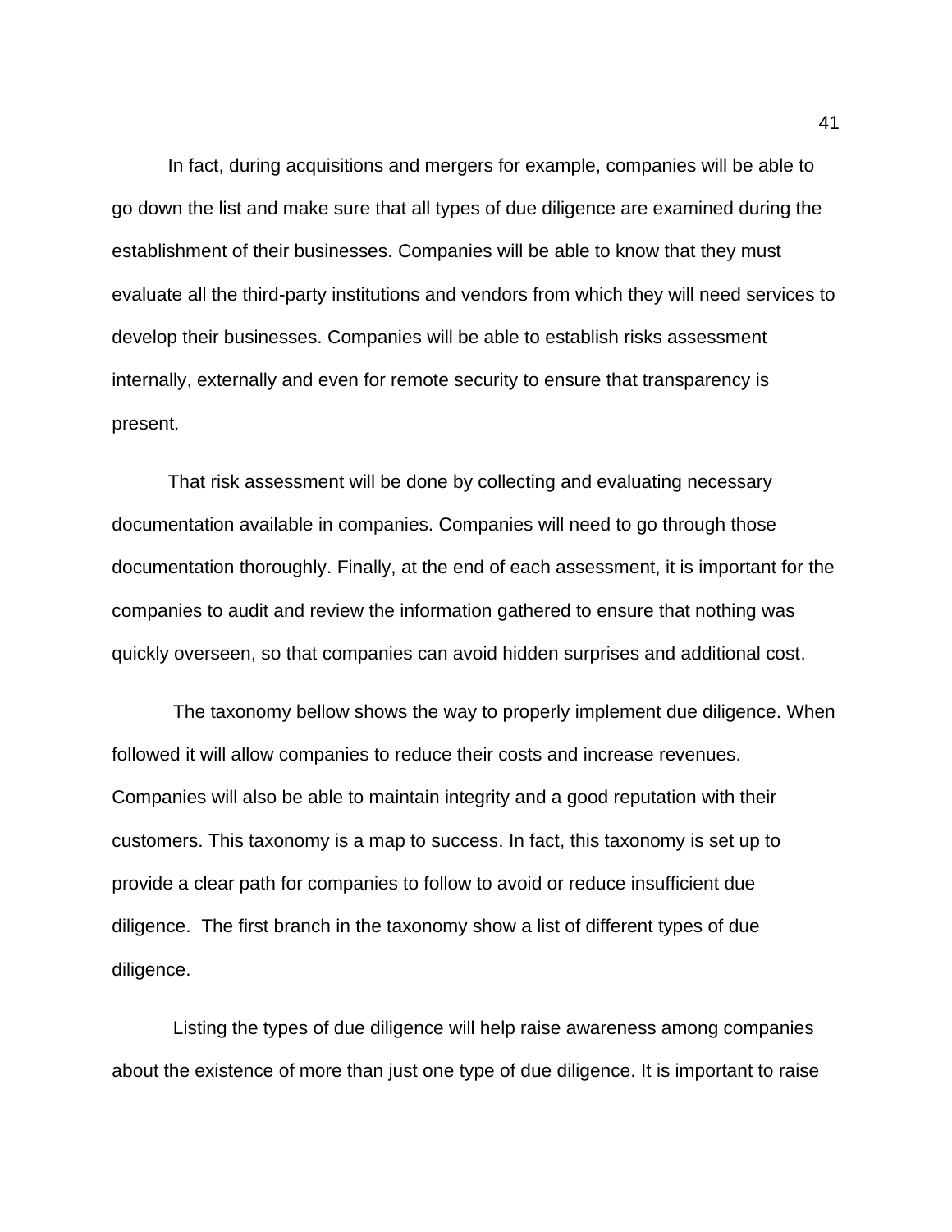In fact, during acquisitions and mergers for example, companies will be able to go down the list and make sure that all types of due diligence are examined during the establishment of their businesses. Companies will be able to know that they must evaluate all the third-party institutions and vendors from which they will need services to develop their businesses. Companies will be able to establish risks assessment internally, externally and even for remote security to ensure that transparency is present.

That risk assessment will be done by collecting and evaluating necessary documentation available in companies. Companies will need to go through those documentation thoroughly. Finally, at the end of each assessment, it is important for the companies to audit and review the information gathered to ensure that nothing was quickly overseen, so that companies can avoid hidden surprises and additional cost.

The taxonomy bellow shows the way to properly implement due diligence. When followed it will allow companies to reduce their costs and increase revenues. Companies will also be able to maintain integrity and a good reputation with their customers. This taxonomy is a map to success. In fact, this taxonomy is set up to provide a clear path for companies to follow to avoid or reduce insufficient due diligence. The first branch in the taxonomy show a list of different types of due diligence.

Listing the types of due diligence will help raise awareness among companies about the existence of more than just one type of due diligence. It is important to raise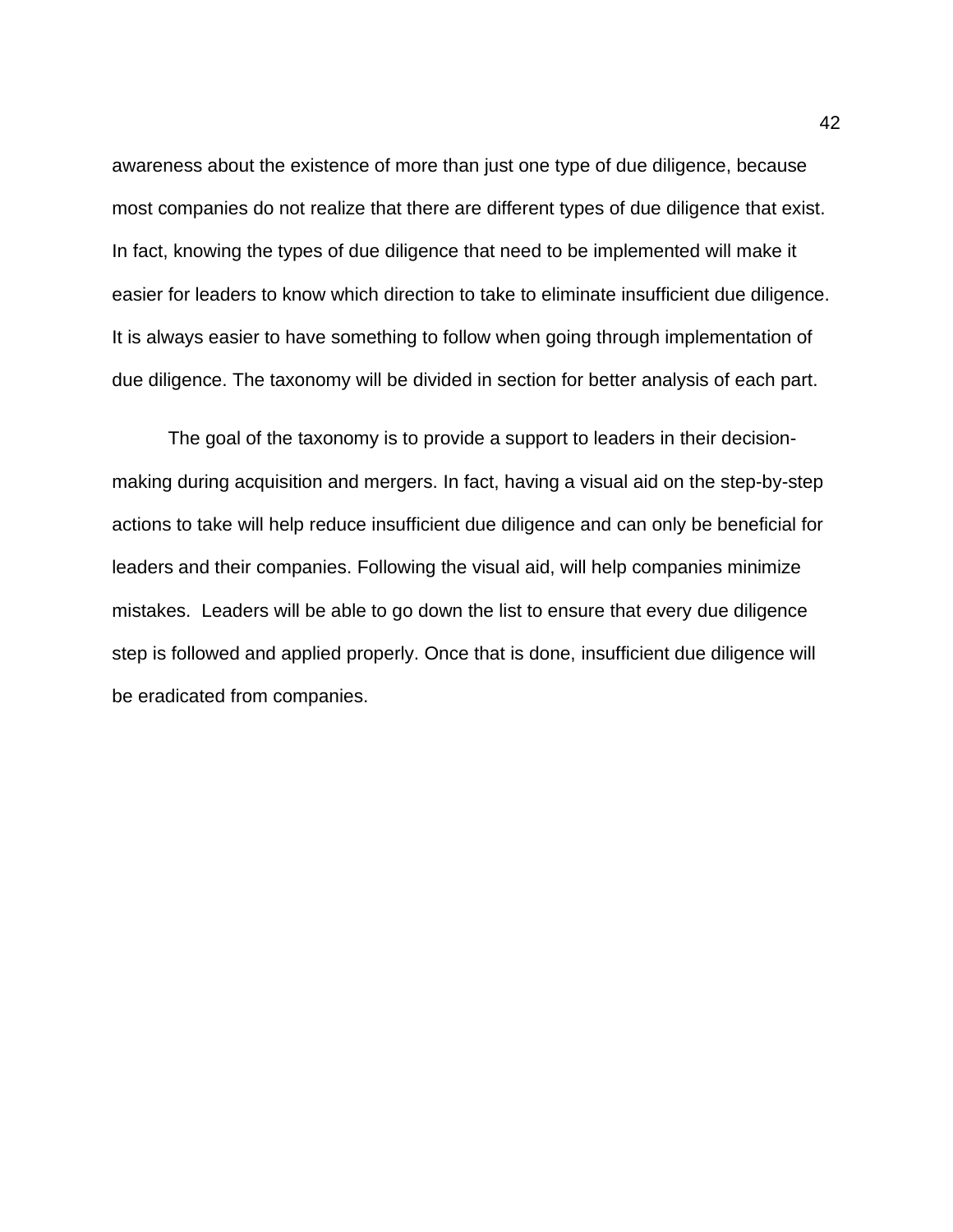awareness about the existence of more than just one type of due diligence, because most companies do not realize that there are different types of due diligence that exist. In fact, knowing the types of due diligence that need to be implemented will make it easier for leaders to know which direction to take to eliminate insufficient due diligence. It is always easier to have something to follow when going through implementation of due diligence. The taxonomy will be divided in section for better analysis of each part.

The goal of the taxonomy is to provide a support to leaders in their decision-making during acquisition and mergers. In fact, having a visual aid on the step-by-step actions to take will help reduce insufficient due diligence and can only be beneficial for leaders and their companies. Following the visual aid, will help companies minimize mistakes. Leaders will be able to go down the list to ensure that every due diligence step is followed and applied properly. Once that is done, insufficient due diligence will be eradicated from companies.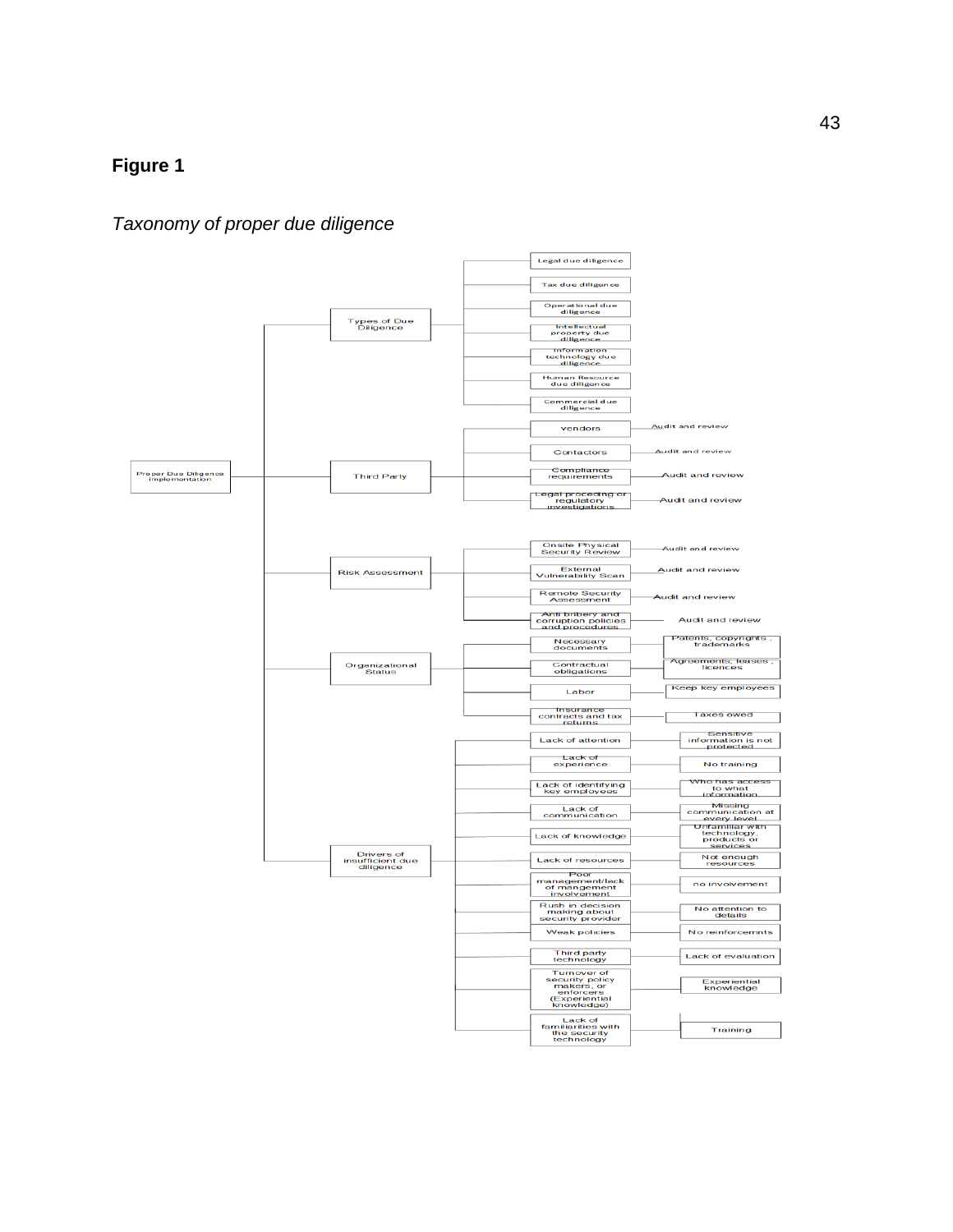**Figure 1**

*Taxonomy of proper due diligence*

- Proper Due Diligence implementation
  - Types of Due Diligence
    - Legal due diligence
    - Tax due diligence
    - Operational due diligence
    - Intellectual property due diligence
    - Information technology due diligence
    - Human Resource due diligence
    - Commercial due diligence
  - Third Party
    - Vendors — Audit and review
    - Contactors — Audit and review
    - Compliance requirements — Audit and review
    - Legal proceeding or regulatory investigations — Audit and review
  - Risk Assessment
    - Onsite Physical Security Review — Audit and review
    - External Vulnerability Scan — Audit and review
    - Remote Security Assessment — Audit and review
    - Anti bribery and corruption policies and procedures — Audit and review
  - Organizational Status
    - Necessary documents — Patents, copyrights , trademarks
    - Contractual obligations — Agreements, leases , licences
    - Labor — Keep key employees
    - Insurance contracts and tax returns — Taxes owed
  - Drivers of insufficient due diligence
    - Lack of attention — Sensitive information is not protected
    - Lack of experience — No training
    - Lack of identifying key employees — Who has access to what information
    - Lack of communication — Missing communication at every level
    - Lack of knowledge — Unfamiliar with technology, products or services
    - Lack of resources — Not enough resources
    - Poor management/lack of mangement involvement — no involvement
    - Rush in decision making about security provider — No attention to details
    - Weak policies — No reinforcemnts
    - Third party technology — Lack of evaluation
    - Turnover of security policy makers, or enforcers (Experiential knowledge) — Experiential knowledge
    - Lack of familiarities with the security technology — Training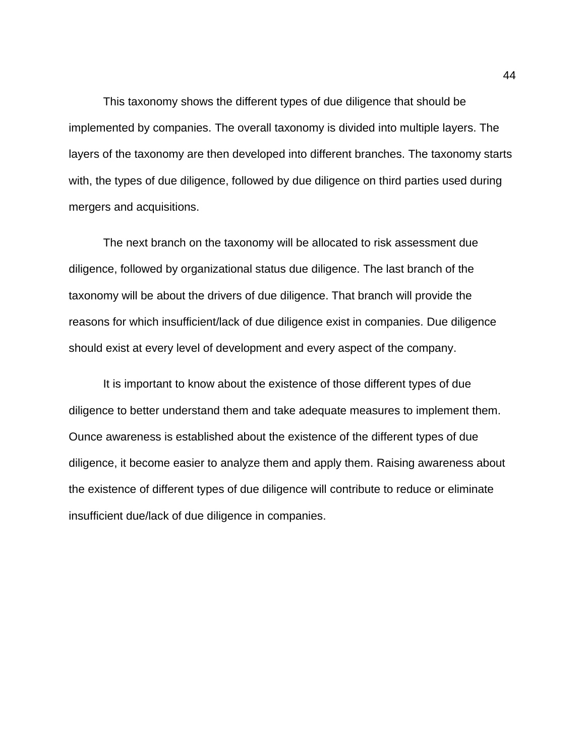This taxonomy shows the different types of due diligence that should be implemented by companies. The overall taxonomy is divided into multiple layers. The layers of the taxonomy are then developed into different branches. The taxonomy starts with, the types of due diligence, followed by due diligence on third parties used during mergers and acquisitions.

The next branch on the taxonomy will be allocated to risk assessment due diligence, followed by organizational status due diligence. The last branch of the taxonomy will be about the drivers of due diligence. That branch will provide the reasons for which insufficient/lack of due diligence exist in companies. Due diligence should exist at every level of development and every aspect of the company.

It is important to know about the existence of those different types of due diligence to better understand them and take adequate measures to implement them. Ounce awareness is established about the existence of the different types of due diligence, it become easier to analyze them and apply them. Raising awareness about the existence of different types of due diligence will contribute to reduce or eliminate insufficient due/lack of due diligence in companies.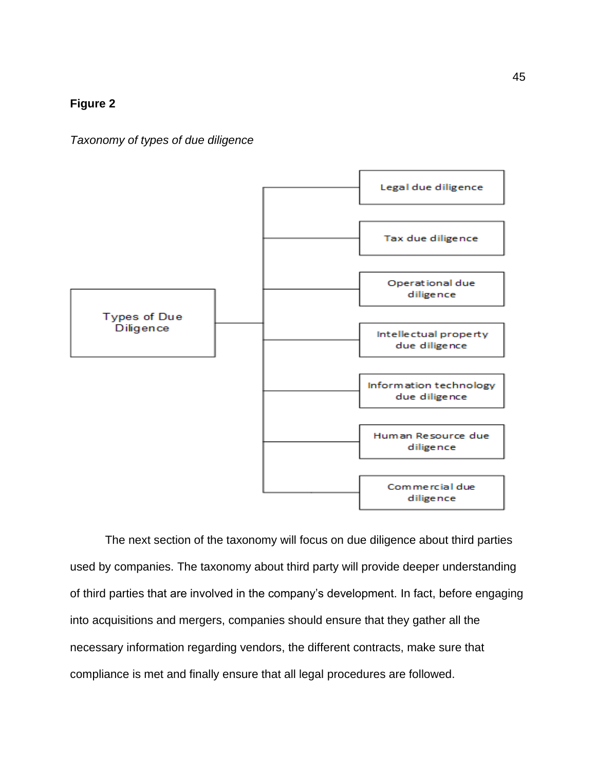**Figure 2**

*Taxonomy of types of due diligence*

- Types of Due Diligence
  - Legal due diligence
  - Tax due diligence
  - Operational due diligence
  - Intellectual property due diligence
  - Information technology due diligence
  - Human Resource due diligence
  - Commercial due diligence

The next section of the taxonomy will focus on due diligence about third parties used by companies. The taxonomy about third party will provide deeper understanding of third parties that are involved in the company's development. In fact, before engaging into acquisitions and mergers, companies should ensure that they gather all the necessary information regarding vendors, the different contracts, make sure that compliance is met and finally ensure that all legal procedures are followed.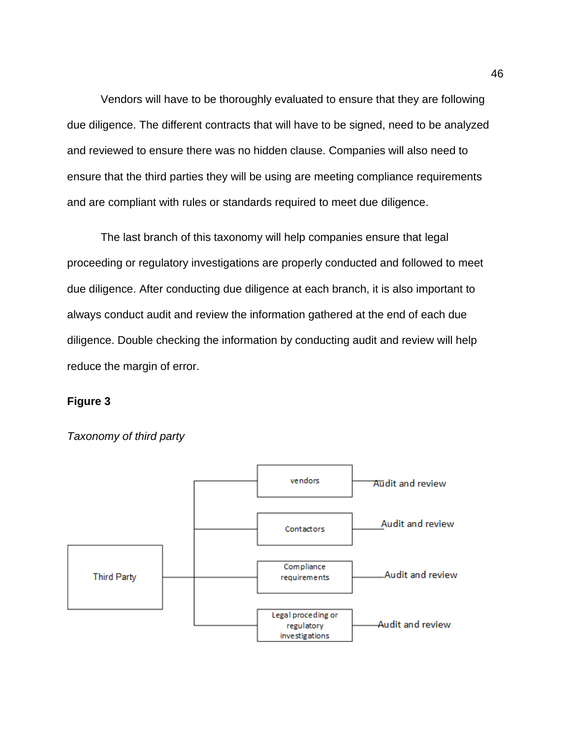Vendors will have to be thoroughly evaluated to ensure that they are following due diligence. The different contracts that will have to be signed, need to be analyzed and reviewed to ensure there was no hidden clause. Companies will also need to ensure that the third parties they will be using are meeting compliance requirements and are compliant with rules or standards required to meet due diligence.

The last branch of this taxonomy will help companies ensure that legal proceeding or regulatory investigations are properly conducted and followed to meet due diligence. After conducting due diligence at each branch, it is also important to always conduct audit and review the information gathered at the end of each due diligence. Double checking the information by conducting audit and review will help reduce the margin of error.

**Figure 3**

*Taxonomy of third party*

Third Party

vendors — Audit and review

Contactors — Audit and review

Compliance requirements — Audit and review

Legal proceding or regulatory investigations — Audit and review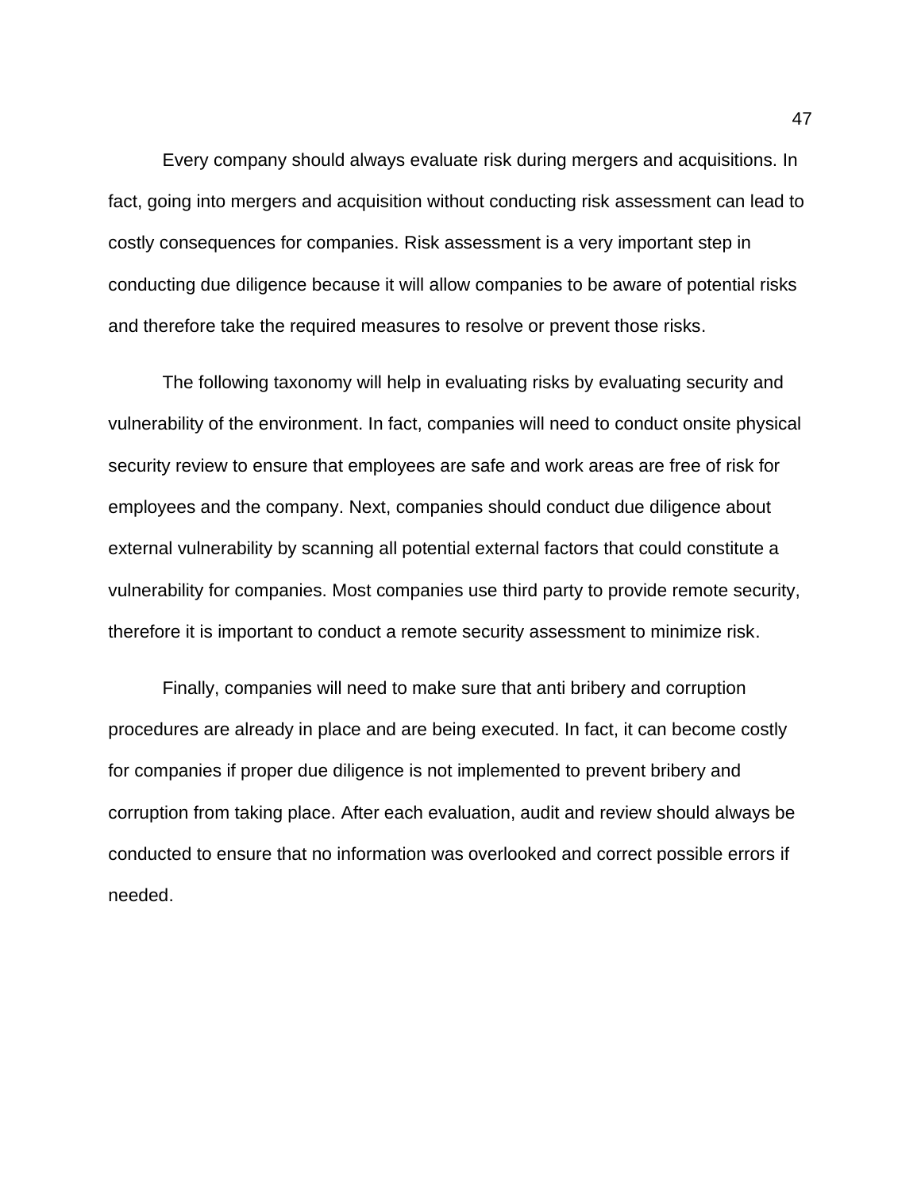Every company should always evaluate risk during mergers and acquisitions. In fact, going into mergers and acquisition without conducting risk assessment can lead to costly consequences for companies. Risk assessment is a very important step in conducting due diligence because it will allow companies to be aware of potential risks and therefore take the required measures to resolve or prevent those risks.

The following taxonomy will help in evaluating risks by evaluating security and vulnerability of the environment. In fact, companies will need to conduct onsite physical security review to ensure that employees are safe and work areas are free of risk for employees and the company. Next, companies should conduct due diligence about external vulnerability by scanning all potential external factors that could constitute a vulnerability for companies. Most companies use third party to provide remote security, therefore it is important to conduct a remote security assessment to minimize risk.

Finally, companies will need to make sure that anti bribery and corruption procedures are already in place and are being executed. In fact, it can become costly for companies if proper due diligence is not implemented to prevent bribery and corruption from taking place. After each evaluation, audit and review should always be conducted to ensure that no information was overlooked and correct possible errors if needed.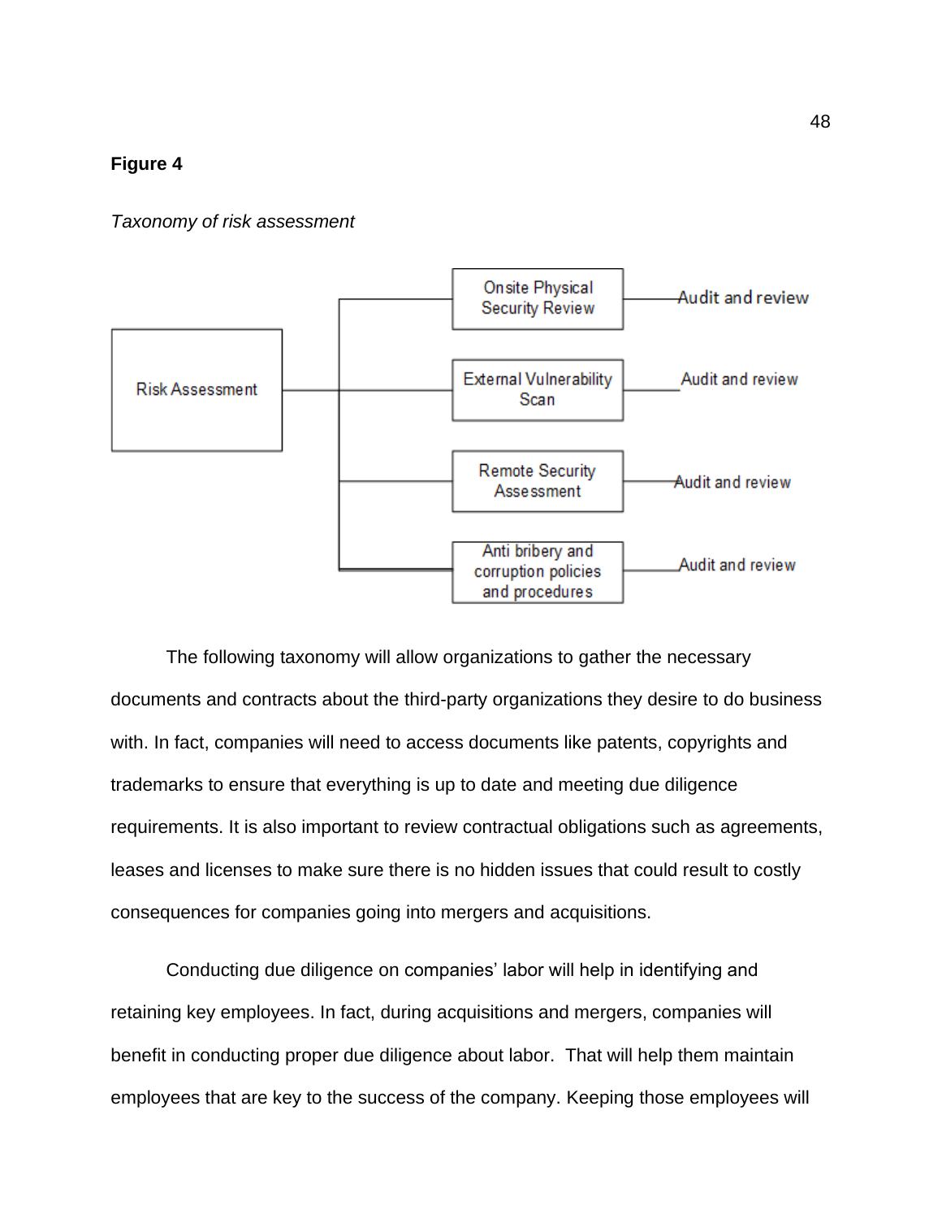**Figure 4**

*Taxonomy of risk assessment*

Risk Assessment

Onsite Physical Security Review — Audit and review

External Vulnerability Scan — Audit and review

Remote Security Assessment — Audit and review

Anti bribery and corruption policies and procedures — Audit and review

The following taxonomy will allow organizations to gather the necessary documents and contracts about the third-party organizations they desire to do business with. In fact, companies will need to access documents like patents, copyrights and trademarks to ensure that everything is up to date and meeting due diligence requirements. It is also important to review contractual obligations such as agreements, leases and licenses to make sure there is no hidden issues that could result to costly consequences for companies going into mergers and acquisitions.

Conducting due diligence on companies' labor will help in identifying and retaining key employees. In fact, during acquisitions and mergers, companies will benefit in conducting proper due diligence about labor. That will help them maintain employees that are key to the success of the company. Keeping those employees will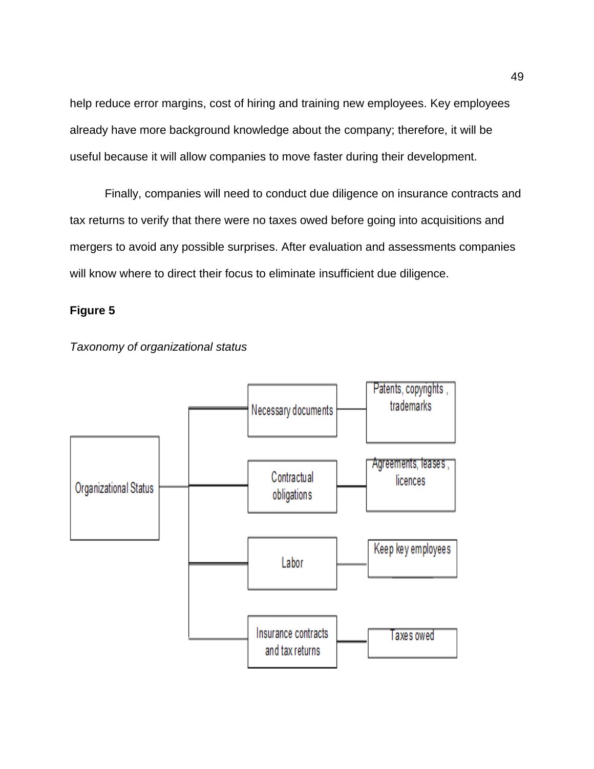help reduce error margins, cost of hiring and training new employees. Key employees already have more background knowledge about the company; therefore, it will be useful because it will allow companies to move faster during their development.

Finally, companies will need to conduct due diligence on insurance contracts and tax returns to verify that there were no taxes owed before going into acquisitions and mergers to avoid any possible surprises. After evaluation and assessments companies will know where to direct their focus to eliminate insufficient due diligence.

**Figure 5**

*Taxonomy of organizational status*

- Organizational Status
  - Necessary documents
    - Patents, copyrights, trademarks
  - Contractual obligations
    - Agreements, leases, licences
  - Labor
    - Keep key employees
  - Insurance contracts and tax returns
    - Taxes owed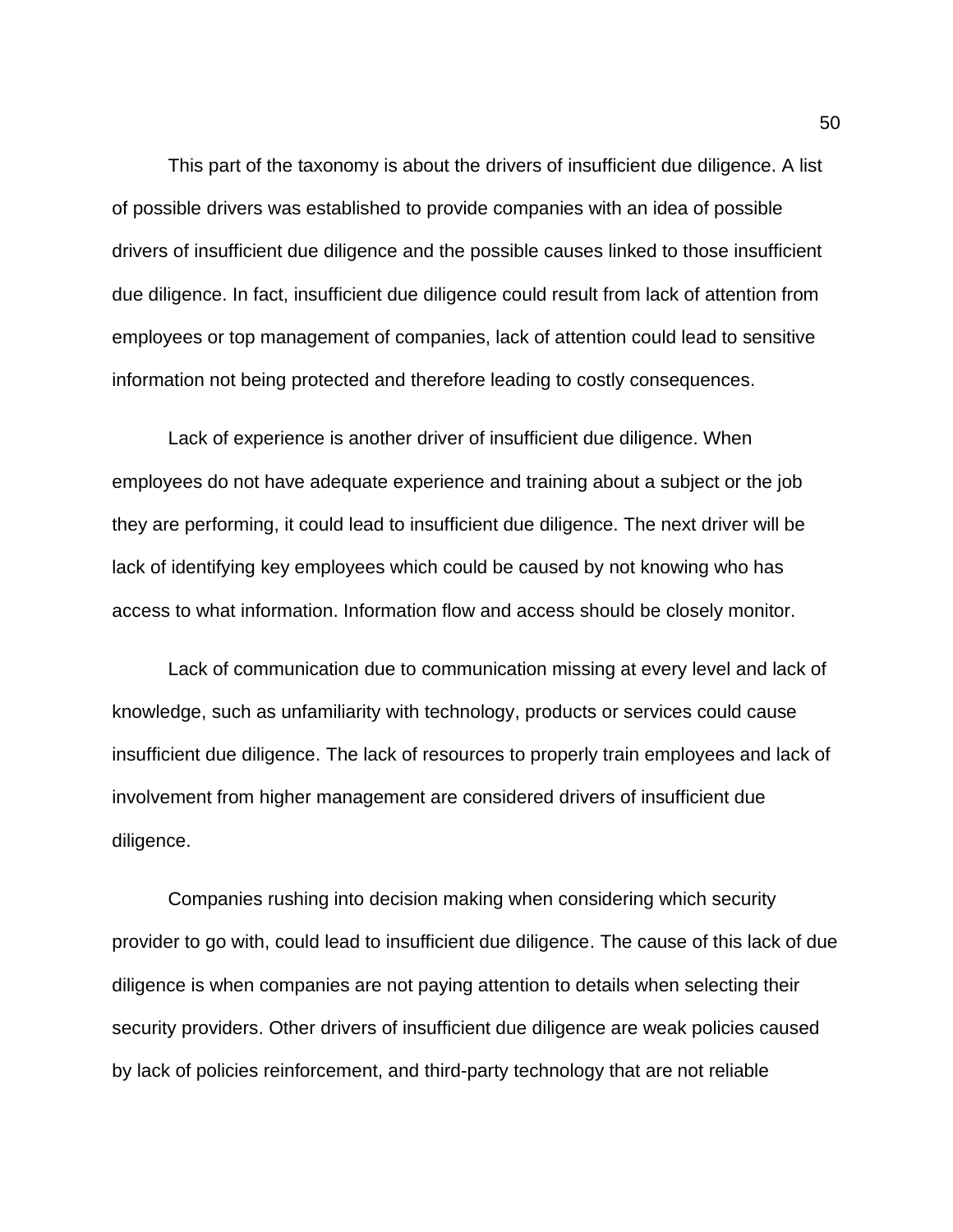This part of the taxonomy is about the drivers of insufficient due diligence. A list of possible drivers was established to provide companies with an idea of possible drivers of insufficient due diligence and the possible causes linked to those insufficient due diligence. In fact, insufficient due diligence could result from lack of attention from employees or top management of companies, lack of attention could lead to sensitive information not being protected and therefore leading to costly consequences.

Lack of experience is another driver of insufficient due diligence. When employees do not have adequate experience and training about a subject or the job they are performing, it could lead to insufficient due diligence. The next driver will be lack of identifying key employees which could be caused by not knowing who has access to what information. Information flow and access should be closely monitor.

Lack of communication due to communication missing at every level and lack of knowledge, such as unfamiliarity with technology, products or services could cause insufficient due diligence. The lack of resources to properly train employees and lack of involvement from higher management are considered drivers of insufficient due diligence.

Companies rushing into decision making when considering which security provider to go with, could lead to insufficient due diligence. The cause of this lack of due diligence is when companies are not paying attention to details when selecting their security providers. Other drivers of insufficient due diligence are weak policies caused by lack of policies reinforcement, and third-party technology that are not reliable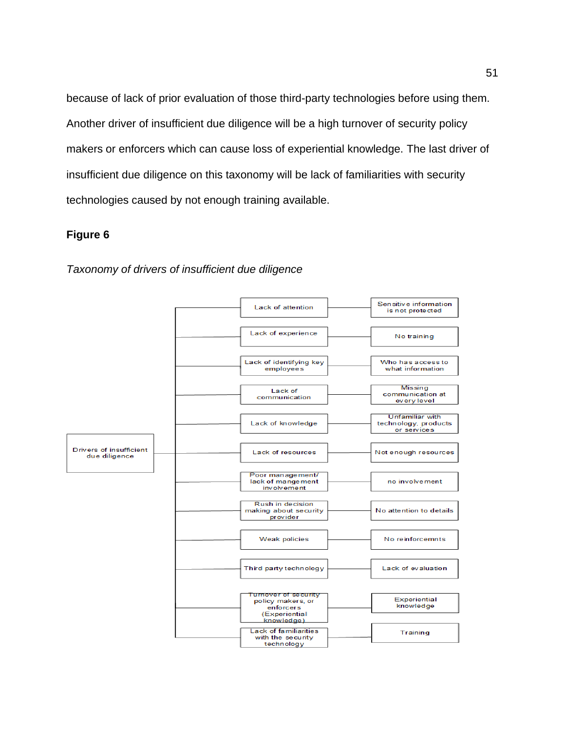because of lack of prior evaluation of those third-party technologies before using them. Another driver of insufficient due diligence will be a high turnover of security policy makers or enforcers which can cause loss of experiential knowledge. The last driver of insufficient due diligence on this taxonomy will be lack of familiarities with security technologies caused by not enough training available.

**Figure 6**

*Taxonomy of drivers of insufficient due diligence*

Drivers of insufficient due diligence

| Driver | Cause |
|---|---|
| Lack of attention | Sensitive information is not protected |
| Lack of experience | No training |
| Lack of identifying key employees | Who has access to what information |
| Lack of communication | Missing communication at every level |
| Lack of knowledge | Unfamiliar with technology, products or services |
| Lack of resources | Not enough resources |
| Poor management/ lack of mangement involvement | no involvement |
| Rush in decision making about security provider | No attention to details |
| Weak policies | No reinforcemnts |
| Third party technology | Lack of evaluation |
| Turnover of security policy makers, or enforcers (Experiential knowledge) | Experiential knowledge |
| Lack of familiarities with the security technology | Training |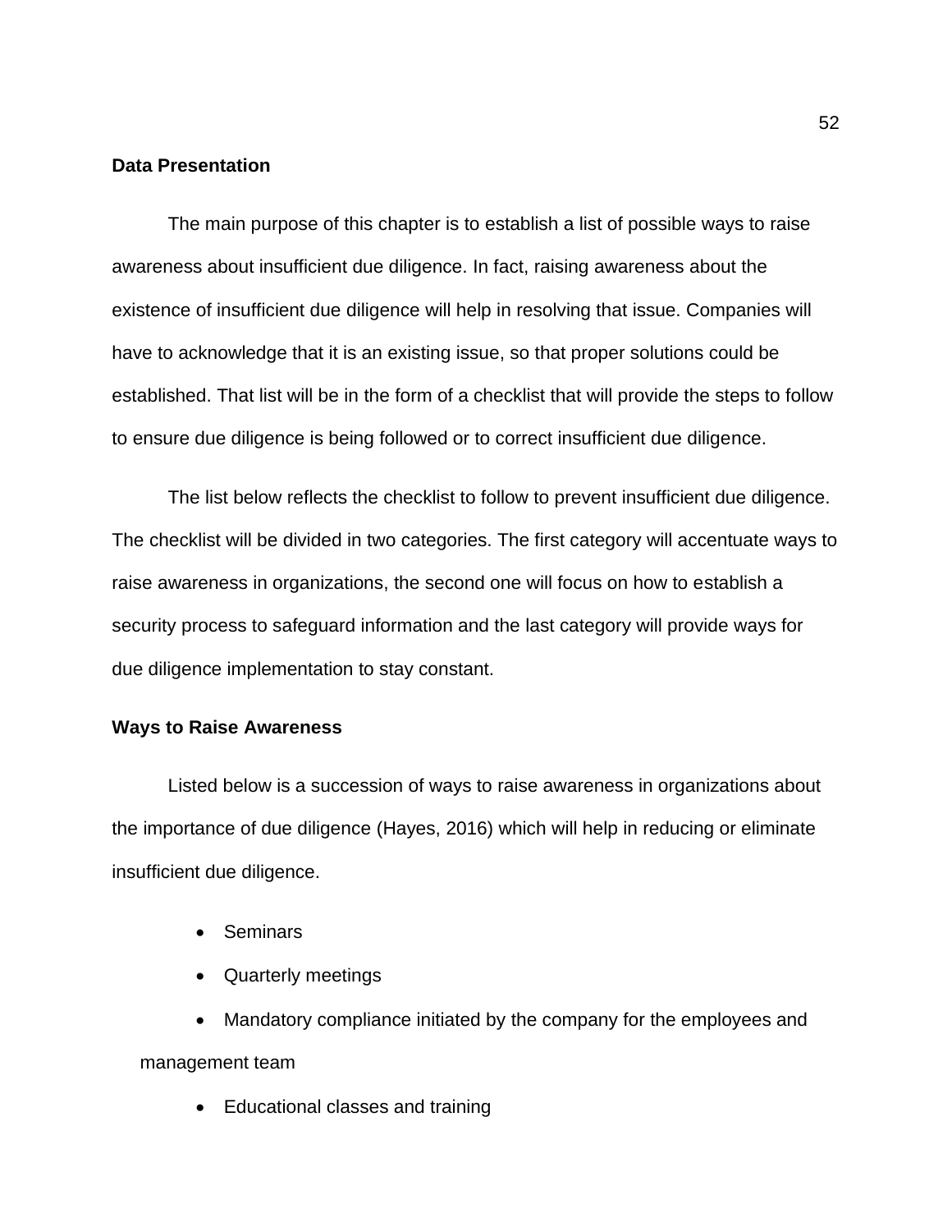## Data Presentation

The main purpose of this chapter is to establish a list of possible ways to raise awareness about insufficient due diligence. In fact, raising awareness about the existence of insufficient due diligence will help in resolving that issue. Companies will have to acknowledge that it is an existing issue, so that proper solutions could be established. That list will be in the form of a checklist that will provide the steps to follow to ensure due diligence is being followed or to correct insufficient due diligence.

The list below reflects the checklist to follow to prevent insufficient due diligence. The checklist will be divided in two categories. The first category will accentuate ways to raise awareness in organizations, the second one will focus on how to establish a security process to safeguard information and the last category will provide ways for due diligence implementation to stay constant.

### Ways to Raise Awareness

Listed below is a succession of ways to raise awareness in organizations about the importance of due diligence (Hayes, 2016) which will help in reducing or eliminate insufficient due diligence.

- Seminars
- Quarterly meetings
- Mandatory compliance initiated by the company for the employees and management team
- Educational classes and training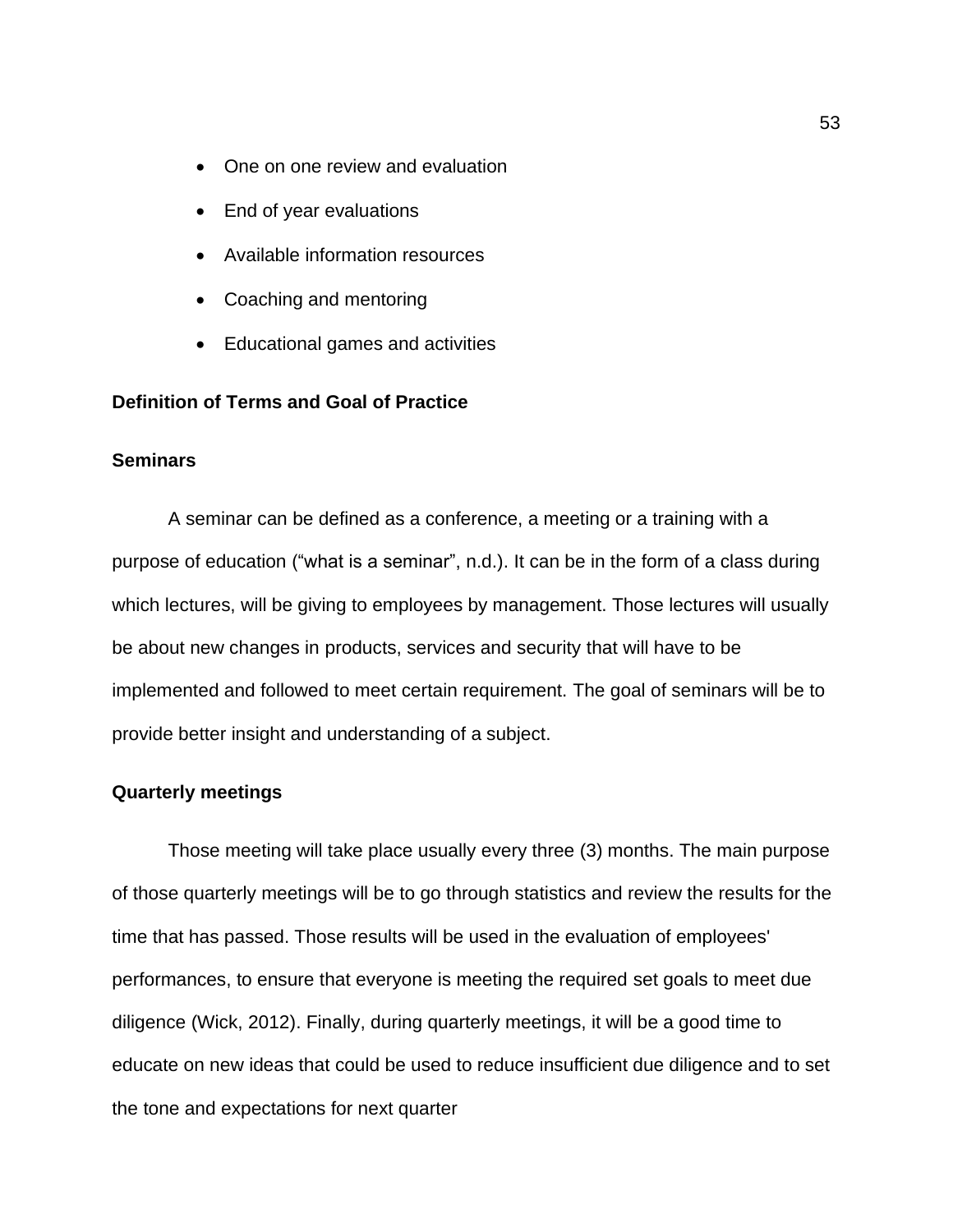- One on one review and evaluation
- End of year evaluations
- Available information resources
- Coaching and mentoring
- Educational games and activities

## Definition of Terms and Goal of Practice

### Seminars

A seminar can be defined as a conference, a meeting or a training with a purpose of education (“what is a seminar”, n.d.). It can be in the form of a class during which lectures, will be giving to employees by management. Those lectures will usually be about new changes in products, services and security that will have to be implemented and followed to meet certain requirement. The goal of seminars will be to provide better insight and understanding of a subject.

### Quarterly meetings

Those meeting will take place usually every three (3) months. The main purpose of those quarterly meetings will be to go through statistics and review the results for the time that has passed. Those results will be used in the evaluation of employees' performances, to ensure that everyone is meeting the required set goals to meet due diligence (Wick, 2012). Finally, during quarterly meetings, it will be a good time to educate on new ideas that could be used to reduce insufficient due diligence and to set the tone and expectations for next quarter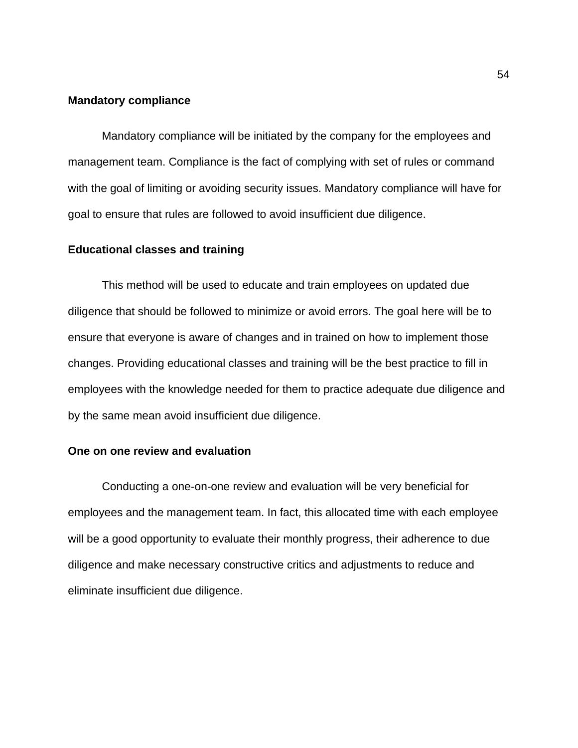**Mandatory compliance**

Mandatory compliance will be initiated by the company for the employees and management team. Compliance is the fact of complying with set of rules or command with the goal of limiting or avoiding security issues. Mandatory compliance will have for goal to ensure that rules are followed to avoid insufficient due diligence.

**Educational classes and training**

This method will be used to educate and train employees on updated due diligence that should be followed to minimize or avoid errors. The goal here will be to ensure that everyone is aware of changes and in trained on how to implement those changes. Providing educational classes and training will be the best practice to fill in employees with the knowledge needed for them to practice adequate due diligence and by the same mean avoid insufficient due diligence.

**One on one review and evaluation**

Conducting a one-on-one review and evaluation will be very beneficial for employees and the management team. In fact, this allocated time with each employee will be a good opportunity to evaluate their monthly progress, their adherence to due diligence and make necessary constructive critics and adjustments to reduce and eliminate insufficient due diligence.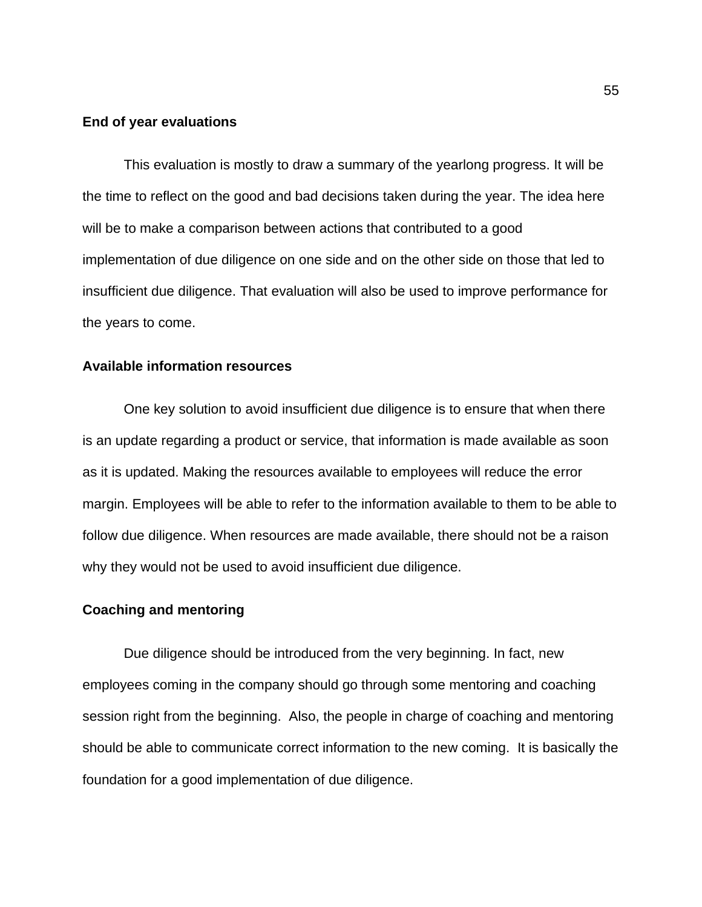**End of year evaluations**

This evaluation is mostly to draw a summary of the yearlong progress. It will be the time to reflect on the good and bad decisions taken during the year. The idea here will be to make a comparison between actions that contributed to a good implementation of due diligence on one side and on the other side on those that led to insufficient due diligence. That evaluation will also be used to improve performance for the years to come.

**Available information resources**

One key solution to avoid insufficient due diligence is to ensure that when there is an update regarding a product or service, that information is made available as soon as it is updated. Making the resources available to employees will reduce the error margin. Employees will be able to refer to the information available to them to be able to follow due diligence. When resources are made available, there should not be a raison why they would not be used to avoid insufficient due diligence.

**Coaching and mentoring**

Due diligence should be introduced from the very beginning. In fact, new employees coming in the company should go through some mentoring and coaching session right from the beginning.  Also, the people in charge of coaching and mentoring should be able to communicate correct information to the new coming.  It is basically the foundation for a good implementation of due diligence.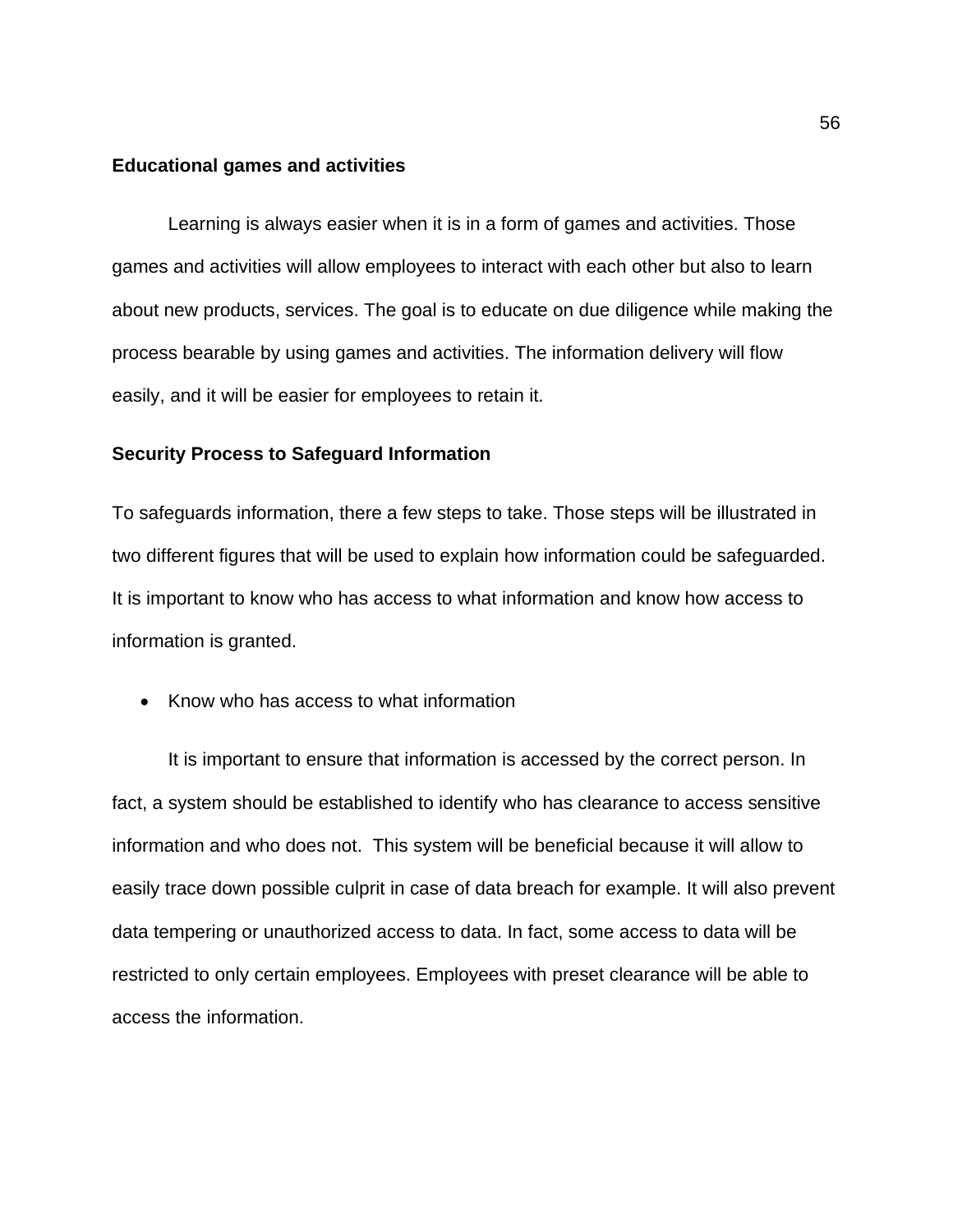### Educational games and activities

Learning is always easier when it is in a form of games and activities. Those games and activities will allow employees to interact with each other but also to learn about new products, services. The goal is to educate on due diligence while making the process bearable by using games and activities. The information delivery will flow easily, and it will be easier for employees to retain it.

### Security Process to Safeguard Information

To safeguards information, there a few steps to take. Those steps will be illustrated in two different figures that will be used to explain how information could be safeguarded. It is important to know who has access to what information and know how access to information is granted.

- Know who has access to what information

It is important to ensure that information is accessed by the correct person. In fact, a system should be established to identify who has clearance to access sensitive information and who does not. This system will be beneficial because it will allow to easily trace down possible culprit in case of data breach for example. It will also prevent data tempering or unauthorized access to data. In fact, some access to data will be restricted to only certain employees. Employees with preset clearance will be able to access the information.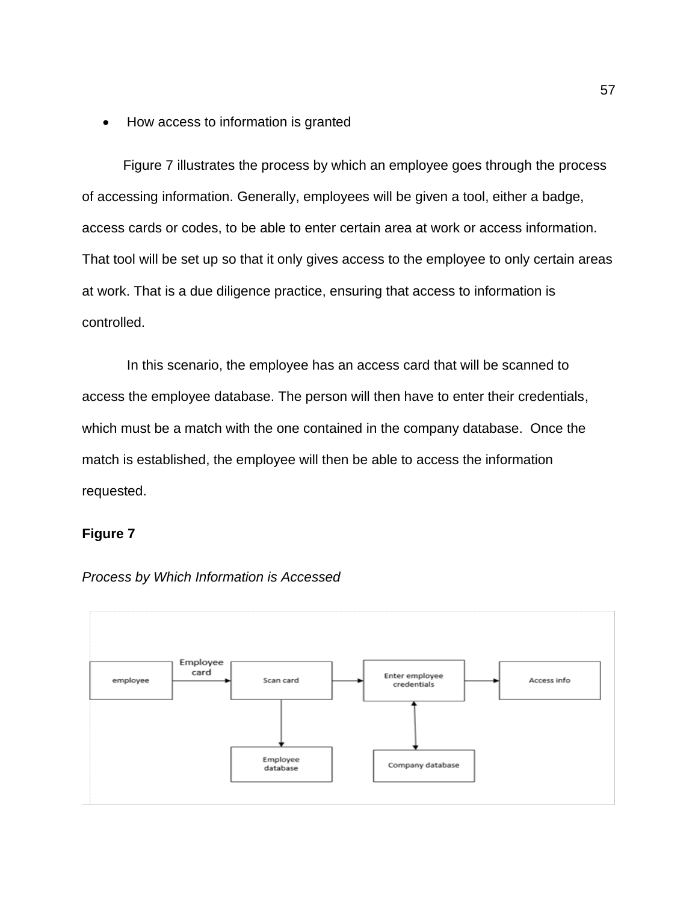- How access to information is granted

Figure 7 illustrates the process by which an employee goes through the process of accessing information. Generally, employees will be given a tool, either a badge, access cards or codes, to be able to enter certain area at work or access information. That tool will be set up so that it only gives access to the employee to only certain areas at work. That is a due diligence practice, ensuring that access to information is controlled.

In this scenario, the employee has an access card that will be scanned to access the employee database. The person will then have to enter their credentials, which must be a match with the one contained in the company database. Once the match is established, the employee will then be able to access the information requested.

**Figure 7**

*Process by Which Information is Accessed*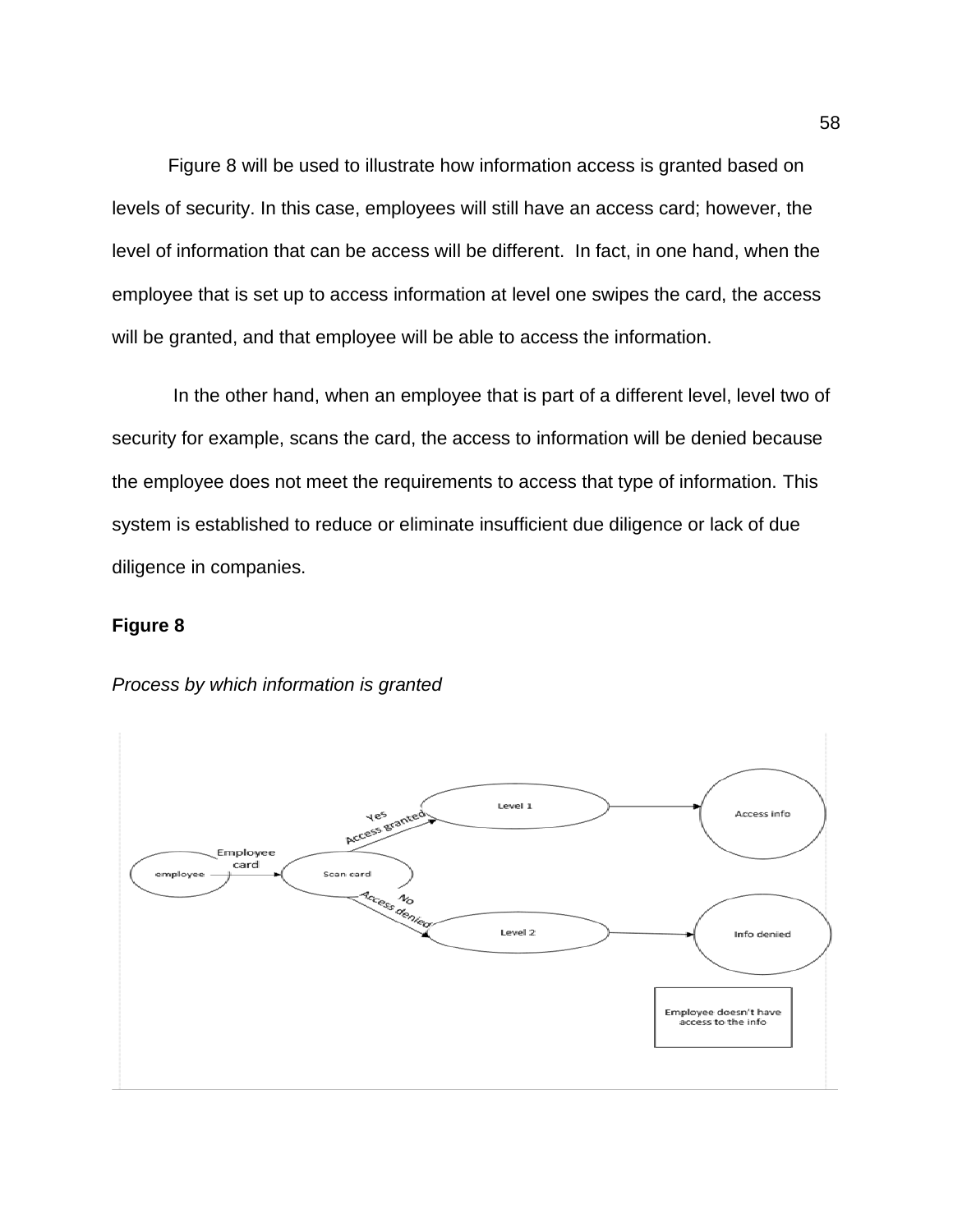Figure 8 will be used to illustrate how information access is granted based on levels of security. In this case, employees will still have an access card; however, the level of information that can be access will be different.  In fact, in one hand, when the employee that is set up to access information at level one swipes the card, the access will be granted, and that employee will be able to access the information.

In the other hand, when an employee that is part of a different level, level two of security for example, scans the card, the access to information will be denied because the employee does not meet the requirements to access that type of information. This system is established to reduce or eliminate insufficient due diligence or lack of due diligence in companies.

**Figure 8**

*Process by which information is granted*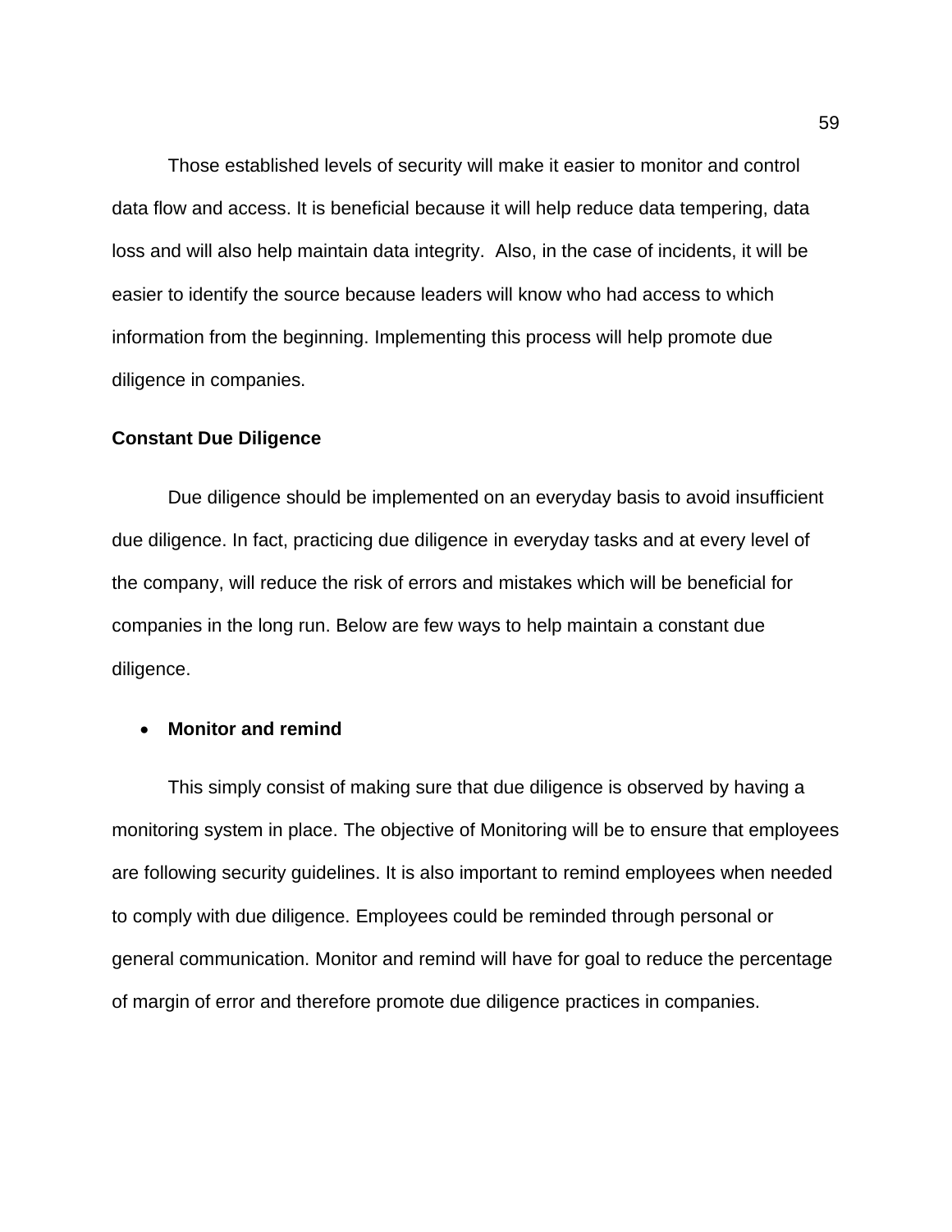Those established levels of security will make it easier to monitor and control data flow and access. It is beneficial because it will help reduce data tempering, data loss and will also help maintain data integrity.  Also, in the case of incidents, it will be easier to identify the source because leaders will know who had access to which information from the beginning. Implementing this process will help promote due diligence in companies.

**Constant Due Diligence**

Due diligence should be implemented on an everyday basis to avoid insufficient due diligence. In fact, practicing due diligence in everyday tasks and at every level of the company, will reduce the risk of errors and mistakes which will be beneficial for companies in the long run. Below are few ways to help maintain a constant due diligence.

- **Monitor and remind**

This simply consist of making sure that due diligence is observed by having a monitoring system in place. The objective of Monitoring will be to ensure that employees are following security guidelines. It is also important to remind employees when needed to comply with due diligence. Employees could be reminded through personal or general communication. Monitor and remind will have for goal to reduce the percentage of margin of error and therefore promote due diligence practices in companies.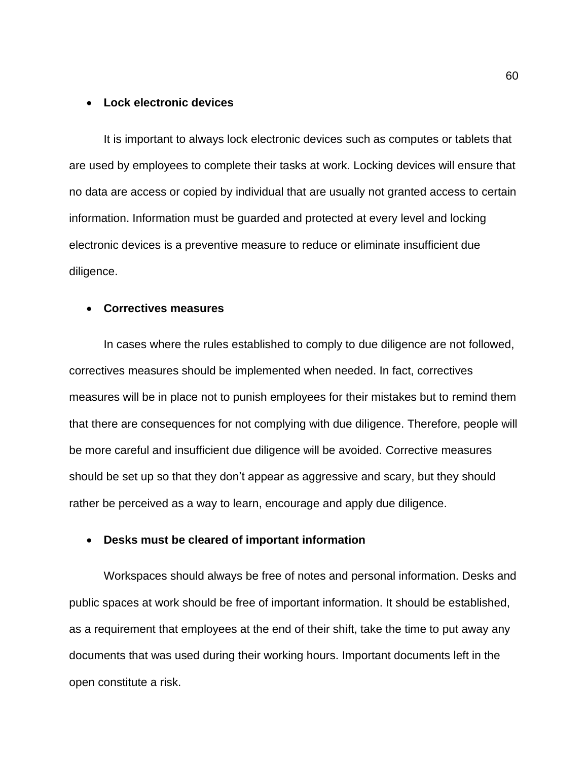- **Lock electronic devices**

It is important to always lock electronic devices such as computes or tablets that are used by employees to complete their tasks at work. Locking devices will ensure that no data are access or copied by individual that are usually not granted access to certain information. Information must be guarded and protected at every level and locking electronic devices is a preventive measure to reduce or eliminate insufficient due diligence.

- **Correctives measures**

In cases where the rules established to comply to due diligence are not followed, correctives measures should be implemented when needed. In fact, correctives measures will be in place not to punish employees for their mistakes but to remind them that there are consequences for not complying with due diligence. Therefore, people will be more careful and insufficient due diligence will be avoided. Corrective measures should be set up so that they don't appear as aggressive and scary, but they should rather be perceived as a way to learn, encourage and apply due diligence.

- **Desks must be cleared of important information**

Workspaces should always be free of notes and personal information. Desks and public spaces at work should be free of important information. It should be established, as a requirement that employees at the end of their shift, take the time to put away any documents that was used during their working hours. Important documents left in the open constitute a risk.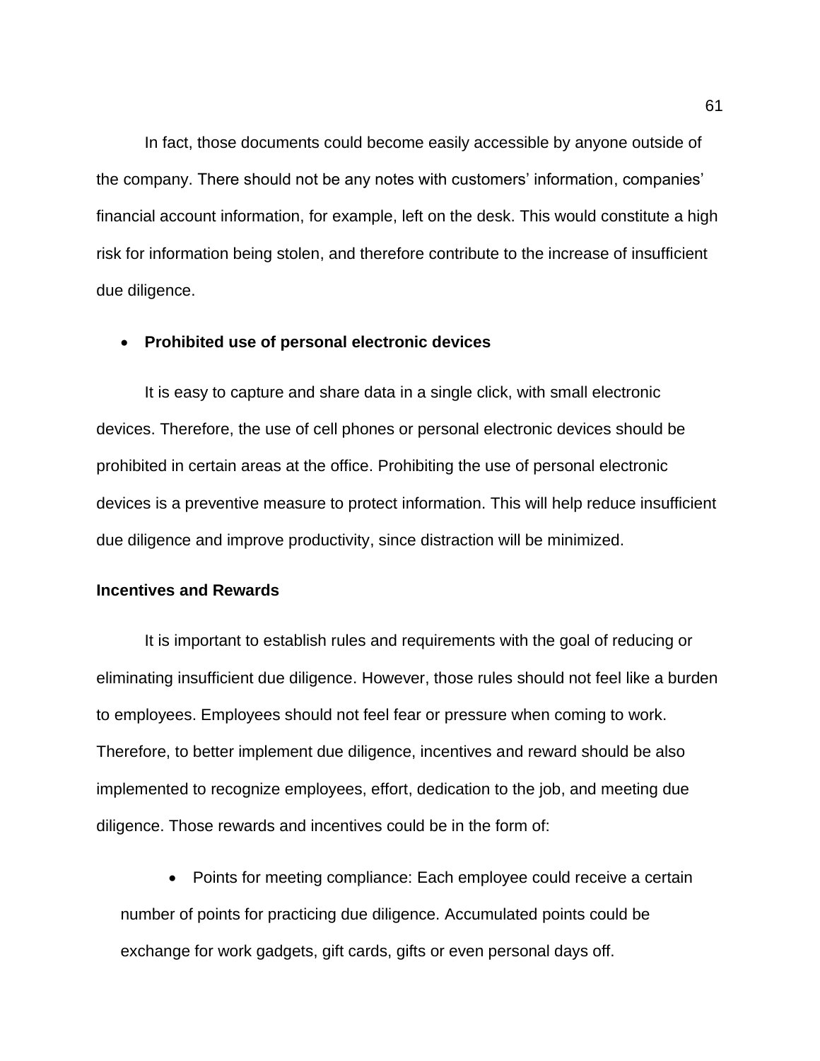In fact, those documents could become easily accessible by anyone outside of the company. There should not be any notes with customers' information, companies' financial account information, for example, left on the desk. This would constitute a high risk for information being stolen, and therefore contribute to the increase of insufficient due diligence.

- **Prohibited use of personal electronic devices**

It is easy to capture and share data in a single click, with small electronic devices. Therefore, the use of cell phones or personal electronic devices should be prohibited in certain areas at the office. Prohibiting the use of personal electronic devices is a preventive measure to protect information. This will help reduce insufficient due diligence and improve productivity, since distraction will be minimized.

**Incentives and Rewards**

It is important to establish rules and requirements with the goal of reducing or eliminating insufficient due diligence. However, those rules should not feel like a burden to employees. Employees should not feel fear or pressure when coming to work. Therefore, to better implement due diligence, incentives and reward should be also implemented to recognize employees, effort, dedication to the job, and meeting due diligence. Those rewards and incentives could be in the form of:

- Points for meeting compliance: Each employee could receive a certain number of points for practicing due diligence. Accumulated points could be exchange for work gadgets, gift cards, gifts or even personal days off.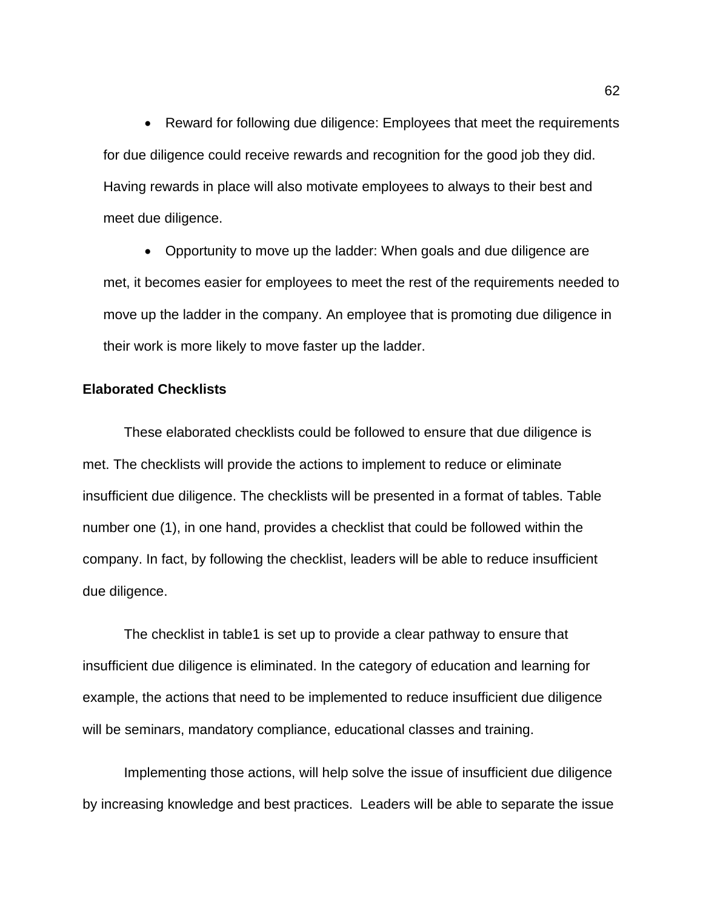- Reward for following due diligence: Employees that meet the requirements for due diligence could receive rewards and recognition for the good job they did. Having rewards in place will also motivate employees to always to their best and meet due diligence.

- Opportunity to move up the ladder: When goals and due diligence are met, it becomes easier for employees to meet the rest of the requirements needed to move up the ladder in the company. An employee that is promoting due diligence in their work is more likely to move faster up the ladder.

**Elaborated Checklists**

These elaborated checklists could be followed to ensure that due diligence is met. The checklists will provide the actions to implement to reduce or eliminate insufficient due diligence. The checklists will be presented in a format of tables. Table number one (1), in one hand, provides a checklist that could be followed within the company. In fact, by following the checklist, leaders will be able to reduce insufficient due diligence.

The checklist in table1 is set up to provide a clear pathway to ensure that insufficient due diligence is eliminated. In the category of education and learning for example, the actions that need to be implemented to reduce insufficient due diligence will be seminars, mandatory compliance, educational classes and training.

Implementing those actions, will help solve the issue of insufficient due diligence by increasing knowledge and best practices. Leaders will be able to separate the issue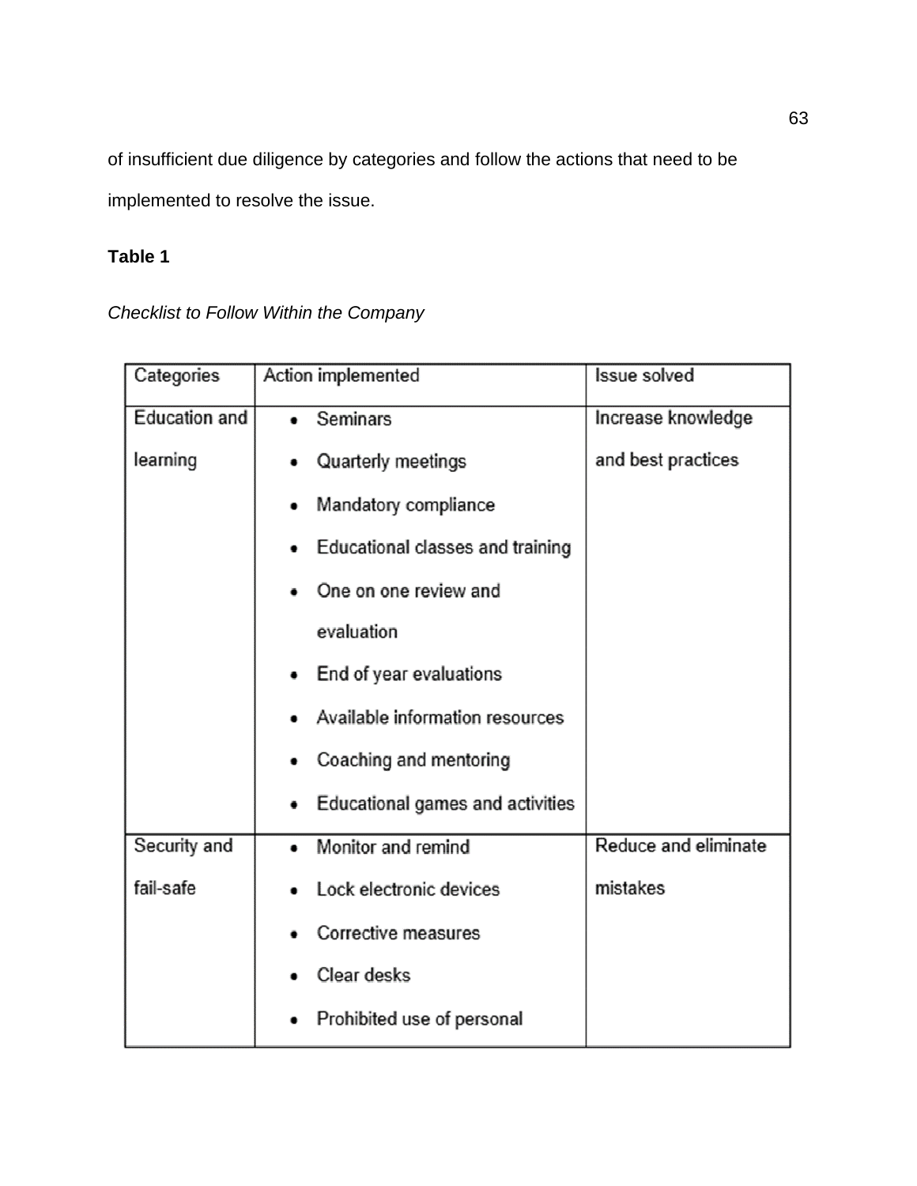of insufficient due diligence by categories and follow the actions that need to be implemented to resolve the issue.

**Table 1**

*Checklist to Follow Within the Company*

| Categories | Action implemented | Issue solved |
|---|---|---|
| Education and learning | • Seminars<br>• Quarterly meetings<br>• Mandatory compliance<br>• Educational classes and training<br>• One on one review and evaluation<br>• End of year evaluations<br>• Available information resources<br>• Coaching and mentoring<br>• Educational games and activities | Increase knowledge and best practices |
| Security and fail-safe | • Monitor and remind<br>• Lock electronic devices<br>• Corrective measures<br>• Clear desks<br>• Prohibited use of personal | Reduce and eliminate mistakes |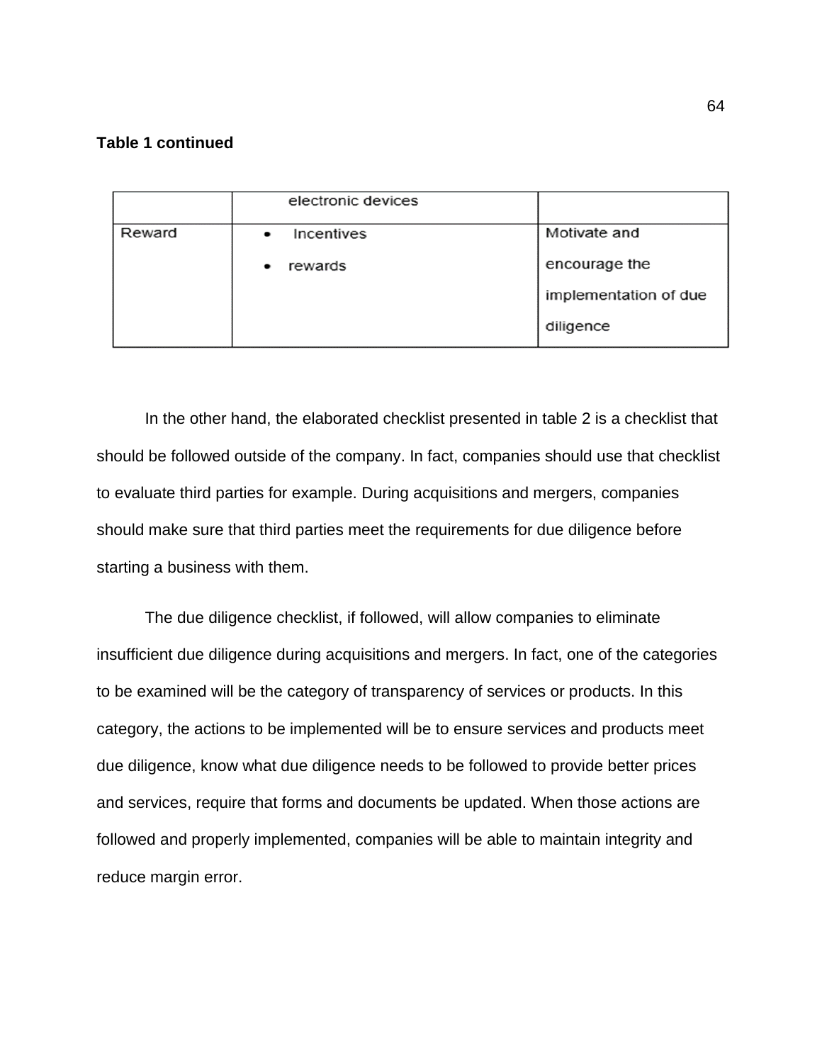**Table 1 continued**

| | | |
|---|---|---|
| | electronic devices | |
| Reward | • Incentives<br>• rewards | Motivate and encourage the implementation of due diligence |

In the other hand, the elaborated checklist presented in table 2 is a checklist that should be followed outside of the company. In fact, companies should use that checklist to evaluate third parties for example. During acquisitions and mergers, companies should make sure that third parties meet the requirements for due diligence before starting a business with them.

The due diligence checklist, if followed, will allow companies to eliminate insufficient due diligence during acquisitions and mergers. In fact, one of the categories to be examined will be the category of transparency of services or products. In this category, the actions to be implemented will be to ensure services and products meet due diligence, know what due diligence needs to be followed to provide better prices and services, require that forms and documents be updated. When those actions are followed and properly implemented, companies will be able to maintain integrity and reduce margin error.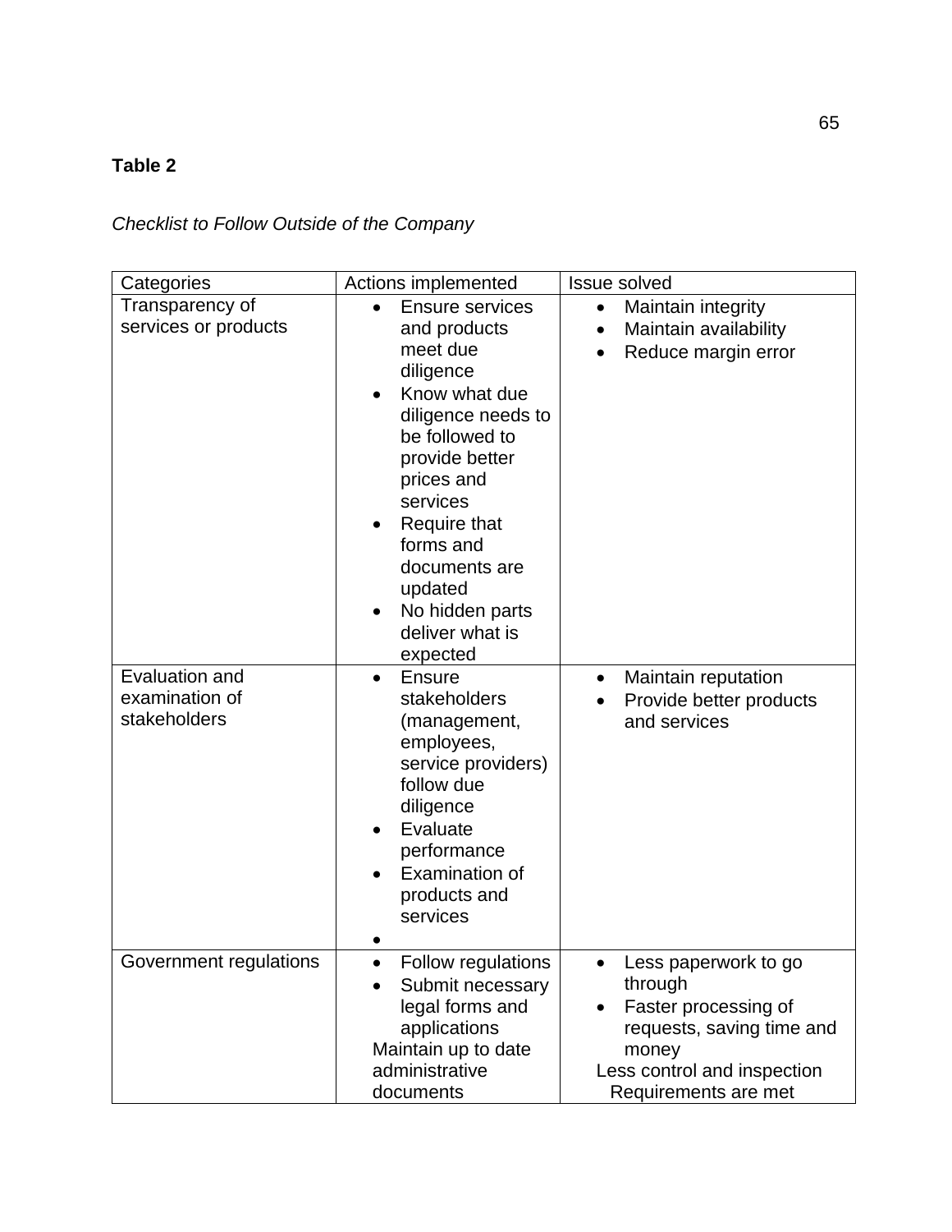**Table 2**

*Checklist to Follow Outside of the Company*

| Categories | Actions implemented | Issue solved |
|---|---|---|
| Transparency of services or products | • Ensure services and products meet due diligence<br>• Know what due diligence needs to be followed to provide better prices and services<br>• Require that forms and documents are updated<br>• No hidden parts deliver what is expected | • Maintain integrity<br>• Maintain availability<br>• Reduce margin error |
| Evaluation and examination of stakeholders | • Ensure stakeholders (management, employees, service providers) follow due diligence<br>• Evaluate performance<br>• Examination of products and services<br>• | • Maintain reputation<br>• Provide better products and services |
| Government regulations | • Follow regulations<br>• Submit necessary legal forms and applications<br>Maintain up to date administrative documents | • Less paperwork to go through<br>• Faster processing of requests, saving time and money<br>Less control and inspection<br>Requirements are met |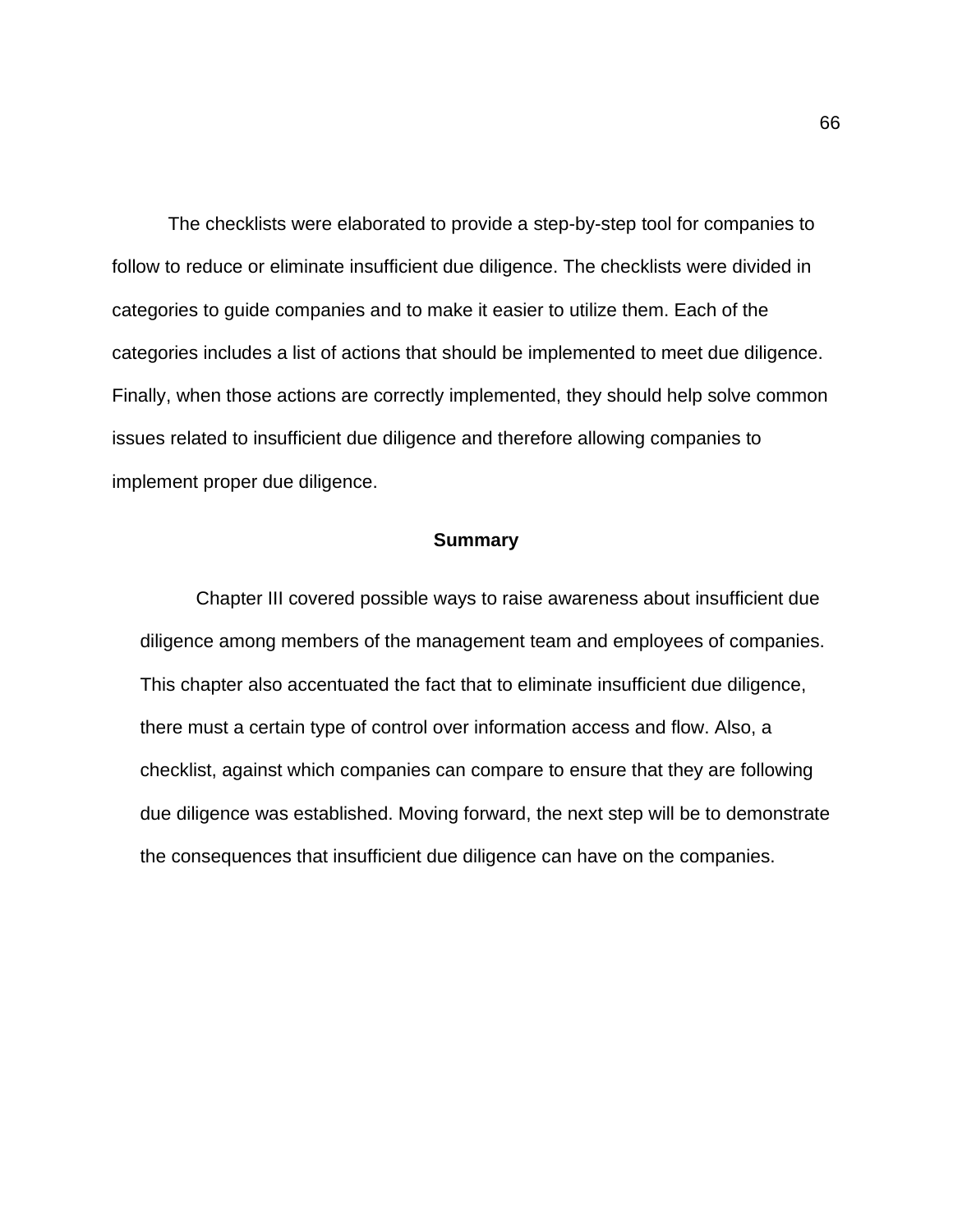The checklists were elaborated to provide a step-by-step tool for companies to follow to reduce or eliminate insufficient due diligence. The checklists were divided in categories to guide companies and to make it easier to utilize them. Each of the categories includes a list of actions that should be implemented to meet due diligence. Finally, when those actions are correctly implemented, they should help solve common issues related to insufficient due diligence and therefore allowing companies to implement proper due diligence.

## Summary

Chapter III covered possible ways to raise awareness about insufficient due diligence among members of the management team and employees of companies. This chapter also accentuated the fact that to eliminate insufficient due diligence, there must a certain type of control over information access and flow. Also, a checklist, against which companies can compare to ensure that they are following due diligence was established. Moving forward, the next step will be to demonstrate the consequences that insufficient due diligence can have on the companies.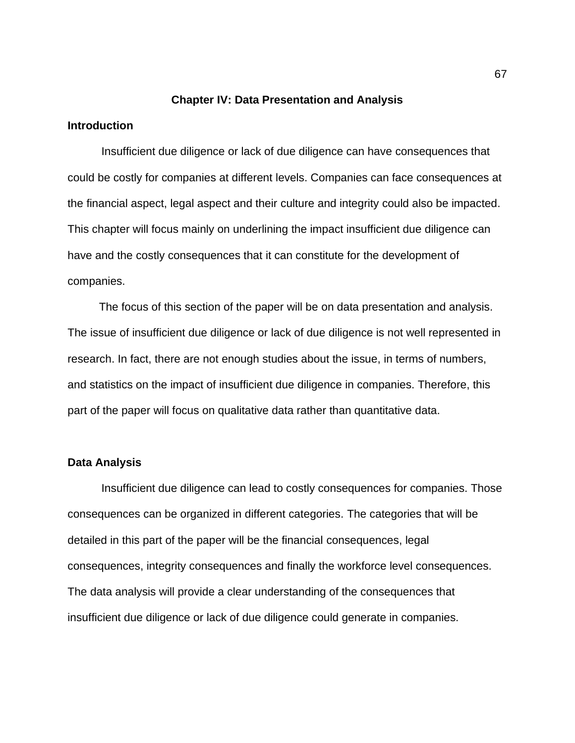# Chapter IV: Data Presentation and Analysis

## Introduction

Insufficient due diligence or lack of due diligence can have consequences that could be costly for companies at different levels. Companies can face consequences at the financial aspect, legal aspect and their culture and integrity could also be impacted. This chapter will focus mainly on underlining the impact insufficient due diligence can have and the costly consequences that it can constitute for the development of companies.

The focus of this section of the paper will be on data presentation and analysis. The issue of insufficient due diligence or lack of due diligence is not well represented in research. In fact, there are not enough studies about the issue, in terms of numbers, and statistics on the impact of insufficient due diligence in companies. Therefore, this part of the paper will focus on qualitative data rather than quantitative data.

## Data Analysis

Insufficient due diligence can lead to costly consequences for companies. Those consequences can be organized in different categories. The categories that will be detailed in this part of the paper will be the financial consequences, legal consequences, integrity consequences and finally the workforce level consequences. The data analysis will provide a clear understanding of the consequences that insufficient due diligence or lack of due diligence could generate in companies.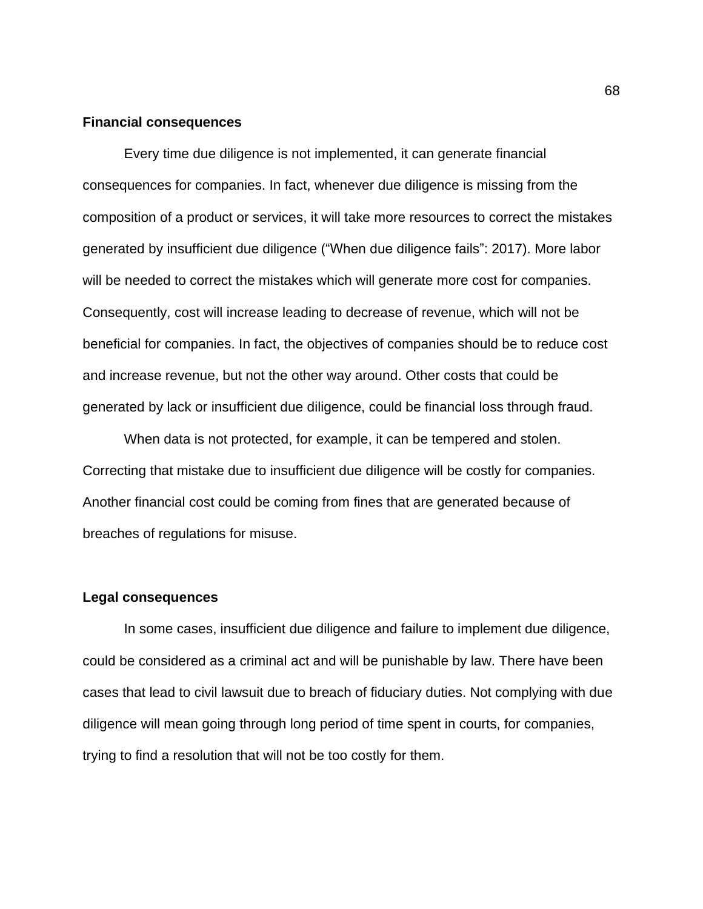**Financial consequences**

Every time due diligence is not implemented, it can generate financial consequences for companies. In fact, whenever due diligence is missing from the composition of a product or services, it will take more resources to correct the mistakes generated by insufficient due diligence ("When due diligence fails": 2017). More labor will be needed to correct the mistakes which will generate more cost for companies. Consequently, cost will increase leading to decrease of revenue, which will not be beneficial for companies. In fact, the objectives of companies should be to reduce cost and increase revenue, but not the other way around. Other costs that could be generated by lack or insufficient due diligence, could be financial loss through fraud.

When data is not protected, for example, it can be tempered and stolen. Correcting that mistake due to insufficient due diligence will be costly for companies. Another financial cost could be coming from fines that are generated because of breaches of regulations for misuse.

**Legal consequences**

In some cases, insufficient due diligence and failure to implement due diligence, could be considered as a criminal act and will be punishable by law. There have been cases that lead to civil lawsuit due to breach of fiduciary duties. Not complying with due diligence will mean going through long period of time spent in courts, for companies, trying to find a resolution that will not be too costly for them.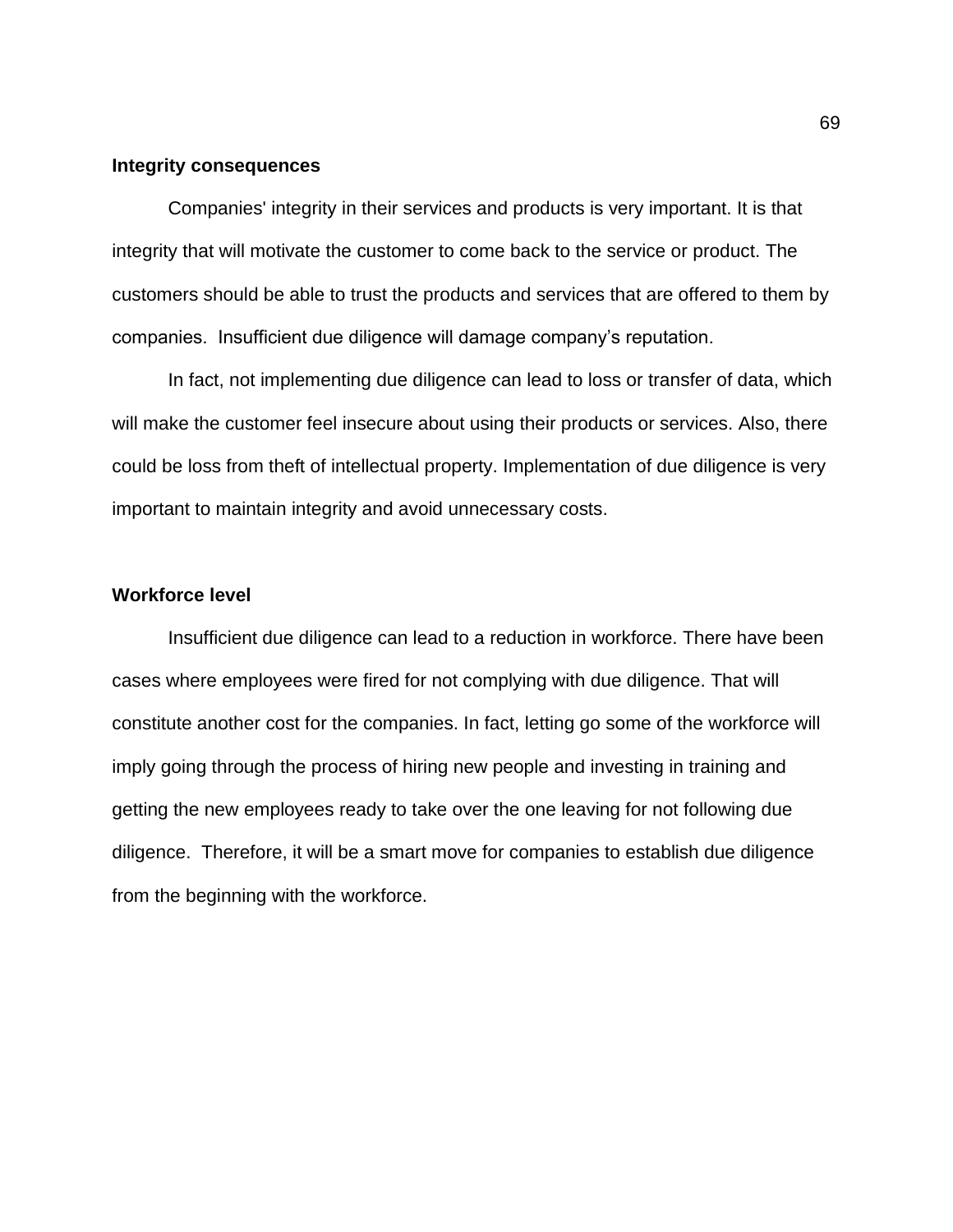**Integrity consequences**

Companies' integrity in their services and products is very important. It is that integrity that will motivate the customer to come back to the service or product. The customers should be able to trust the products and services that are offered to them by companies. Insufficient due diligence will damage company's reputation.

In fact, not implementing due diligence can lead to loss or transfer of data, which will make the customer feel insecure about using their products or services. Also, there could be loss from theft of intellectual property. Implementation of due diligence is very important to maintain integrity and avoid unnecessary costs.

**Workforce level**

Insufficient due diligence can lead to a reduction in workforce. There have been cases where employees were fired for not complying with due diligence. That will constitute another cost for the companies. In fact, letting go some of the workforce will imply going through the process of hiring new people and investing in training and getting the new employees ready to take over the one leaving for not following due diligence. Therefore, it will be a smart move for companies to establish due diligence from the beginning with the workforce.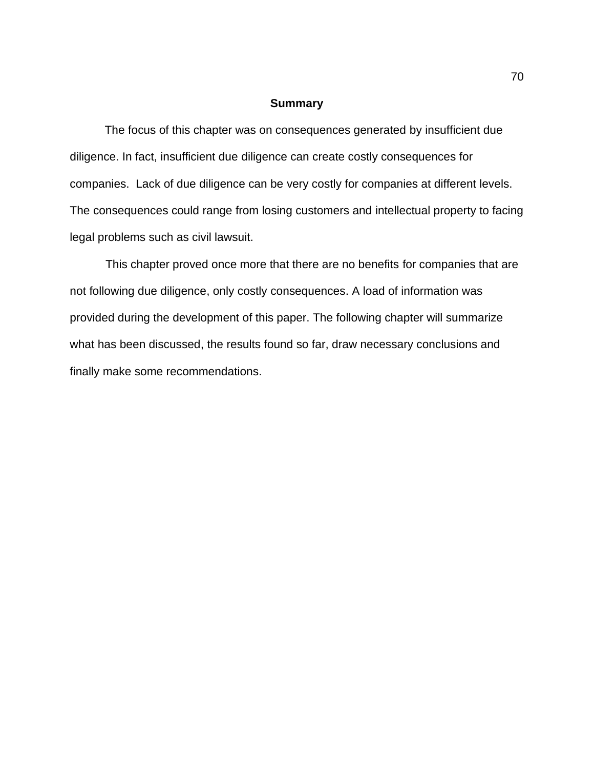## Summary

The focus of this chapter was on consequences generated by insufficient due diligence. In fact, insufficient due diligence can create costly consequences for companies. Lack of due diligence can be very costly for companies at different levels. The consequences could range from losing customers and intellectual property to facing legal problems such as civil lawsuit.

This chapter proved once more that there are no benefits for companies that are not following due diligence, only costly consequences. A load of information was provided during the development of this paper. The following chapter will summarize what has been discussed, the results found so far, draw necessary conclusions and finally make some recommendations.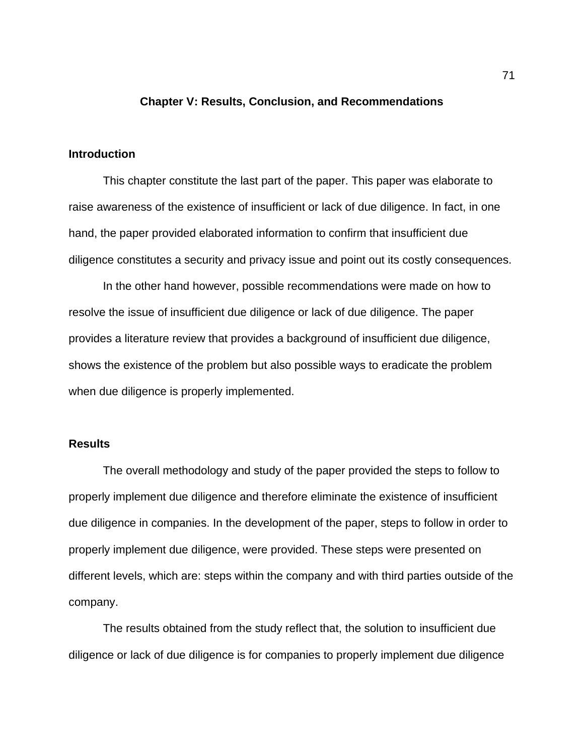## Chapter V: Results, Conclusion, and Recommendations

### Introduction

This chapter constitute the last part of the paper. This paper was elaborate to raise awareness of the existence of insufficient or lack of due diligence. In fact, in one hand, the paper provided elaborated information to confirm that insufficient due diligence constitutes a security and privacy issue and point out its costly consequences.

In the other hand however, possible recommendations were made on how to resolve the issue of insufficient due diligence or lack of due diligence. The paper provides a literature review that provides a background of insufficient due diligence, shows the existence of the problem but also possible ways to eradicate the problem when due diligence is properly implemented.

### Results

The overall methodology and study of the paper provided the steps to follow to properly implement due diligence and therefore eliminate the existence of insufficient due diligence in companies. In the development of the paper, steps to follow in order to properly implement due diligence, were provided. These steps were presented on different levels, which are: steps within the company and with third parties outside of the company.

The results obtained from the study reflect that, the solution to insufficient due diligence or lack of due diligence is for companies to properly implement due diligence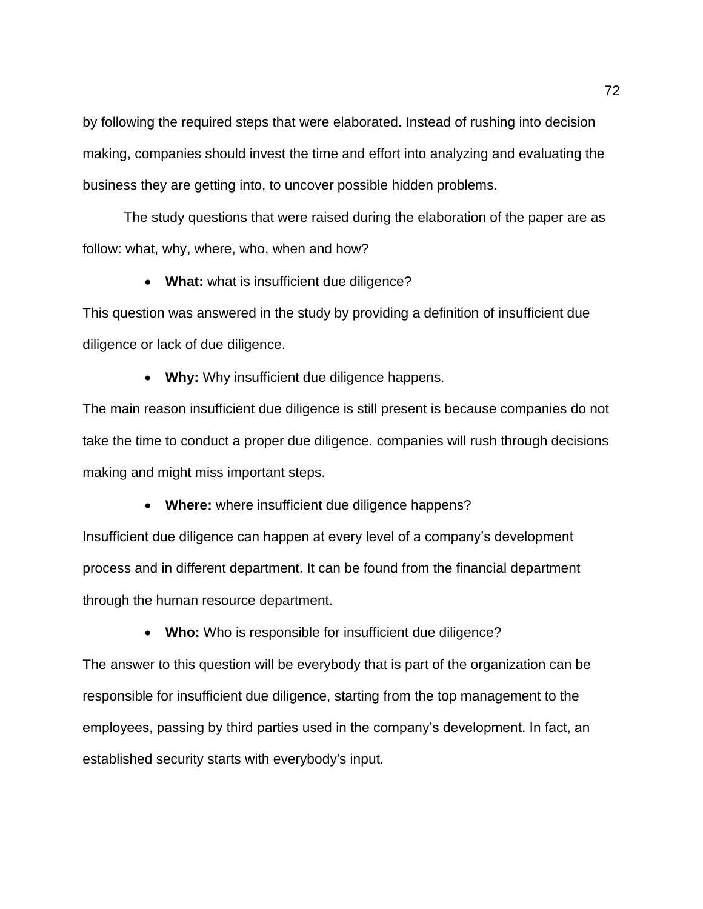by following the required steps that were elaborated. Instead of rushing into decision making, companies should invest the time and effort into analyzing and evaluating the business they are getting into, to uncover possible hidden problems.

The study questions that were raised during the elaboration of the paper are as follow: what, why, where, who, when and how?

- **What:** what is insufficient due diligence?

This question was answered in the study by providing a definition of insufficient due diligence or lack of due diligence.

- **Why:** Why insufficient due diligence happens.

The main reason insufficient due diligence is still present is because companies do not take the time to conduct a proper due diligence. companies will rush through decisions making and might miss important steps.

- **Where:** where insufficient due diligence happens?

Insufficient due diligence can happen at every level of a company's development process and in different department. It can be found from the financial department through the human resource department.

- **Who:** Who is responsible for insufficient due diligence?

The answer to this question will be everybody that is part of the organization can be responsible for insufficient due diligence, starting from the top management to the employees, passing by third parties used in the company's development. In fact, an established security starts with everybody's input.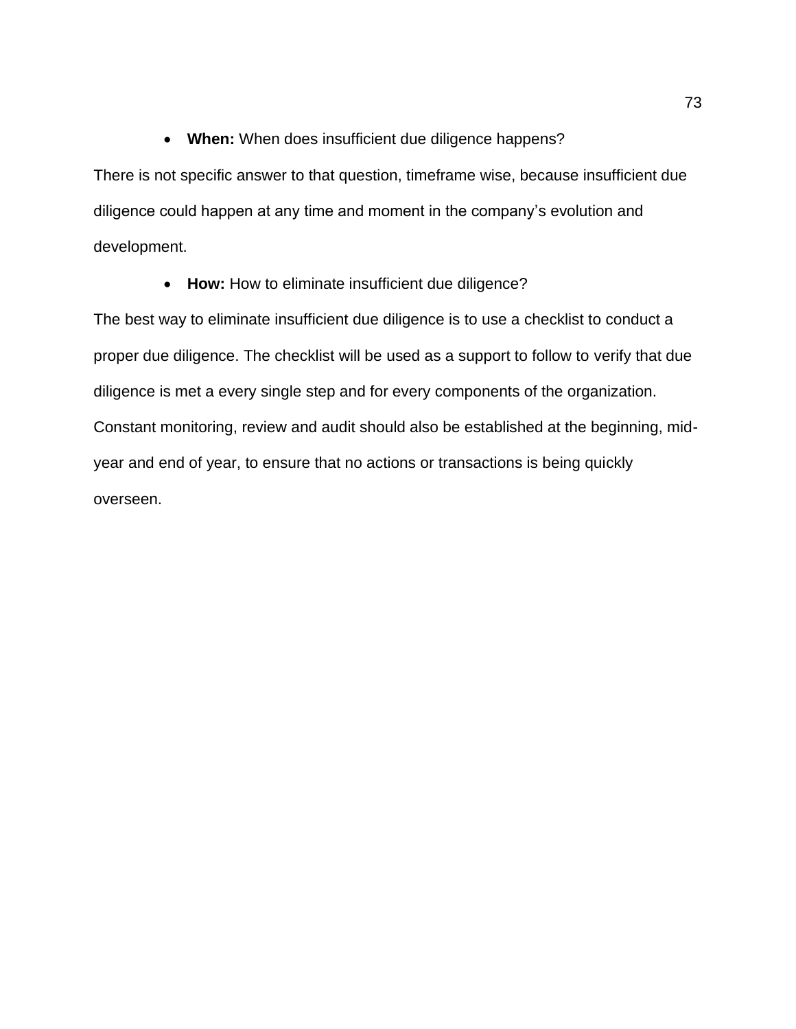- **When:** When does insufficient due diligence happens?

There is not specific answer to that question, timeframe wise, because insufficient due diligence could happen at any time and moment in the company's evolution and development.

- **How:** How to eliminate insufficient due diligence?

The best way to eliminate insufficient due diligence is to use a checklist to conduct a proper due diligence. The checklist will be used as a support to follow to verify that due diligence is met a every single step and for every components of the organization. Constant monitoring, review and audit should also be established at the beginning, mid-year and end of year, to ensure that no actions or transactions is being quickly overseen.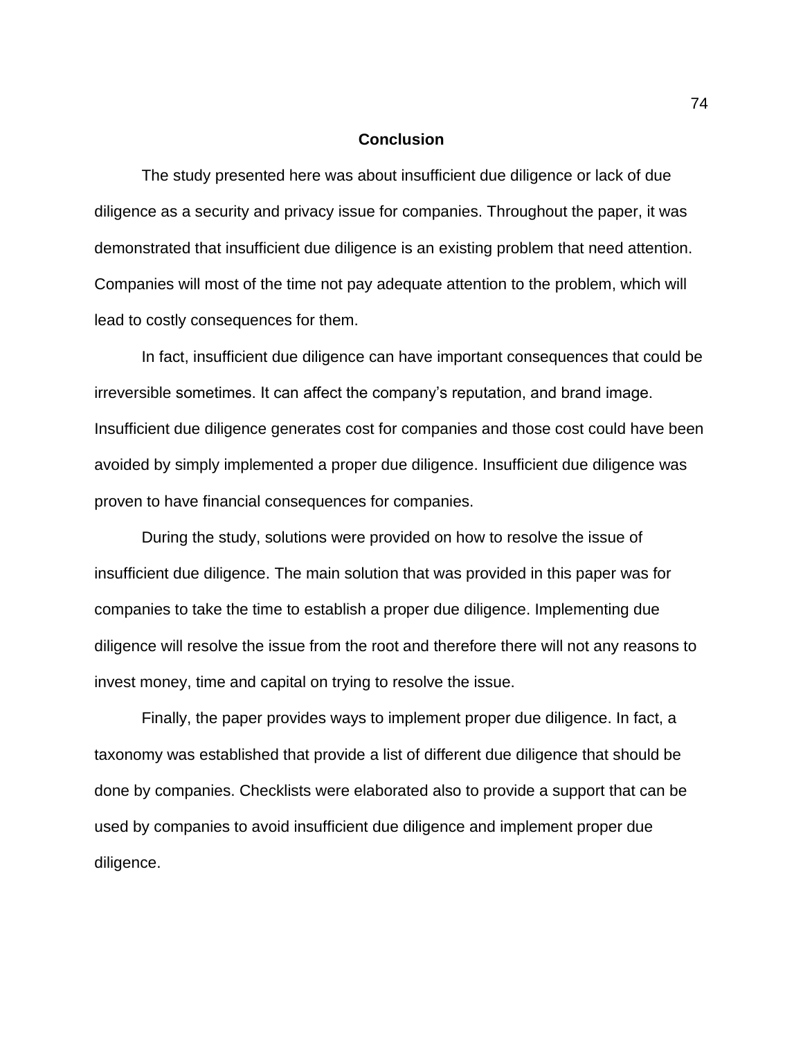# Conclusion

The study presented here was about insufficient due diligence or lack of due diligence as a security and privacy issue for companies. Throughout the paper, it was demonstrated that insufficient due diligence is an existing problem that need attention. Companies will most of the time not pay adequate attention to the problem, which will lead to costly consequences for them.

In fact, insufficient due diligence can have important consequences that could be irreversible sometimes. It can affect the company's reputation, and brand image. Insufficient due diligence generates cost for companies and those cost could have been avoided by simply implemented a proper due diligence. Insufficient due diligence was proven to have financial consequences for companies.

During the study, solutions were provided on how to resolve the issue of insufficient due diligence. The main solution that was provided in this paper was for companies to take the time to establish a proper due diligence. Implementing due diligence will resolve the issue from the root and therefore there will not any reasons to invest money, time and capital on trying to resolve the issue.

Finally, the paper provides ways to implement proper due diligence. In fact, a taxonomy was established that provide a list of different due diligence that should be done by companies. Checklists were elaborated also to provide a support that can be used by companies to avoid insufficient due diligence and implement proper due diligence.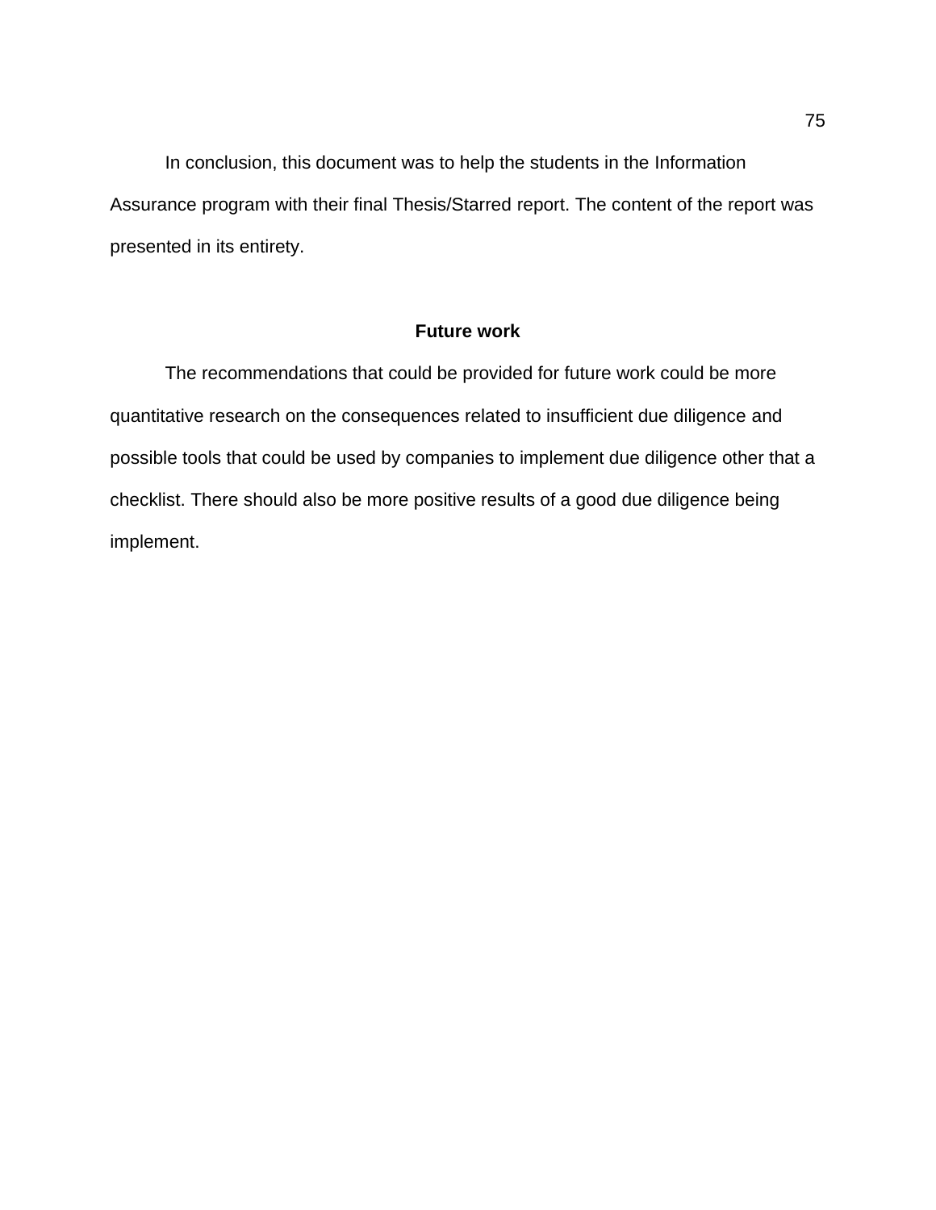In conclusion, this document was to help the students in the Information Assurance program with their final Thesis/Starred report. The content of the report was presented in its entirety.

## Future work

The recommendations that could be provided for future work could be more quantitative research on the consequences related to insufficient due diligence and possible tools that could be used by companies to implement due diligence other that a checklist. There should also be more positive results of a good due diligence being implement.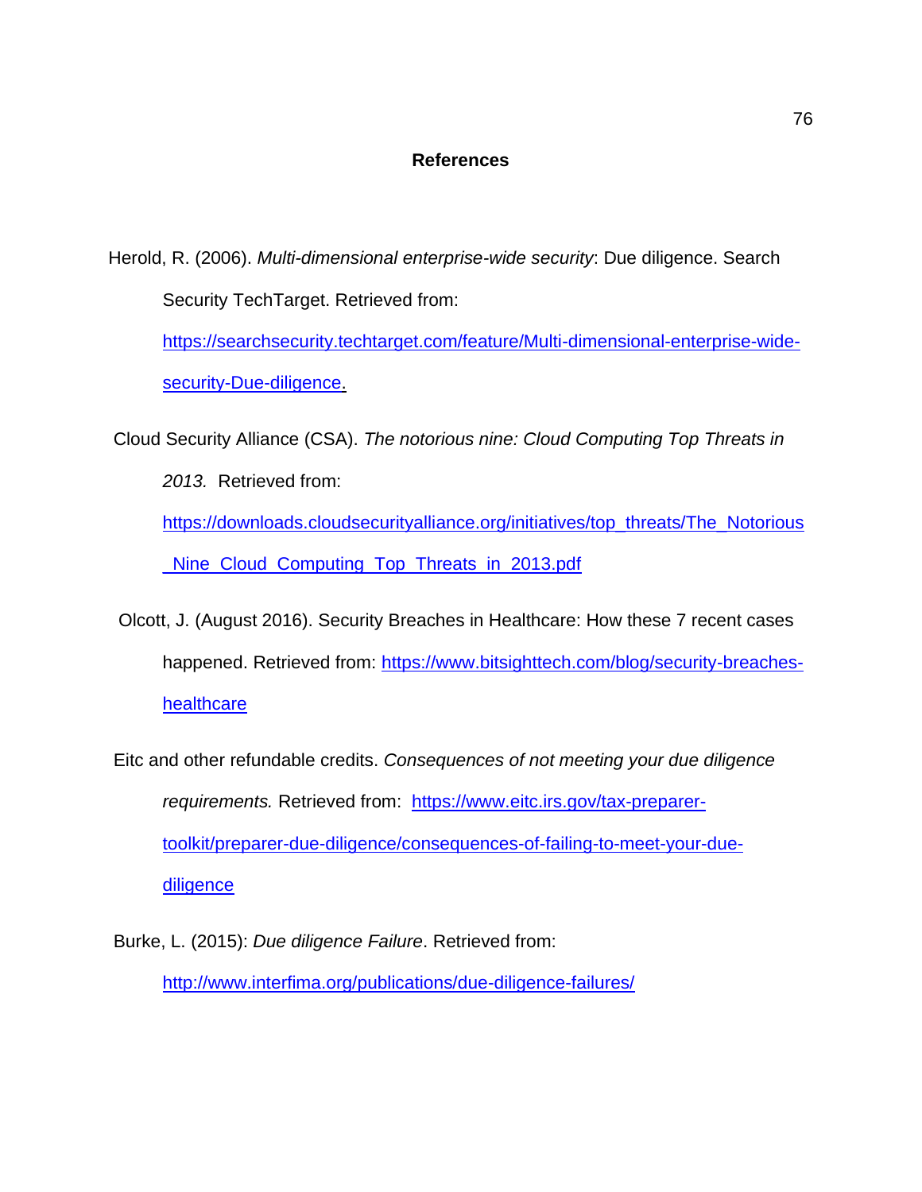**References**

Herold, R. (2006). *Multi-dimensional enterprise-wide security*: Due diligence. Search Security TechTarget. Retrieved from: https://searchsecurity.techtarget.com/feature/Multi-dimensional-enterprise-wide-security-Due-diligence.

Cloud Security Alliance (CSA). *The notorious nine: Cloud Computing Top Threats in 2013.* Retrieved from: https://downloads.cloudsecurityalliance.org/initiatives/top_threats/The_Notorious_Nine_Cloud_Computing_Top_Threats_in_2013.pdf

Olcott, J. (August 2016). Security Breaches in Healthcare: How these 7 recent cases happened. Retrieved from: https://www.bitsighttech.com/blog/security-breaches-healthcare

Eitc and other refundable credits. *Consequences of not meeting your due diligence requirements.* Retrieved from: https://www.eitc.irs.gov/tax-preparer-toolkit/preparer-due-diligence/consequences-of-failing-to-meet-your-due-diligence

Burke, L. (2015): *Due diligence Failure*. Retrieved from: http://www.interfima.org/publications/due-diligence-failures/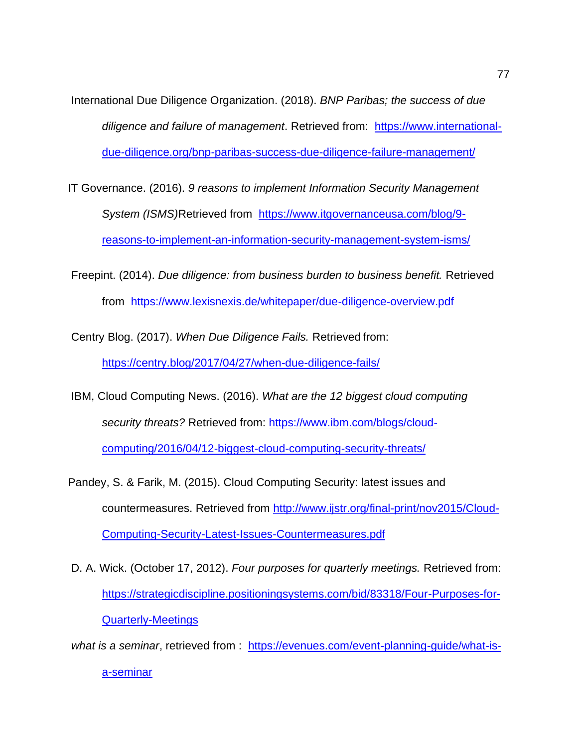International Due Diligence Organization. (2018). *BNP Paribas; the success of due diligence and failure of management*. Retrieved from: https://www.international-due-diligence.org/bnp-paribas-success-due-diligence-failure-management/

IT Governance. (2016). *9 reasons to implement Information Security Management System (ISMS)*Retrieved from https://www.itgovernanceusa.com/blog/9-reasons-to-implement-an-information-security-management-system-isms/

Freepint. (2014). *Due diligence: from business burden to business benefit.* Retrieved from https://www.lexisnexis.de/whitepaper/due-diligence-overview.pdf

Centry Blog. (2017). *When Due Diligence Fails.* Retrieved from: https://centry.blog/2017/04/27/when-due-diligence-fails/

IBM, Cloud Computing News. (2016). *What are the 12 biggest cloud computing security threats?* Retrieved from: https://www.ibm.com/blogs/cloud-computing/2016/04/12-biggest-cloud-computing-security-threats/

Pandey, S. & Farik, M. (2015). Cloud Computing Security: latest issues and countermeasures. Retrieved from http://www.ijstr.org/final-print/nov2015/Cloud-Computing-Security-Latest-Issues-Countermeasures.pdf

D. A. Wick. (October 17, 2012). *Four purposes for quarterly meetings.* Retrieved from: https://strategicdiscipline.positioningsystems.com/bid/83318/Four-Purposes-for-Quarterly-Meetings

*what is a seminar*, retrieved from : https://evenues.com/event-planning-guide/what-is-a-seminar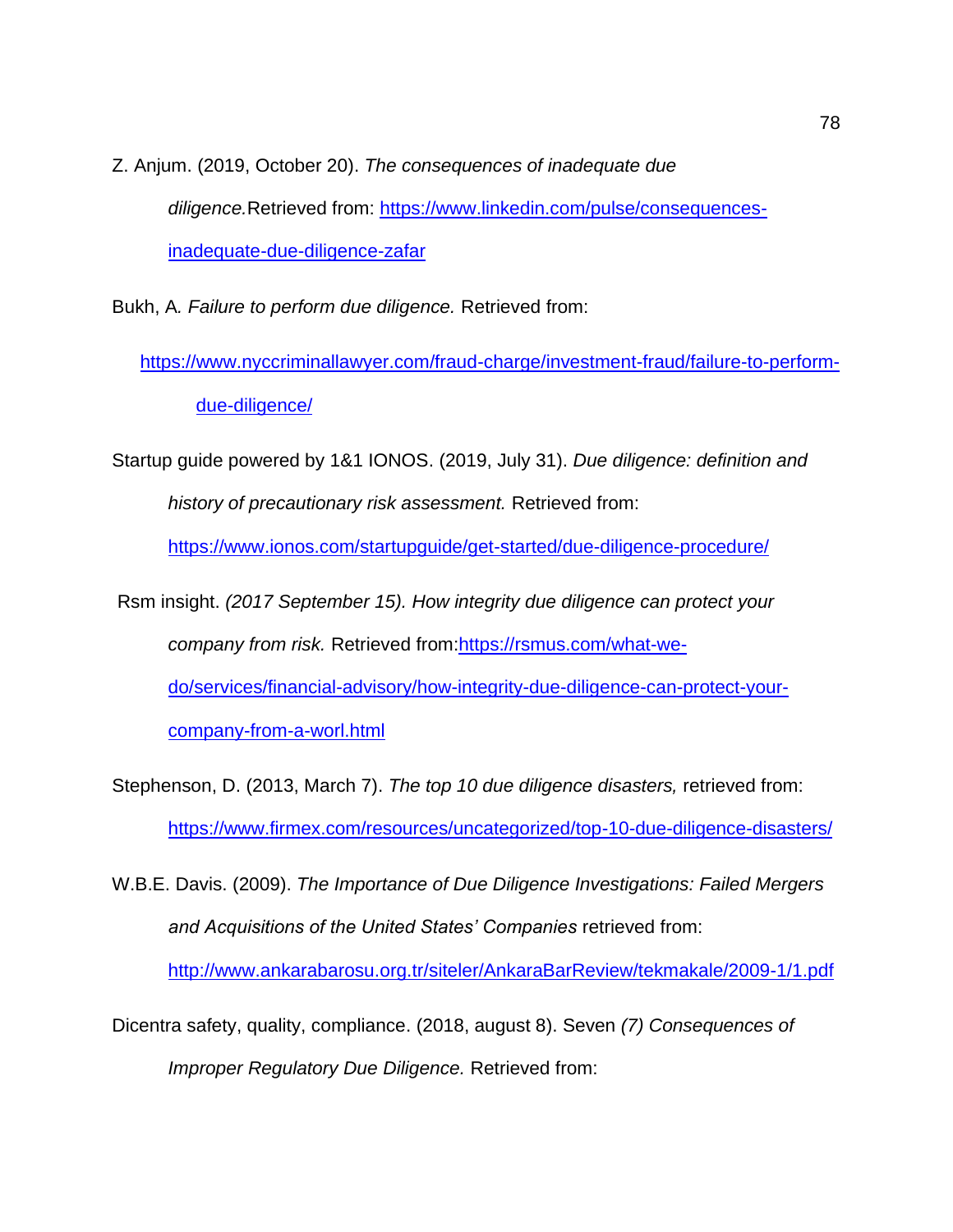Z. Anjum. (2019, October 20). *The consequences of inadequate due diligence.*Retrieved from: https://www.linkedin.com/pulse/consequences-inadequate-due-diligence-zafar

Bukh, A*. Failure to perform due diligence.* Retrieved from: https://www.nyccriminallawyer.com/fraud-charge/investment-fraud/failure-to-perform-due-diligence/

Startup guide powered by 1&1 IONOS. (2019, July 31). *Due diligence: definition and history of precautionary risk assessment.* Retrieved from: https://www.ionos.com/startupguide/get-started/due-diligence-procedure/

Rsm insight. *(2017 September 15). How integrity due diligence can protect your company from risk.* Retrieved from:https://rsmus.com/what-we-do/services/financial-advisory/how-integrity-due-diligence-can-protect-your-company-from-a-worl.html

Stephenson, D. (2013, March 7). *The top 10 due diligence disasters,* retrieved from: https://www.firmex.com/resources/uncategorized/top-10-due-diligence-disasters/

W.B.E. Davis. (2009). *The Importance of Due Diligence Investigations: Failed Mergers and Acquisitions of the United States' Companies* retrieved from: http://www.ankarabarosu.org.tr/siteler/AnkaraBarReview/tekmakale/2009-1/1.pdf

Dicentra safety, quality, compliance. (2018, august 8). Seven *(7) Consequences of Improper Regulatory Due Diligence.* Retrieved from: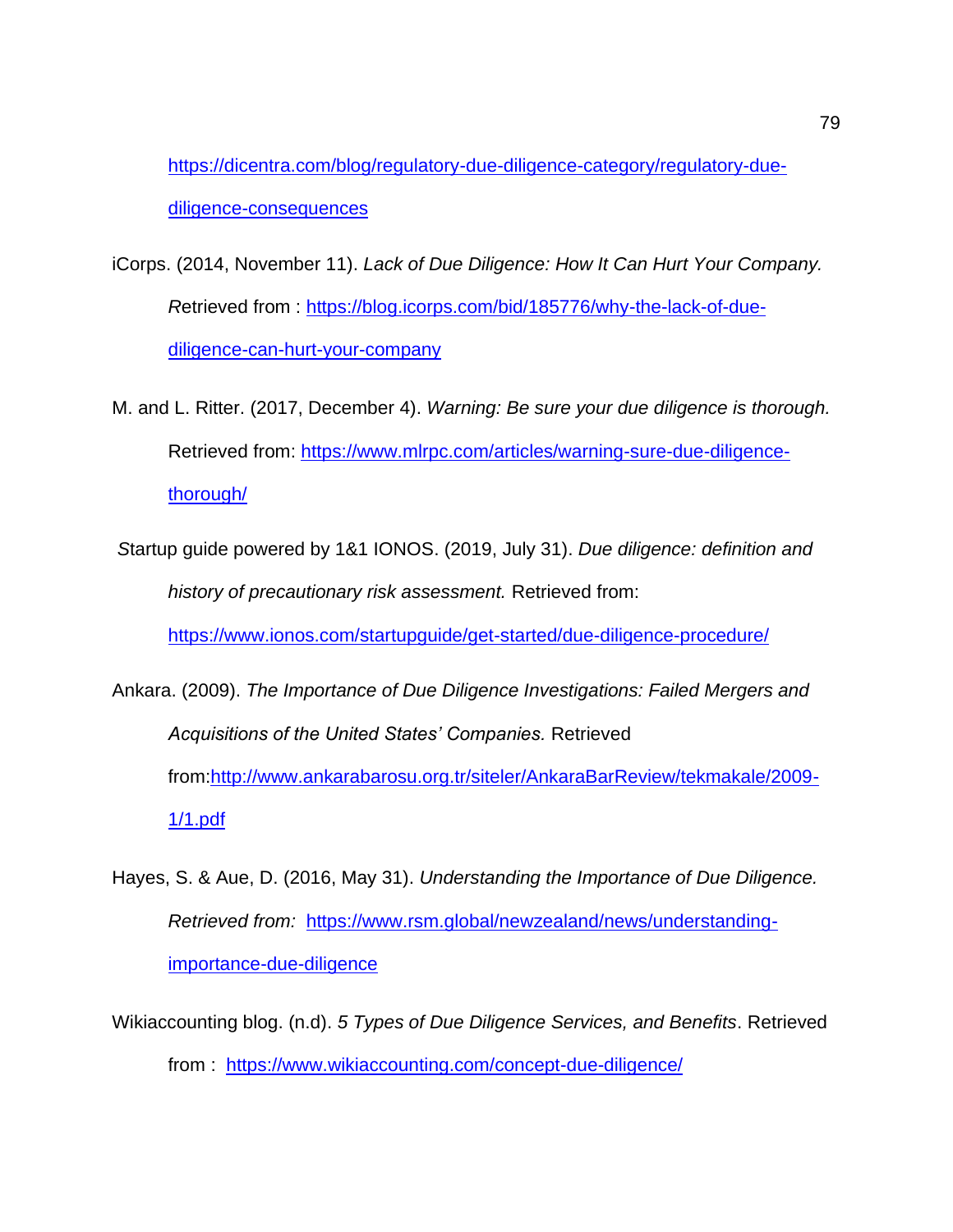https://dicentra.com/blog/regulatory-due-diligence-category/regulatory-due-diligence-consequences

iCorps. (2014, November 11). *Lack of Due Diligence: How It Can Hurt Your Company.* *R*etrieved from : https://blog.icorps.com/bid/185776/why-the-lack-of-due-diligence-can-hurt-your-company

M. and L. Ritter. (2017, December 4). *Warning: Be sure your due diligence is thorough.* Retrieved from: https://www.mlrpc.com/articles/warning-sure-due-diligence-thorough/

*S*tartup guide powered by 1&1 IONOS. (2019, July 31). *Due diligence: definition and history of precautionary risk assessment.* Retrieved from: https://www.ionos.com/startupguide/get-started/due-diligence-procedure/

Ankara. (2009). *The Importance of Due Diligence Investigations: Failed Mergers and Acquisitions of the United States' Companies.* Retrieved from:http://www.ankarabarosu.org.tr/siteler/AnkaraBarReview/tekmakale/2009-1/1.pdf

Hayes, S. & Aue, D. (2016, May 31). *Understanding the Importance of Due Diligence. Retrieved from:* https://www.rsm.global/newzealand/news/understanding-importance-due-diligence

Wikiaccounting blog. (n.d). *5 Types of Due Diligence Services, and Benefits*. Retrieved from : https://www.wikiaccounting.com/concept-due-diligence/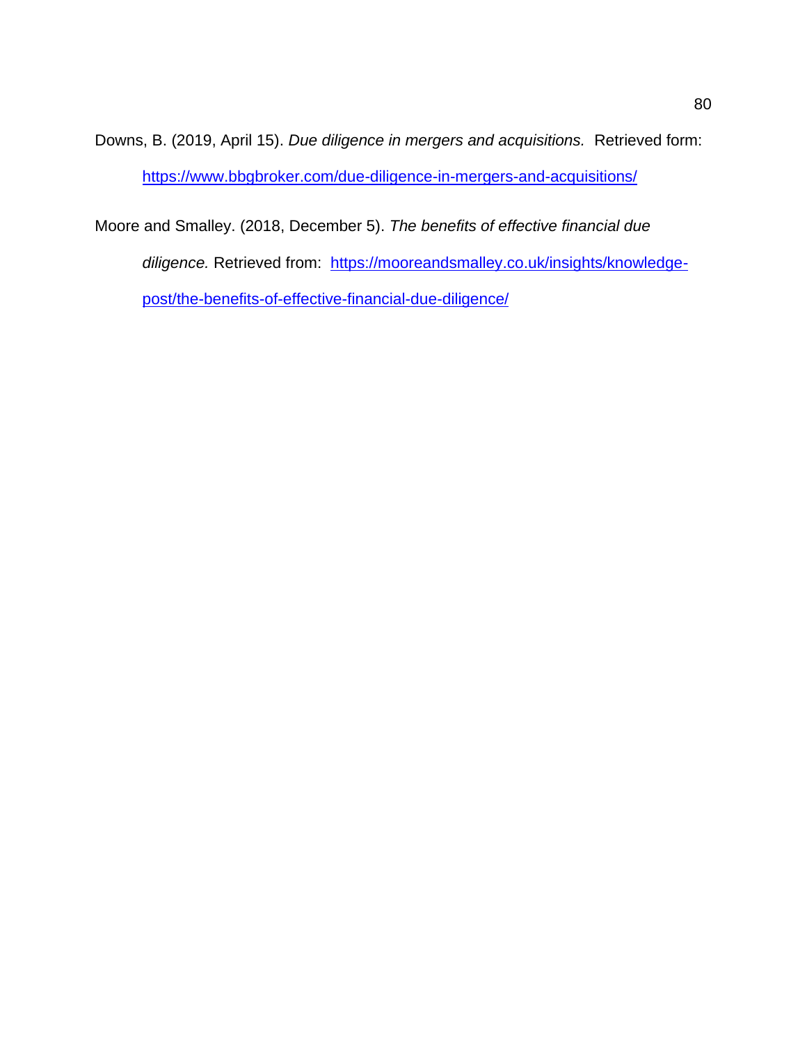Downs, B. (2019, April 15). *Due diligence in mergers and acquisitions.* Retrieved form: https://www.bbgbroker.com/due-diligence-in-mergers-and-acquisitions/

Moore and Smalley. (2018, December 5). *The benefits of effective financial due diligence.* Retrieved from: https://mooreandsmalley.co.uk/insights/knowledge-post/the-benefits-of-effective-financial-due-diligence/